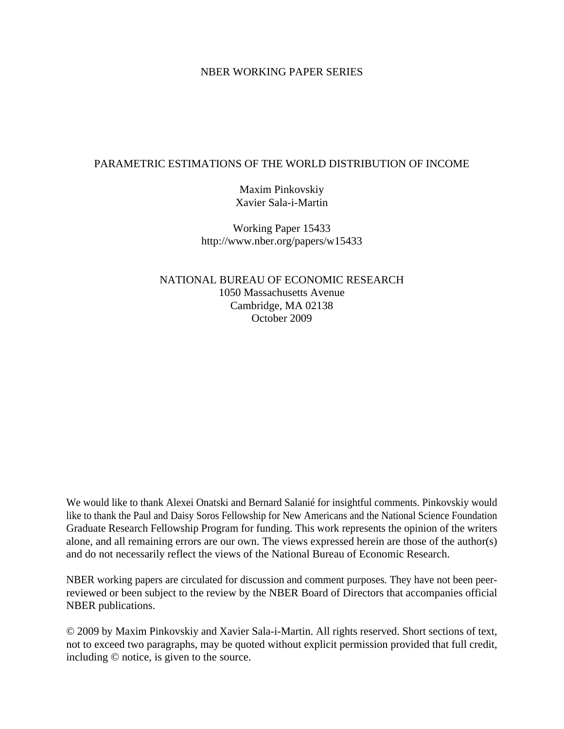NBER WORKING PAPER SERIES

# PARAMETRIC ESTIMATIONS OF THE WORLD DISTRIBUTION OF INCOME

Maxim Pinkovskiy
Xavier Sala-i-Martin

Working Paper 15433
http://www.nber.org/papers/w15433

NATIONAL BUREAU OF ECONOMIC RESEARCH
1050 Massachusetts Avenue
Cambridge, MA 02138
October 2009

We would like to thank Alexei Onatski and Bernard Salanié for insightful comments. Pinkovskiy would like to thank the Paul and Daisy Soros Fellowship for New Americans and the National Science Foundation Graduate Research Fellowship Program for funding. This work represents the opinion of the writers alone, and all remaining errors are our own. The views expressed herein are those of the author(s) and do not necessarily reflect the views of the National Bureau of Economic Research.

NBER working papers are circulated for discussion and comment purposes. They have not been peer-reviewed or been subject to the review by the NBER Board of Directors that accompanies official NBER publications.

© 2009 by Maxim Pinkovskiy and Xavier Sala-i-Martin. All rights reserved. Short sections of text, not to exceed two paragraphs, may be quoted without explicit permission provided that full credit, including © notice, is given to the source.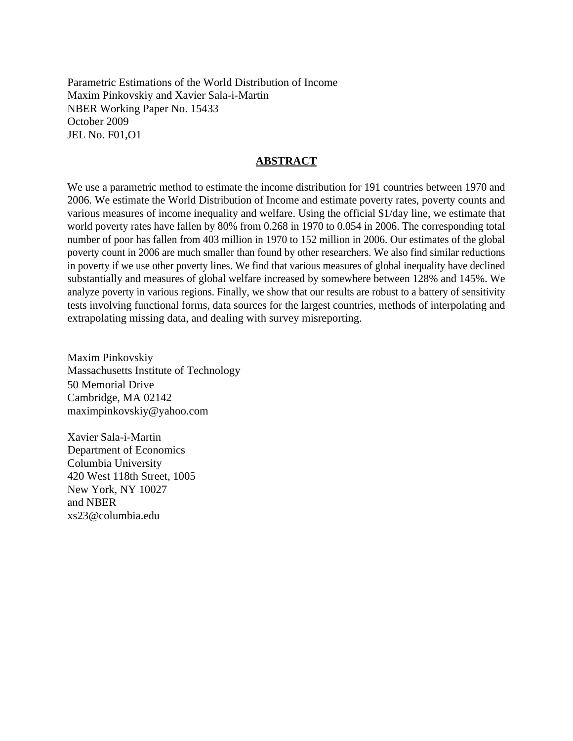Parametric Estimations of the World Distribution of Income
Maxim Pinkovskiy and Xavier Sala-i-Martin
NBER Working Paper No. 15433
October 2009
JEL No. F01,O1

## ABSTRACT

We use a parametric method to estimate the income distribution for 191 countries between 1970 and 2006. We estimate the World Distribution of Income and estimate poverty rates, poverty counts and various measures of income inequality and welfare. Using the official $1/day line, we estimate that world poverty rates have fallen by 80% from 0.268 in 1970 to 0.054 in 2006. The corresponding total number of poor has fallen from 403 million in 1970 to 152 million in 2006. Our estimates of the global poverty count in 2006 are much smaller than found by other researchers. We also find similar reductions in poverty if we use other poverty lines. We find that various measures of global inequality have declined substantially and measures of global welfare increased by somewhere between 128% and 145%. We analyze poverty in various regions. Finally, we show that our results are robust to a battery of sensitivity tests involving functional forms, data sources for the largest countries, methods of interpolating and extrapolating missing data, and dealing with survey misreporting.

Maxim Pinkovskiy
Massachusetts Institute of Technology
50 Memorial Drive
Cambridge, MA 02142
maximpinkovskiy@yahoo.com

Xavier Sala-i-Martin
Department of Economics
Columbia University
420 West 118th Street, 1005
New York, NY 10027
and NBER
xs23@columbia.edu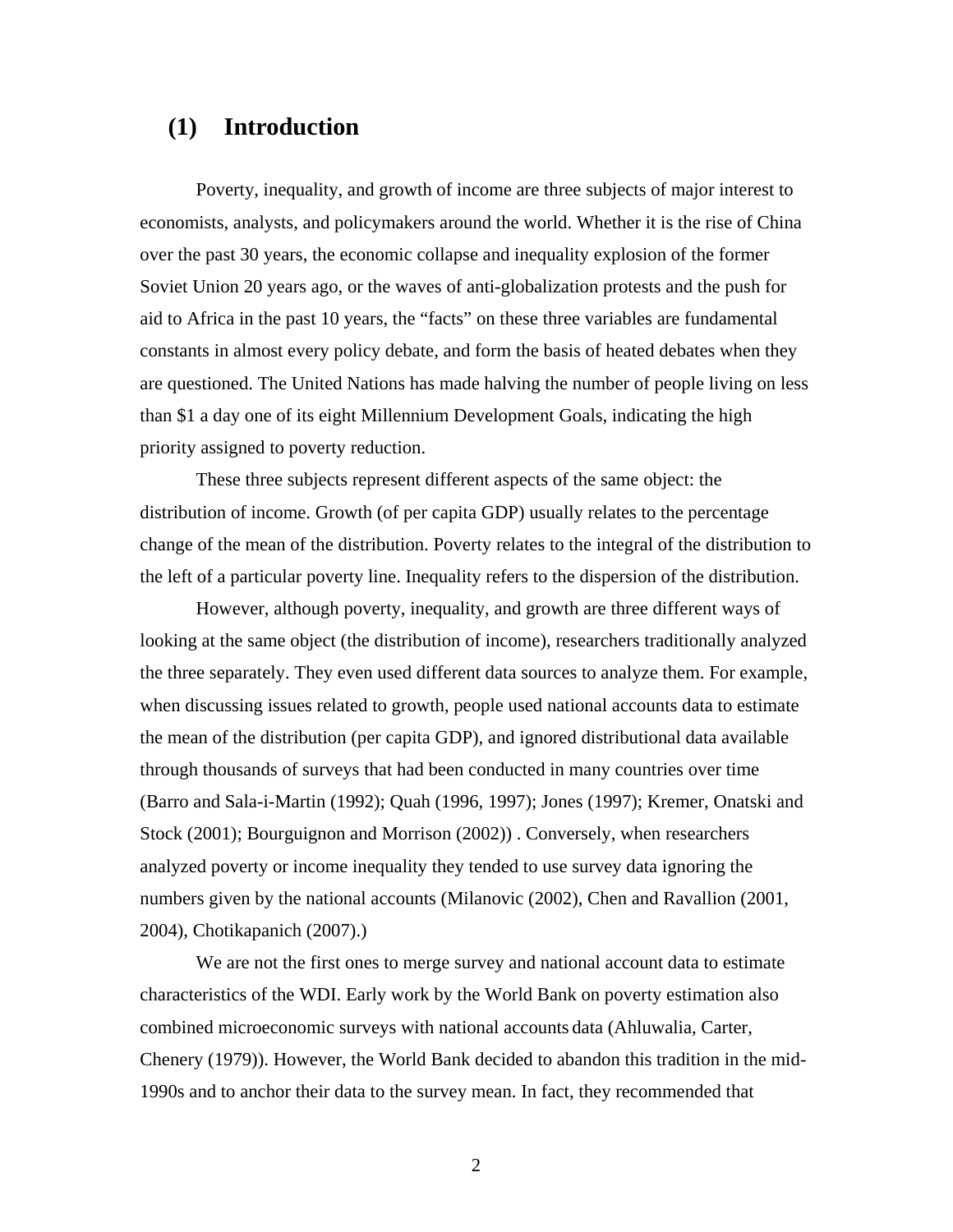# (1) Introduction

Poverty, inequality, and growth of income are three subjects of major interest to economists, analysts, and policymakers around the world. Whether it is the rise of China over the past 30 years, the economic collapse and inequality explosion of the former Soviet Union 20 years ago, or the waves of anti-globalization protests and the push for aid to Africa in the past 10 years, the "facts" on these three variables are fundamental constants in almost every policy debate, and form the basis of heated debates when they are questioned. The United Nations has made halving the number of people living on less than $1 a day one of its eight Millennium Development Goals, indicating the high priority assigned to poverty reduction.

These three subjects represent different aspects of the same object: the distribution of income. Growth (of per capita GDP) usually relates to the percentage change of the mean of the distribution. Poverty relates to the integral of the distribution to the left of a particular poverty line. Inequality refers to the dispersion of the distribution.

However, although poverty, inequality, and growth are three different ways of looking at the same object (the distribution of income), researchers traditionally analyzed the three separately. They even used different data sources to analyze them. For example, when discussing issues related to growth, people used national accounts data to estimate the mean of the distribution (per capita GDP), and ignored distributional data available through thousands of surveys that had been conducted in many countries over time (Barro and Sala-i-Martin (1992); Quah (1996, 1997); Jones (1997); Kremer, Onatski and Stock (2001); Bourguignon and Morrison (2002)) . Conversely, when researchers analyzed poverty or income inequality they tended to use survey data ignoring the numbers given by the national accounts (Milanovic (2002), Chen and Ravallion (2001, 2004), Chotikapanich (2007).)

We are not the first ones to merge survey and national account data to estimate characteristics of the WDI. Early work by the World Bank on poverty estimation also combined microeconomic surveys with national accounts data (Ahluwalia, Carter, Chenery (1979)). However, the World Bank decided to abandon this tradition in the mid-1990s and to anchor their data to the survey mean. In fact, they recommended that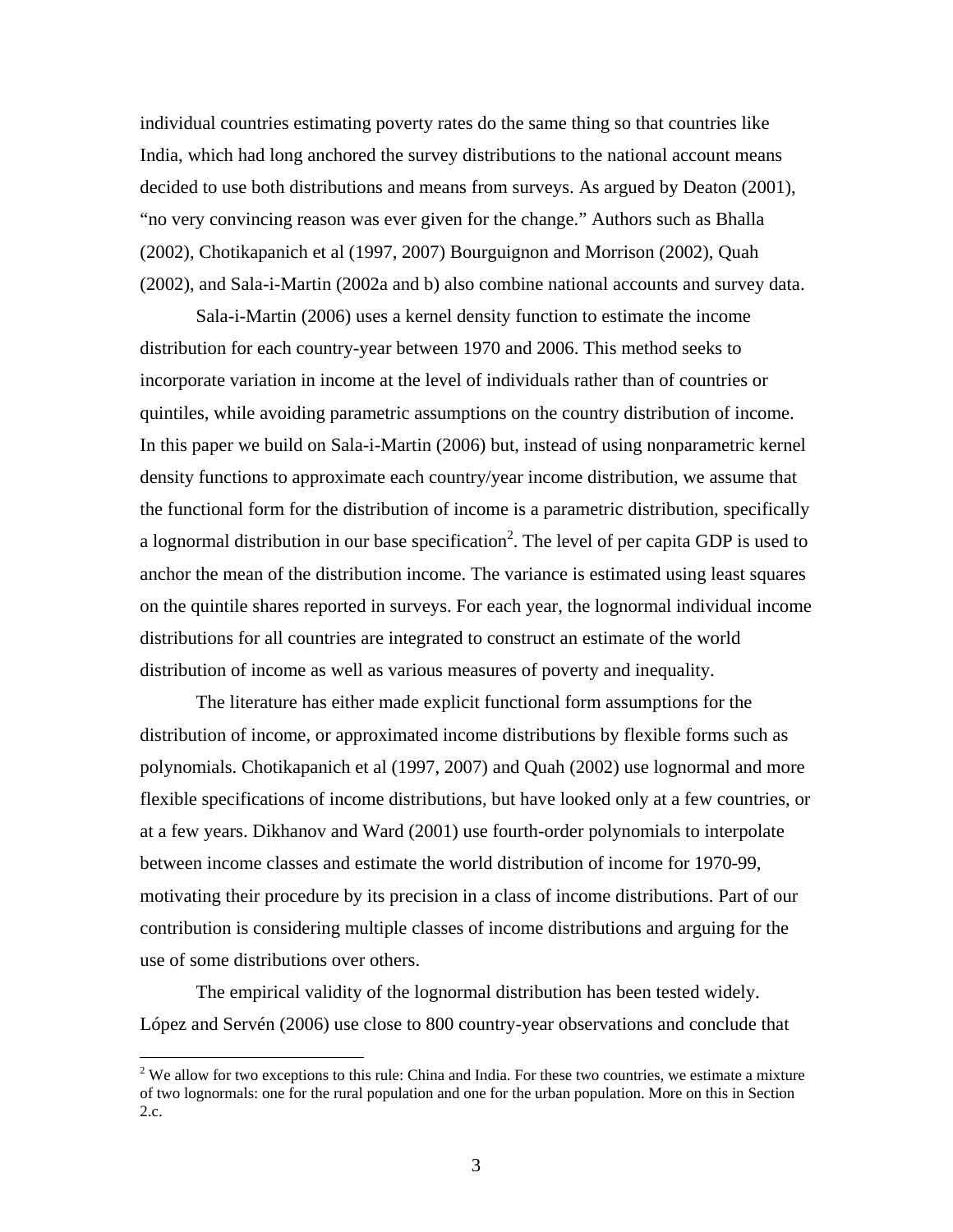individual countries estimating poverty rates do the same thing so that countries like India, which had long anchored the survey distributions to the national account means decided to use both distributions and means from surveys. As argued by Deaton (2001), "no very convincing reason was ever given for the change." Authors such as Bhalla (2002), Chotikapanich et al (1997, 2007) Bourguignon and Morrison (2002), Quah (2002), and Sala-i-Martin (2002a and b) also combine national accounts and survey data.

Sala-i-Martin (2006) uses a kernel density function to estimate the income distribution for each country-year between 1970 and 2006. This method seeks to incorporate variation in income at the level of individuals rather than of countries or quintiles, while avoiding parametric assumptions on the country distribution of income. In this paper we build on Sala-i-Martin (2006) but, instead of using nonparametric kernel density functions to approximate each country/year income distribution, we assume that the functional form for the distribution of income is a parametric distribution, specifically a lognormal distribution in our base specification[2]. The level of per capita GDP is used to anchor the mean of the distribution income. The variance is estimated using least squares on the quintile shares reported in surveys. For each year, the lognormal individual income distributions for all countries are integrated to construct an estimate of the world distribution of income as well as various measures of poverty and inequality.

The literature has either made explicit functional form assumptions for the distribution of income, or approximated income distributions by flexible forms such as polynomials. Chotikapanich et al (1997, 2007) and Quah (2002) use lognormal and more flexible specifications of income distributions, but have looked only at a few countries, or at a few years. Dikhanov and Ward (2001) use fourth-order polynomials to interpolate between income classes and estimate the world distribution of income for 1970-99, motivating their procedure by its precision in a class of income distributions. Part of our contribution is considering multiple classes of income distributions and arguing for the use of some distributions over others.

The empirical validity of the lognormal distribution has been tested widely. López and Servén (2006) use close to 800 country-year observations and conclude that

[2] We allow for two exceptions to this rule: China and India. For these two countries, we estimate a mixture of two lognormals: one for the rural population and one for the urban population. More on this in Section 2.c.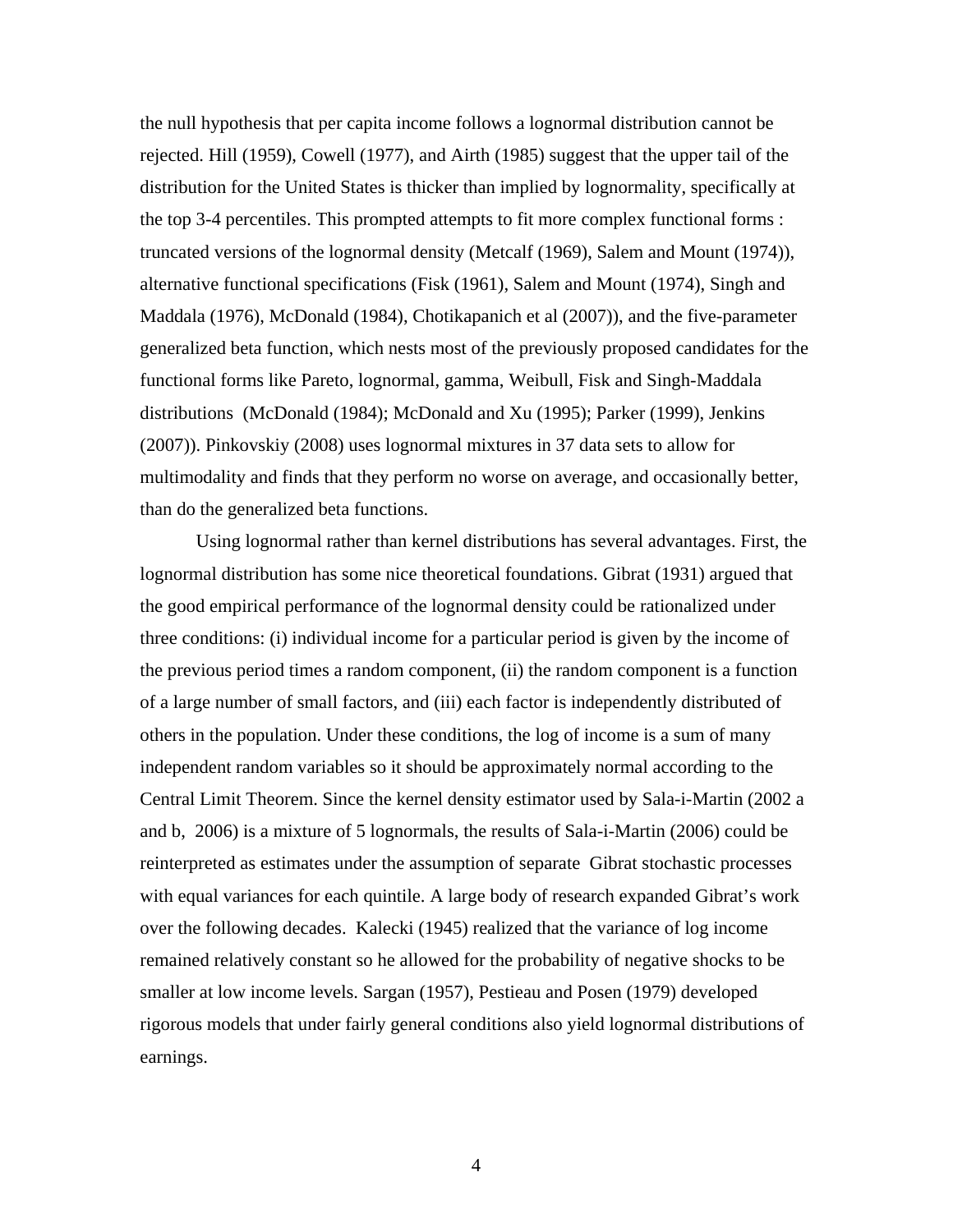the null hypothesis that per capita income follows a lognormal distribution cannot be rejected. Hill (1959), Cowell (1977), and Airth (1985) suggest that the upper tail of the distribution for the United States is thicker than implied by lognormality, specifically at the top 3-4 percentiles. This prompted attempts to fit more complex functional forms : truncated versions of the lognormal density (Metcalf (1969), Salem and Mount (1974)), alternative functional specifications (Fisk (1961), Salem and Mount (1974), Singh and Maddala (1976), McDonald (1984), Chotikapanich et al (2007)), and the five-parameter generalized beta function, which nests most of the previously proposed candidates for the functional forms like Pareto, lognormal, gamma, Weibull, Fisk and Singh-Maddala distributions (McDonald (1984); McDonald and Xu (1995); Parker (1999), Jenkins (2007)). Pinkovskiy (2008) uses lognormal mixtures in 37 data sets to allow for multimodality and finds that they perform no worse on average, and occasionally better, than do the generalized beta functions.

Using lognormal rather than kernel distributions has several advantages. First, the lognormal distribution has some nice theoretical foundations. Gibrat (1931) argued that the good empirical performance of the lognormal density could be rationalized under three conditions: (i) individual income for a particular period is given by the income of the previous period times a random component, (ii) the random component is a function of a large number of small factors, and (iii) each factor is independently distributed of others in the population. Under these conditions, the log of income is a sum of many independent random variables so it should be approximately normal according to the Central Limit Theorem. Since the kernel density estimator used by Sala-i-Martin (2002 a and b, 2006) is a mixture of 5 lognormals, the results of Sala-i-Martin (2006) could be reinterpreted as estimates under the assumption of separate Gibrat stochastic processes with equal variances for each quintile. A large body of research expanded Gibrat's work over the following decades. Kalecki (1945) realized that the variance of log income remained relatively constant so he allowed for the probability of negative shocks to be smaller at low income levels. Sargan (1957), Pestieau and Posen (1979) developed rigorous models that under fairly general conditions also yield lognormal distributions of earnings.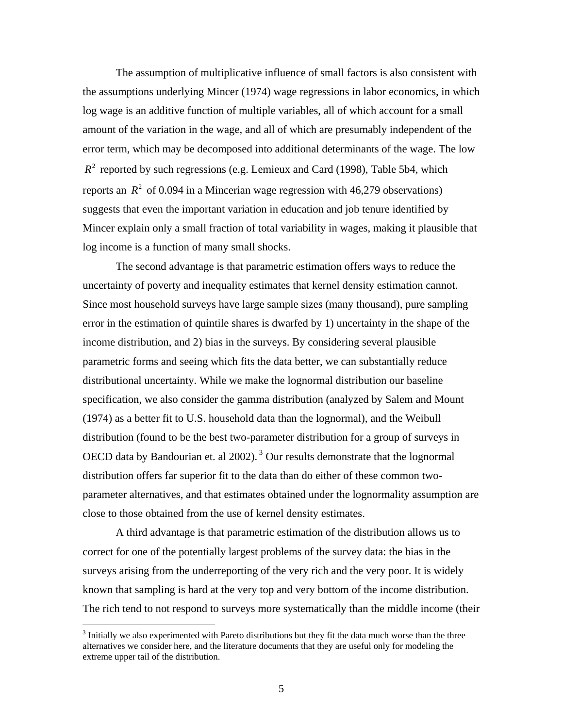The assumption of multiplicative influence of small factors is also consistent with the assumptions underlying Mincer (1974) wage regressions in labor economics, in which log wage is an additive function of multiple variables, all of which account for a small amount of the variation in the wage, and all of which are presumably independent of the error term, which may be decomposed into additional determinants of the wage. The low $R^2$ reported by such regressions (e.g. Lemieux and Card (1998), Table 5b4, which reports an $R^2$ of 0.094 in a Mincerian wage regression with 46,279 observations) suggests that even the important variation in education and job tenure identified by Mincer explain only a small fraction of total variability in wages, making it plausible that log income is a function of many small shocks.

The second advantage is that parametric estimation offers ways to reduce the uncertainty of poverty and inequality estimates that kernel density estimation cannot. Since most household surveys have large sample sizes (many thousand), pure sampling error in the estimation of quintile shares is dwarfed by 1) uncertainty in the shape of the income distribution, and 2) bias in the surveys. By considering several plausible parametric forms and seeing which fits the data better, we can substantially reduce distributional uncertainty. While we make the lognormal distribution our baseline specification, we also consider the gamma distribution (analyzed by Salem and Mount (1974) as a better fit to U.S. household data than the lognormal), and the Weibull distribution (found to be the best two-parameter distribution for a group of surveys in OECD data by Bandourian et. al 2002).[3] Our results demonstrate that the lognormal distribution offers far superior fit to the data than do either of these common two-parameter alternatives, and that estimates obtained under the lognormality assumption are close to those obtained from the use of kernel density estimates.

A third advantage is that parametric estimation of the distribution allows us to correct for one of the potentially largest problems of the survey data: the bias in the surveys arising from the underreporting of the very rich and the very poor. It is widely known that sampling is hard at the very top and very bottom of the income distribution. The rich tend to not respond to surveys more systematically than the middle income (their

[3] Initially we also experimented with Pareto distributions but they fit the data much worse than the three alternatives we consider here, and the literature documents that they are useful only for modeling the extreme upper tail of the distribution.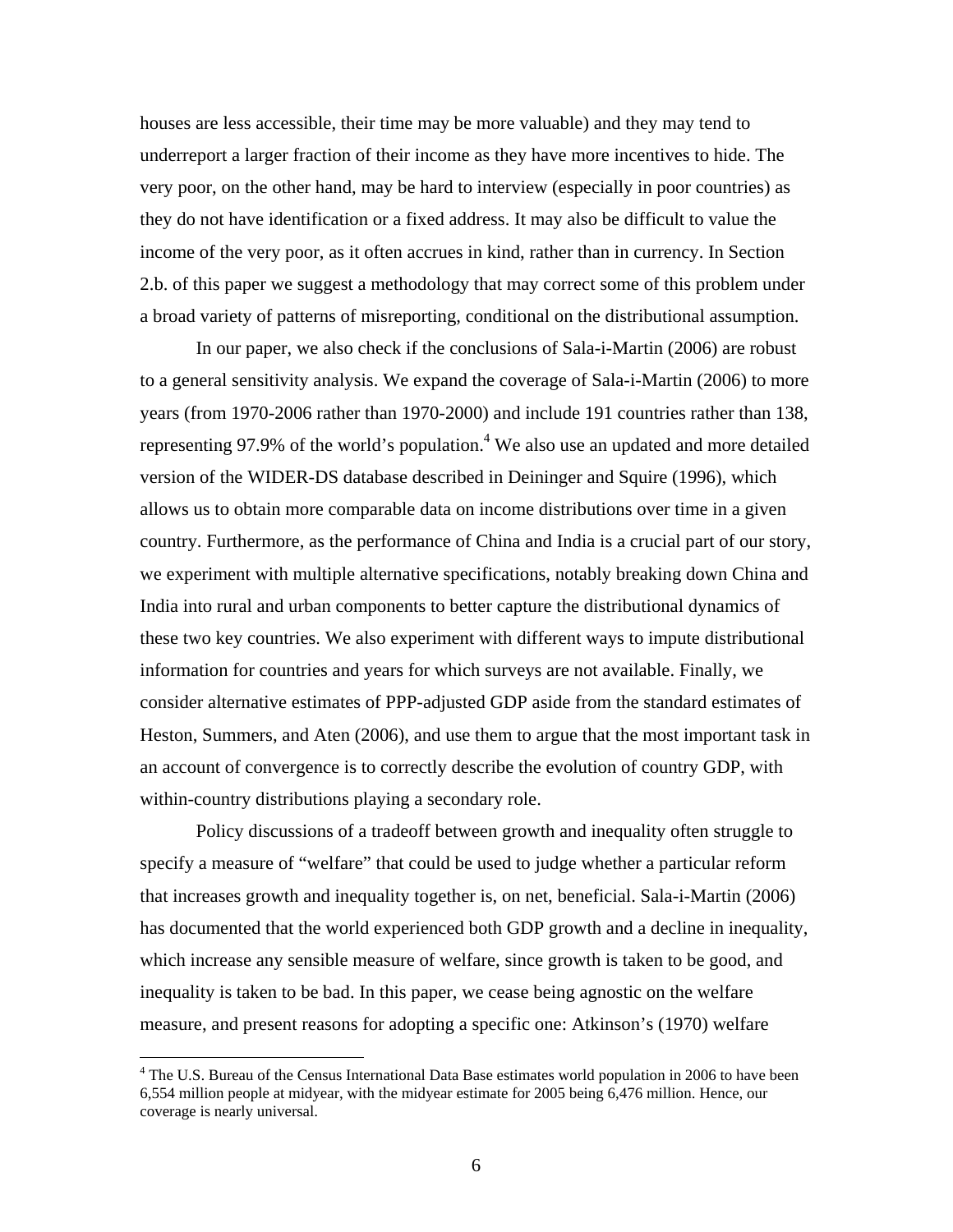houses are less accessible, their time may be more valuable) and they may tend to underreport a larger fraction of their income as they have more incentives to hide. The very poor, on the other hand, may be hard to interview (especially in poor countries) as they do not have identification or a fixed address. It may also be difficult to value the income of the very poor, as it often accrues in kind, rather than in currency. In Section 2.b. of this paper we suggest a methodology that may correct some of this problem under a broad variety of patterns of misreporting, conditional on the distributional assumption.

In our paper, we also check if the conclusions of Sala-i-Martin (2006) are robust to a general sensitivity analysis. We expand the coverage of Sala-i-Martin (2006) to more years (from 1970-2006 rather than 1970-2000) and include 191 countries rather than 138, representing 97.9% of the world's population.[4] We also use an updated and more detailed version of the WIDER-DS database described in Deininger and Squire (1996), which allows us to obtain more comparable data on income distributions over time in a given country. Furthermore, as the performance of China and India is a crucial part of our story, we experiment with multiple alternative specifications, notably breaking down China and India into rural and urban components to better capture the distributional dynamics of these two key countries. We also experiment with different ways to impute distributional information for countries and years for which surveys are not available. Finally, we consider alternative estimates of PPP-adjusted GDP aside from the standard estimates of Heston, Summers, and Aten (2006), and use them to argue that the most important task in an account of convergence is to correctly describe the evolution of country GDP, with within-country distributions playing a secondary role.

Policy discussions of a tradeoff between growth and inequality often struggle to specify a measure of "welfare" that could be used to judge whether a particular reform that increases growth and inequality together is, on net, beneficial. Sala-i-Martin (2006) has documented that the world experienced both GDP growth and a decline in inequality, which increase any sensible measure of welfare, since growth is taken to be good, and inequality is taken to be bad. In this paper, we cease being agnostic on the welfare measure, and present reasons for adopting a specific one: Atkinson's (1970) welfare

[4] The U.S. Bureau of the Census International Data Base estimates world population in 2006 to have been 6,554 million people at midyear, with the midyear estimate for 2005 being 6,476 million. Hence, our coverage is nearly universal.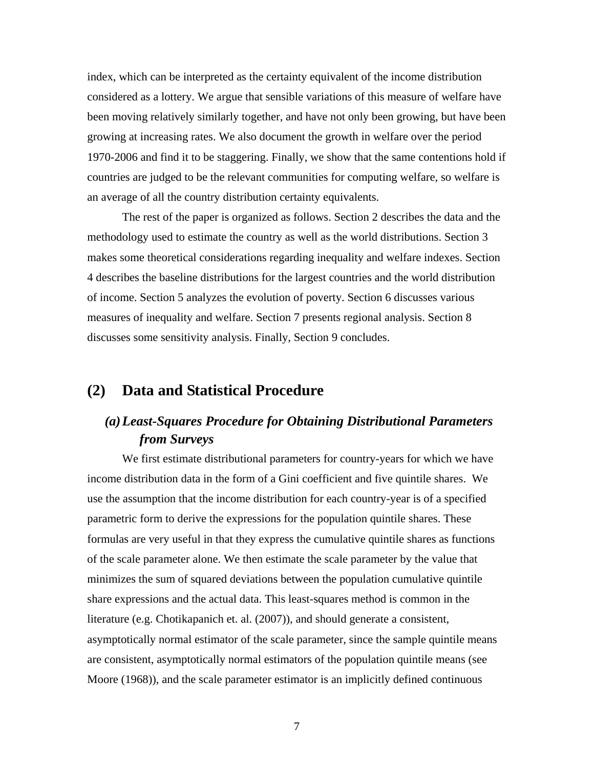index, which can be interpreted as the certainty equivalent of the income distribution considered as a lottery. We argue that sensible variations of this measure of welfare have been moving relatively similarly together, and have not only been growing, but have been growing at increasing rates. We also document the growth in welfare over the period 1970-2006 and find it to be staggering. Finally, we show that the same contentions hold if countries are judged to be the relevant communities for computing welfare, so welfare is an average of all the country distribution certainty equivalents.

The rest of the paper is organized as follows. Section 2 describes the data and the methodology used to estimate the country as well as the world distributions. Section 3 makes some theoretical considerations regarding inequality and welfare indexes. Section 4 describes the baseline distributions for the largest countries and the world distribution of income. Section 5 analyzes the evolution of poverty. Section 6 discusses various measures of inequality and welfare. Section 7 presents regional analysis. Section 8 discusses some sensitivity analysis. Finally, Section 9 concludes.

## (2) Data and Statistical Procedure

### *(a) Least-Squares Procedure for Obtaining Distributional Parameters from Surveys*

We first estimate distributional parameters for country-years for which we have income distribution data in the form of a Gini coefficient and five quintile shares. We use the assumption that the income distribution for each country-year is of a specified parametric form to derive the expressions for the population quintile shares. These formulas are very useful in that they express the cumulative quintile shares as functions of the scale parameter alone. We then estimate the scale parameter by the value that minimizes the sum of squared deviations between the population cumulative quintile share expressions and the actual data. This least-squares method is common in the literature (e.g. Chotikapanich et. al. (2007)), and should generate a consistent, asymptotically normal estimator of the scale parameter, since the sample quintile means are consistent, asymptotically normal estimators of the population quintile means (see Moore (1968)), and the scale parameter estimator is an implicitly defined continuous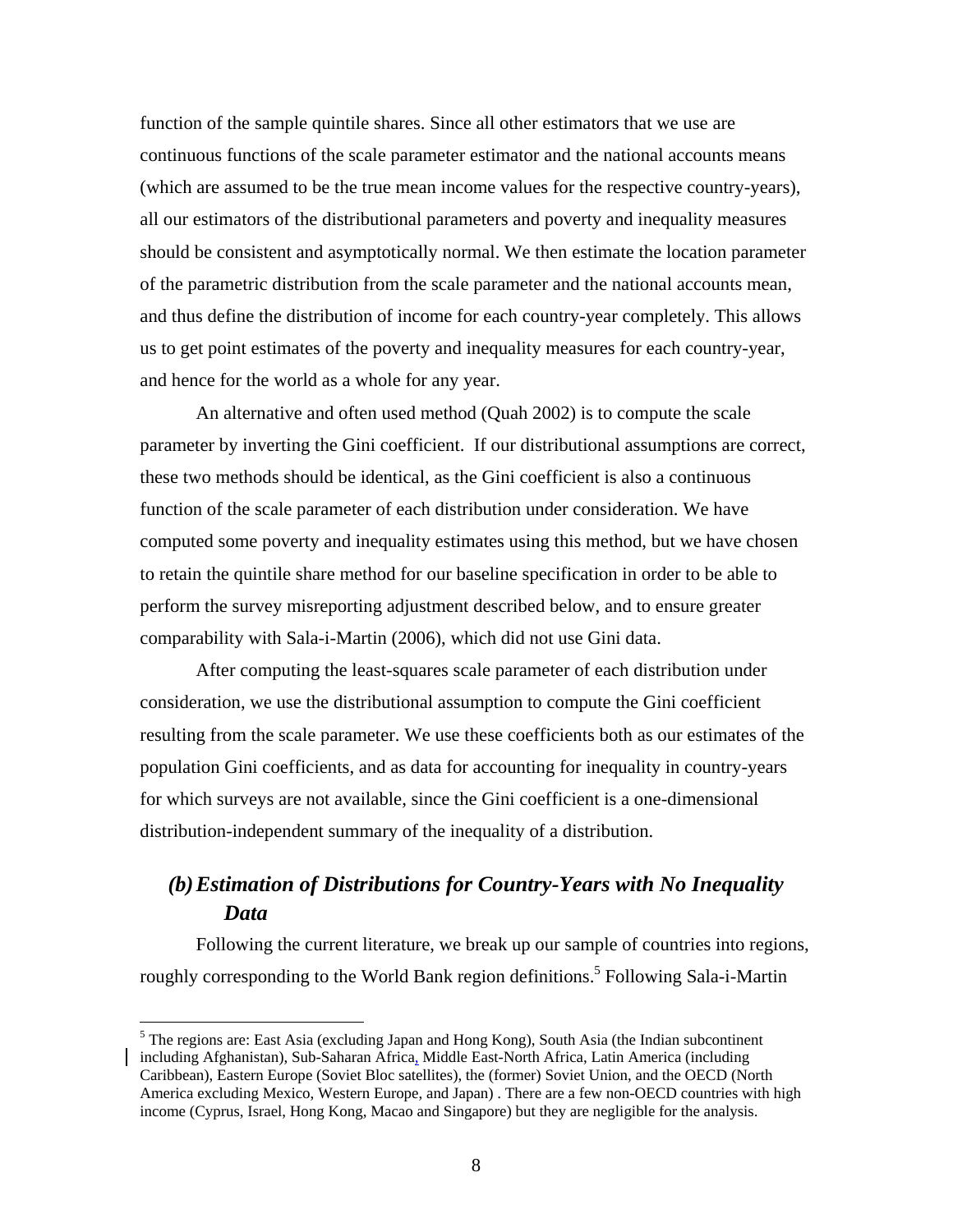function of the sample quintile shares. Since all other estimators that we use are continuous functions of the scale parameter estimator and the national accounts means (which are assumed to be the true mean income values for the respective country-years), all our estimators of the distributional parameters and poverty and inequality measures should be consistent and asymptotically normal. We then estimate the location parameter of the parametric distribution from the scale parameter and the national accounts mean, and thus define the distribution of income for each country-year completely. This allows us to get point estimates of the poverty and inequality measures for each country-year, and hence for the world as a whole for any year.

An alternative and often used method (Quah 2002) is to compute the scale parameter by inverting the Gini coefficient. If our distributional assumptions are correct, these two methods should be identical, as the Gini coefficient is also a continuous function of the scale parameter of each distribution under consideration. We have computed some poverty and inequality estimates using this method, but we have chosen to retain the quintile share method for our baseline specification in order to be able to perform the survey misreporting adjustment described below, and to ensure greater comparability with Sala-i-Martin (2006), which did not use Gini data.

After computing the least-squares scale parameter of each distribution under consideration, we use the distributional assumption to compute the Gini coefficient resulting from the scale parameter. We use these coefficients both as our estimates of the population Gini coefficients, and as data for accounting for inequality in country-years for which surveys are not available, since the Gini coefficient is a one-dimensional distribution-independent summary of the inequality of a distribution.

### *(b) Estimation of Distributions for Country-Years with No Inequality Data*

Following the current literature, we break up our sample of countries into regions, roughly corresponding to the World Bank region definitions.[5] Following Sala-i-Martin

[5] The regions are: East Asia (excluding Japan and Hong Kong), South Asia (the Indian subcontinent including Afghanistan), Sub-Saharan Africa, Middle East-North Africa, Latin America (including Caribbean), Eastern Europe (Soviet Bloc satellites), the (former) Soviet Union, and the OECD (North America excluding Mexico, Western Europe, and Japan) . There are a few non-OECD countries with high income (Cyprus, Israel, Hong Kong, Macao and Singapore) but they are negligible for the analysis.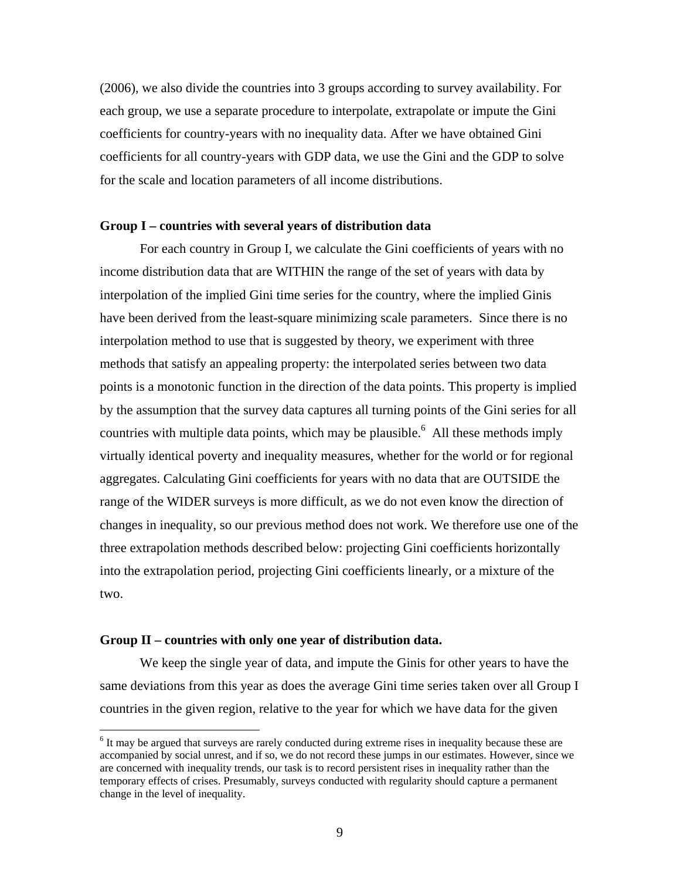(2006), we also divide the countries into 3 groups according to survey availability. For each group, we use a separate procedure to interpolate, extrapolate or impute the Gini coefficients for country-years with no inequality data. After we have obtained Gini coefficients for all country-years with GDP data, we use the Gini and the GDP to solve for the scale and location parameters of all income distributions.

**Group I – countries with several years of distribution data**

For each country in Group I, we calculate the Gini coefficients of years with no income distribution data that are WITHIN the range of the set of years with data by interpolation of the implied Gini time series for the country, where the implied Ginis have been derived from the least-square minimizing scale parameters. Since there is no interpolation method to use that is suggested by theory, we experiment with three methods that satisfy an appealing property: the interpolated series between two data points is a monotonic function in the direction of the data points. This property is implied by the assumption that the survey data captures all turning points of the Gini series for all countries with multiple data points, which may be plausible.[6] All these methods imply virtually identical poverty and inequality measures, whether for the world or for regional aggregates. Calculating Gini coefficients for years with no data that are OUTSIDE the range of the WIDER surveys is more difficult, as we do not even know the direction of changes in inequality, so our previous method does not work. We therefore use one of the three extrapolation methods described below: projecting Gini coefficients horizontally into the extrapolation period, projecting Gini coefficients linearly, or a mixture of the two.

**Group II – countries with only one year of distribution data.**

We keep the single year of data, and impute the Ginis for other years to have the same deviations from this year as does the average Gini time series taken over all Group I countries in the given region, relative to the year for which we have data for the given

[6] It may be argued that surveys are rarely conducted during extreme rises in inequality because these are accompanied by social unrest, and if so, we do not record these jumps in our estimates. However, since we are concerned with inequality trends, our task is to record persistent rises in inequality rather than the temporary effects of crises. Presumably, surveys conducted with regularity should capture a permanent change in the level of inequality.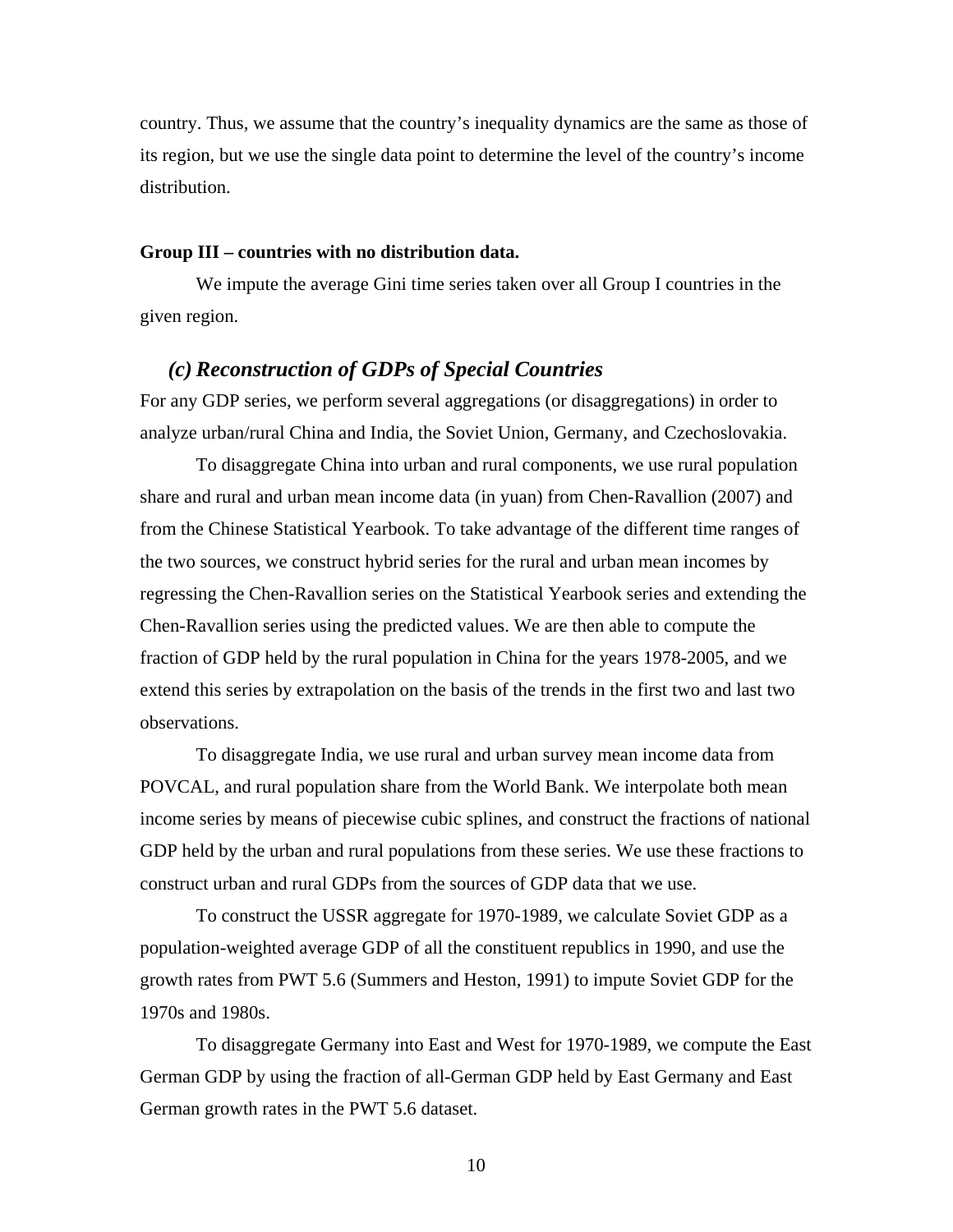country. Thus, we assume that the country's inequality dynamics are the same as those of its region, but we use the single data point to determine the level of the country's income distribution.

**Group III – countries with no distribution data.**

We impute the average Gini time series taken over all Group I countries in the given region.

### *(c) Reconstruction of GDPs of Special Countries*

For any GDP series, we perform several aggregations (or disaggregations) in order to analyze urban/rural China and India, the Soviet Union, Germany, and Czechoslovakia.

To disaggregate China into urban and rural components, we use rural population share and rural and urban mean income data (in yuan) from Chen-Ravallion (2007) and from the Chinese Statistical Yearbook. To take advantage of the different time ranges of the two sources, we construct hybrid series for the rural and urban mean incomes by regressing the Chen-Ravallion series on the Statistical Yearbook series and extending the Chen-Ravallion series using the predicted values. We are then able to compute the fraction of GDP held by the rural population in China for the years 1978-2005, and we extend this series by extrapolation on the basis of the trends in the first two and last two observations.

To disaggregate India, we use rural and urban survey mean income data from POVCAL, and rural population share from the World Bank. We interpolate both mean income series by means of piecewise cubic splines, and construct the fractions of national GDP held by the urban and rural populations from these series. We use these fractions to construct urban and rural GDPs from the sources of GDP data that we use.

To construct the USSR aggregate for 1970-1989, we calculate Soviet GDP as a population-weighted average GDP of all the constituent republics in 1990, and use the growth rates from PWT 5.6 (Summers and Heston, 1991) to impute Soviet GDP for the 1970s and 1980s.

To disaggregate Germany into East and West for 1970-1989, we compute the East German GDP by using the fraction of all-German GDP held by East Germany and East German growth rates in the PWT 5.6 dataset.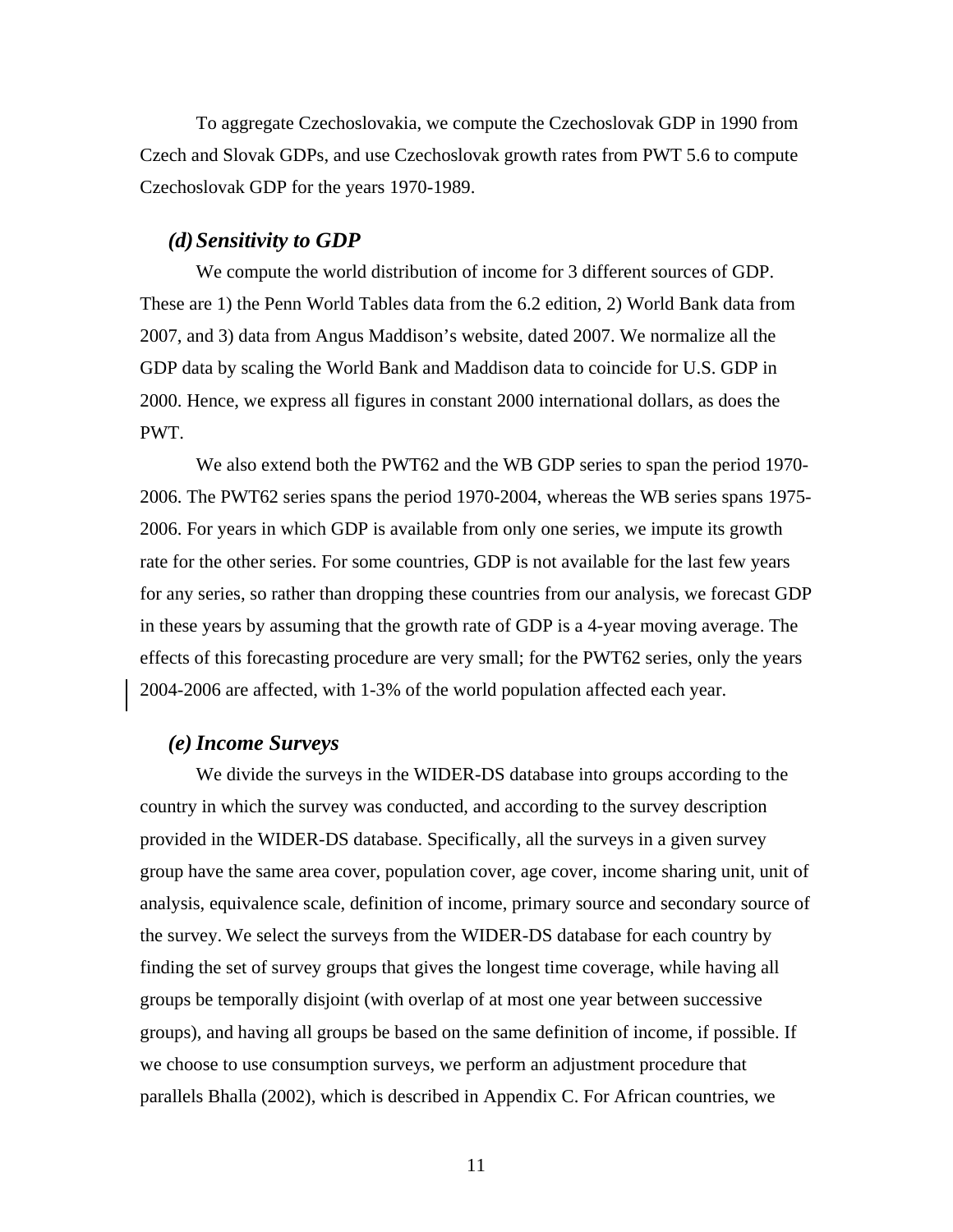To aggregate Czechoslovakia, we compute the Czechoslovak GDP in 1990 from Czech and Slovak GDPs, and use Czechoslovak growth rates from PWT 5.6 to compute Czechoslovak GDP for the years 1970-1989.

### *(d) Sensitivity to GDP*

We compute the world distribution of income for 3 different sources of GDP. These are 1) the Penn World Tables data from the 6.2 edition, 2) World Bank data from 2007, and 3) data from Angus Maddison's website, dated 2007. We normalize all the GDP data by scaling the World Bank and Maddison data to coincide for U.S. GDP in 2000. Hence, we express all figures in constant 2000 international dollars, as does the PWT.

We also extend both the PWT62 and the WB GDP series to span the period 1970-2006. The PWT62 series spans the period 1970-2004, whereas the WB series spans 1975-2006. For years in which GDP is available from only one series, we impute its growth rate for the other series. For some countries, GDP is not available for the last few years for any series, so rather than dropping these countries from our analysis, we forecast GDP in these years by assuming that the growth rate of GDP is a 4-year moving average. The effects of this forecasting procedure are very small; for the PWT62 series, only the years 2004-2006 are affected, with 1-3% of the world population affected each year.

### *(e) Income Surveys*

We divide the surveys in the WIDER-DS database into groups according to the country in which the survey was conducted, and according to the survey description provided in the WIDER-DS database. Specifically, all the surveys in a given survey group have the same area cover, population cover, age cover, income sharing unit, unit of analysis, equivalence scale, definition of income, primary source and secondary source of the survey. We select the surveys from the WIDER-DS database for each country by finding the set of survey groups that gives the longest time coverage, while having all groups be temporally disjoint (with overlap of at most one year between successive groups), and having all groups be based on the same definition of income, if possible. If we choose to use consumption surveys, we perform an adjustment procedure that parallels Bhalla (2002), which is described in Appendix C. For African countries, we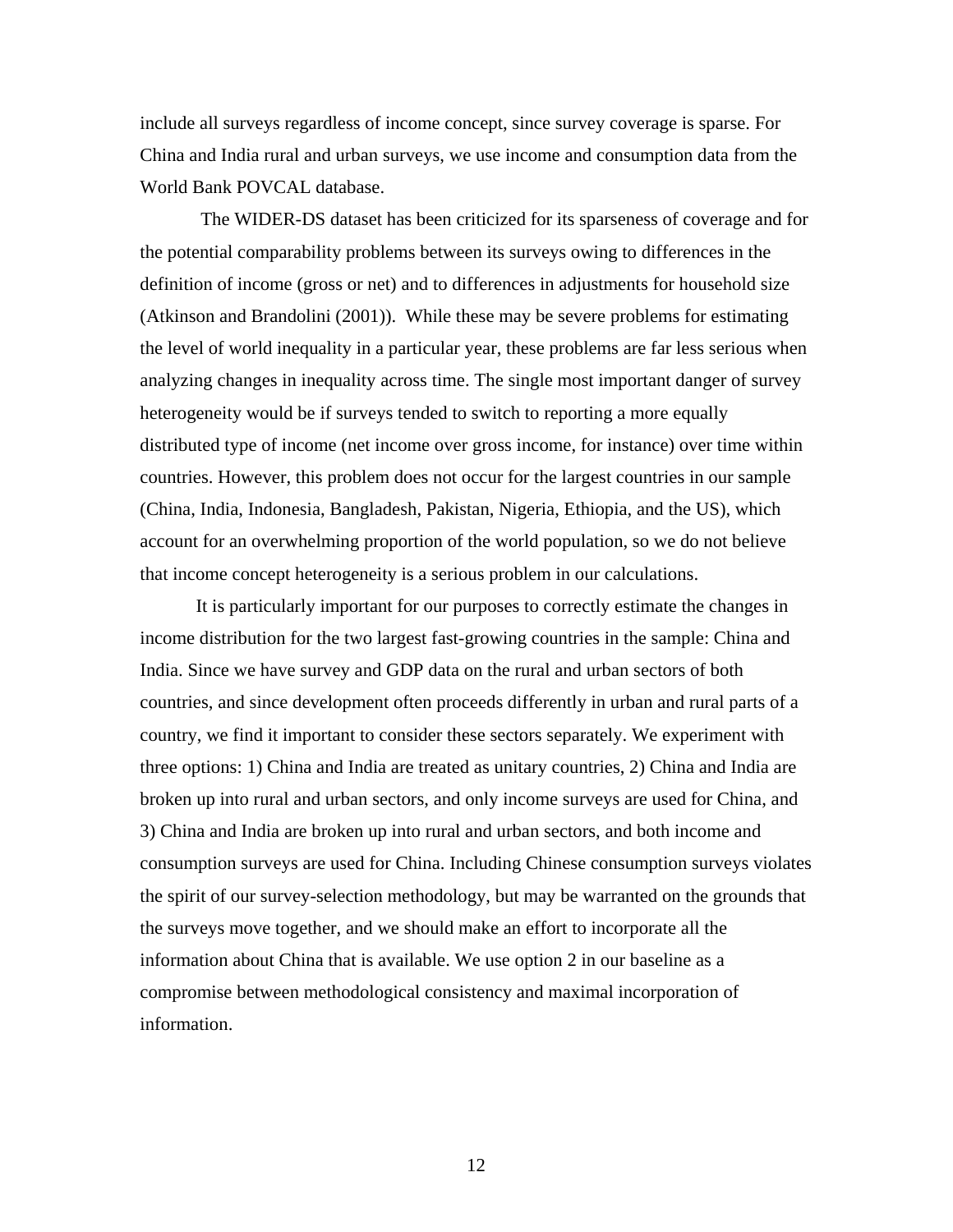include all surveys regardless of income concept, since survey coverage is sparse. For China and India rural and urban surveys, we use income and consumption data from the World Bank POVCAL database.

The WIDER-DS dataset has been criticized for its sparseness of coverage and for the potential comparability problems between its surveys owing to differences in the definition of income (gross or net) and to differences in adjustments for household size (Atkinson and Brandolini (2001)). While these may be severe problems for estimating the level of world inequality in a particular year, these problems are far less serious when analyzing changes in inequality across time. The single most important danger of survey heterogeneity would be if surveys tended to switch to reporting a more equally distributed type of income (net income over gross income, for instance) over time within countries. However, this problem does not occur for the largest countries in our sample (China, India, Indonesia, Bangladesh, Pakistan, Nigeria, Ethiopia, and the US), which account for an overwhelming proportion of the world population, so we do not believe that income concept heterogeneity is a serious problem in our calculations.

It is particularly important for our purposes to correctly estimate the changes in income distribution for the two largest fast-growing countries in the sample: China and India. Since we have survey and GDP data on the rural and urban sectors of both countries, and since development often proceeds differently in urban and rural parts of a country, we find it important to consider these sectors separately. We experiment with three options: 1) China and India are treated as unitary countries, 2) China and India are broken up into rural and urban sectors, and only income surveys are used for China, and 3) China and India are broken up into rural and urban sectors, and both income and consumption surveys are used for China. Including Chinese consumption surveys violates the spirit of our survey-selection methodology, but may be warranted on the grounds that the surveys move together, and we should make an effort to incorporate all the information about China that is available. We use option 2 in our baseline as a compromise between methodological consistency and maximal incorporation of information.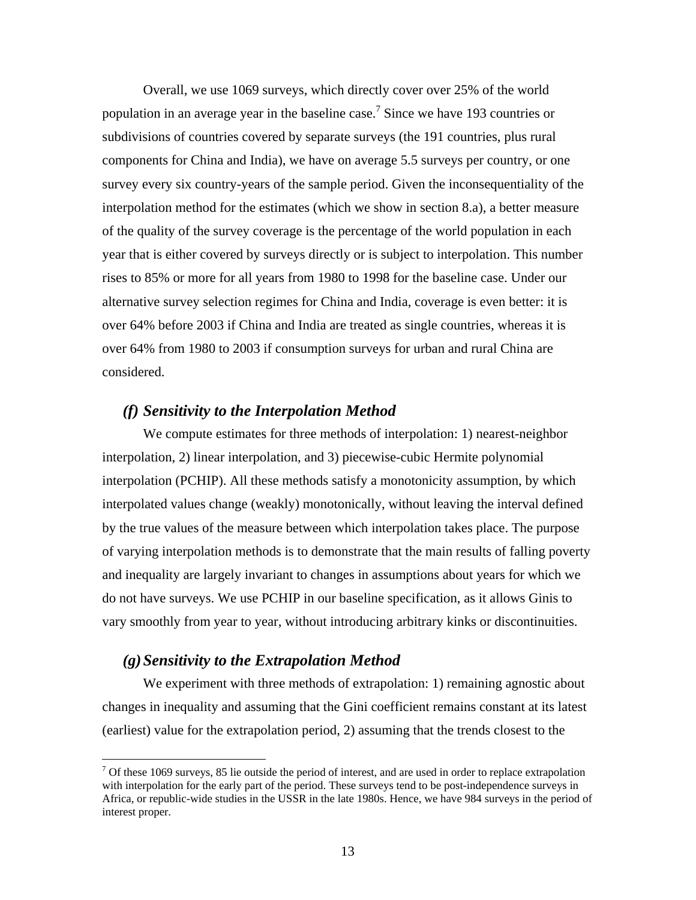Overall, we use 1069 surveys, which directly cover over 25% of the world population in an average year in the baseline case.[7] Since we have 193 countries or subdivisions of countries covered by separate surveys (the 191 countries, plus rural components for China and India), we have on average 5.5 surveys per country, or one survey every six country-years of the sample period. Given the inconsequentiality of the interpolation method for the estimates (which we show in section 8.a), a better measure of the quality of the survey coverage is the percentage of the world population in each year that is either covered by surveys directly or is subject to interpolation. This number rises to 85% or more for all years from 1980 to 1998 for the baseline case. Under our alternative survey selection regimes for China and India, coverage is even better: it is over 64% before 2003 if China and India are treated as single countries, whereas it is over 64% from 1980 to 2003 if consumption surveys for urban and rural China are considered.

### *(f) Sensitivity to the Interpolation Method*

We compute estimates for three methods of interpolation: 1) nearest-neighbor interpolation, 2) linear interpolation, and 3) piecewise-cubic Hermite polynomial interpolation (PCHIP). All these methods satisfy a monotonicity assumption, by which interpolated values change (weakly) monotonically, without leaving the interval defined by the true values of the measure between which interpolation takes place. The purpose of varying interpolation methods is to demonstrate that the main results of falling poverty and inequality are largely invariant to changes in assumptions about years for which we do not have surveys. We use PCHIP in our baseline specification, as it allows Ginis to vary smoothly from year to year, without introducing arbitrary kinks or discontinuities.

### *(g) Sensitivity to the Extrapolation Method*

We experiment with three methods of extrapolation: 1) remaining agnostic about changes in inequality and assuming that the Gini coefficient remains constant at its latest (earliest) value for the extrapolation period, 2) assuming that the trends closest to the

[7] Of these 1069 surveys, 85 lie outside the period of interest, and are used in order to replace extrapolation with interpolation for the early part of the period. These surveys tend to be post-independence surveys in Africa, or republic-wide studies in the USSR in the late 1980s. Hence, we have 984 surveys in the period of interest proper.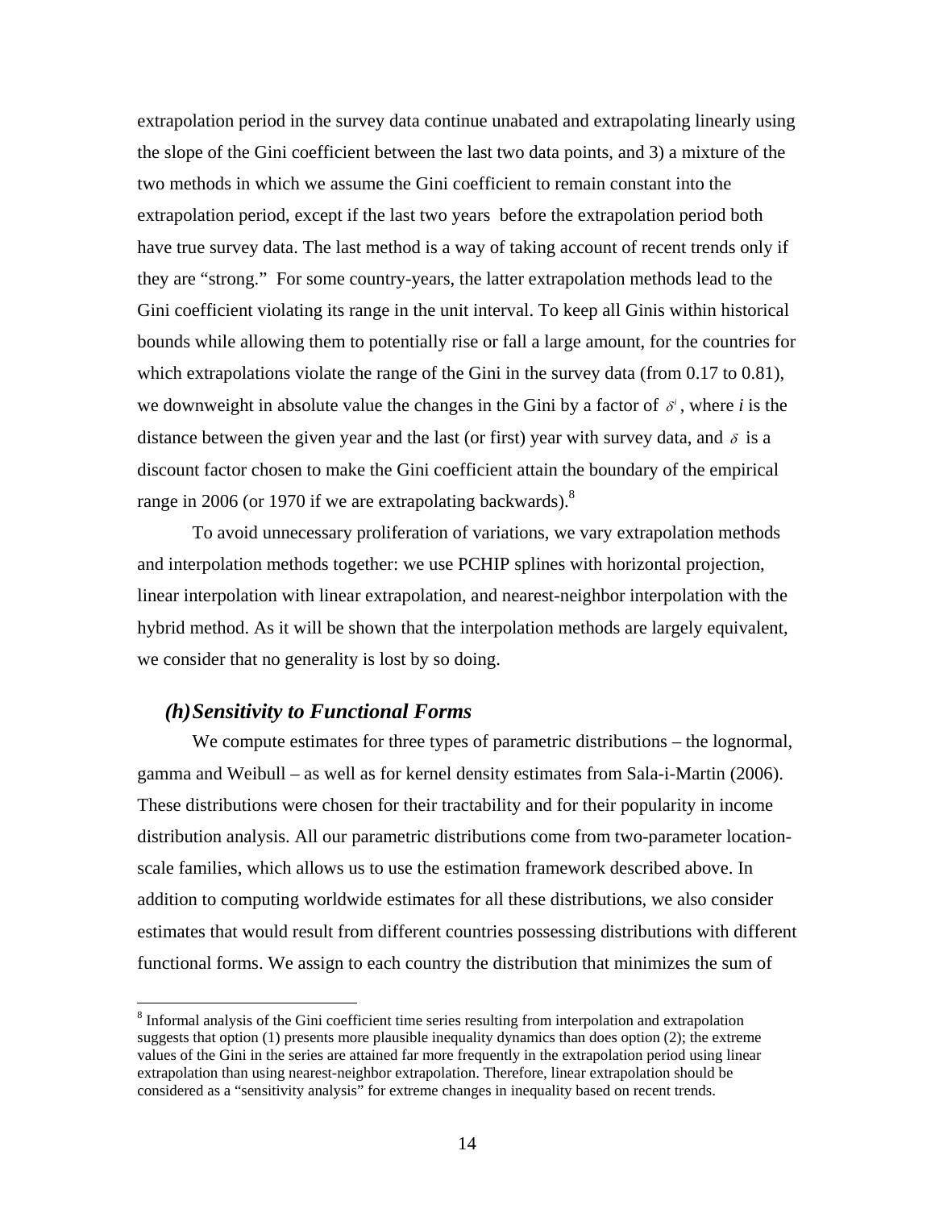extrapolation period in the survey data continue unabated and extrapolating linearly using the slope of the Gini coefficient between the last two data points, and 3) a mixture of the two methods in which we assume the Gini coefficient to remain constant into the extrapolation period, except if the last two years before the extrapolation period both have true survey data. The last method is a way of taking account of recent trends only if they are "strong." For some country-years, the latter extrapolation methods lead to the Gini coefficient violating its range in the unit interval. To keep all Ginis within historical bounds while allowing them to potentially rise or fall a large amount, for the countries for which extrapolations violate the range of the Gini in the survey data (from 0.17 to 0.81), we downweight in absolute value the changes in the Gini by a factor of $\delta^i$, where *i* is the distance between the given year and the last (or first) year with survey data, and $\delta$ is a discount factor chosen to make the Gini coefficient attain the boundary of the empirical range in 2006 (or 1970 if we are extrapolating backwards).[8]

To avoid unnecessary proliferation of variations, we vary extrapolation methods and interpolation methods together: we use PCHIP splines with horizontal projection, linear interpolation with linear extrapolation, and nearest-neighbor interpolation with the hybrid method. As it will be shown that the interpolation methods are largely equivalent, we consider that no generality is lost by so doing.

### *(h) Sensitivity to Functional Forms*

We compute estimates for three types of parametric distributions – the lognormal, gamma and Weibull – as well as for kernel density estimates from Sala-i-Martin (2006). These distributions were chosen for their tractability and for their popularity in income distribution analysis. All our parametric distributions come from two-parameter location-scale families, which allows us to use the estimation framework described above. In addition to computing worldwide estimates for all these distributions, we also consider estimates that would result from different countries possessing distributions with different functional forms. We assign to each country the distribution that minimizes the sum of

[8] Informal analysis of the Gini coefficient time series resulting from interpolation and extrapolation suggests that option (1) presents more plausible inequality dynamics than does option (2); the extreme values of the Gini in the series are attained far more frequently in the extrapolation period using linear extrapolation than using nearest-neighbor extrapolation. Therefore, linear extrapolation should be considered as a "sensitivity analysis" for extreme changes in inequality based on recent trends.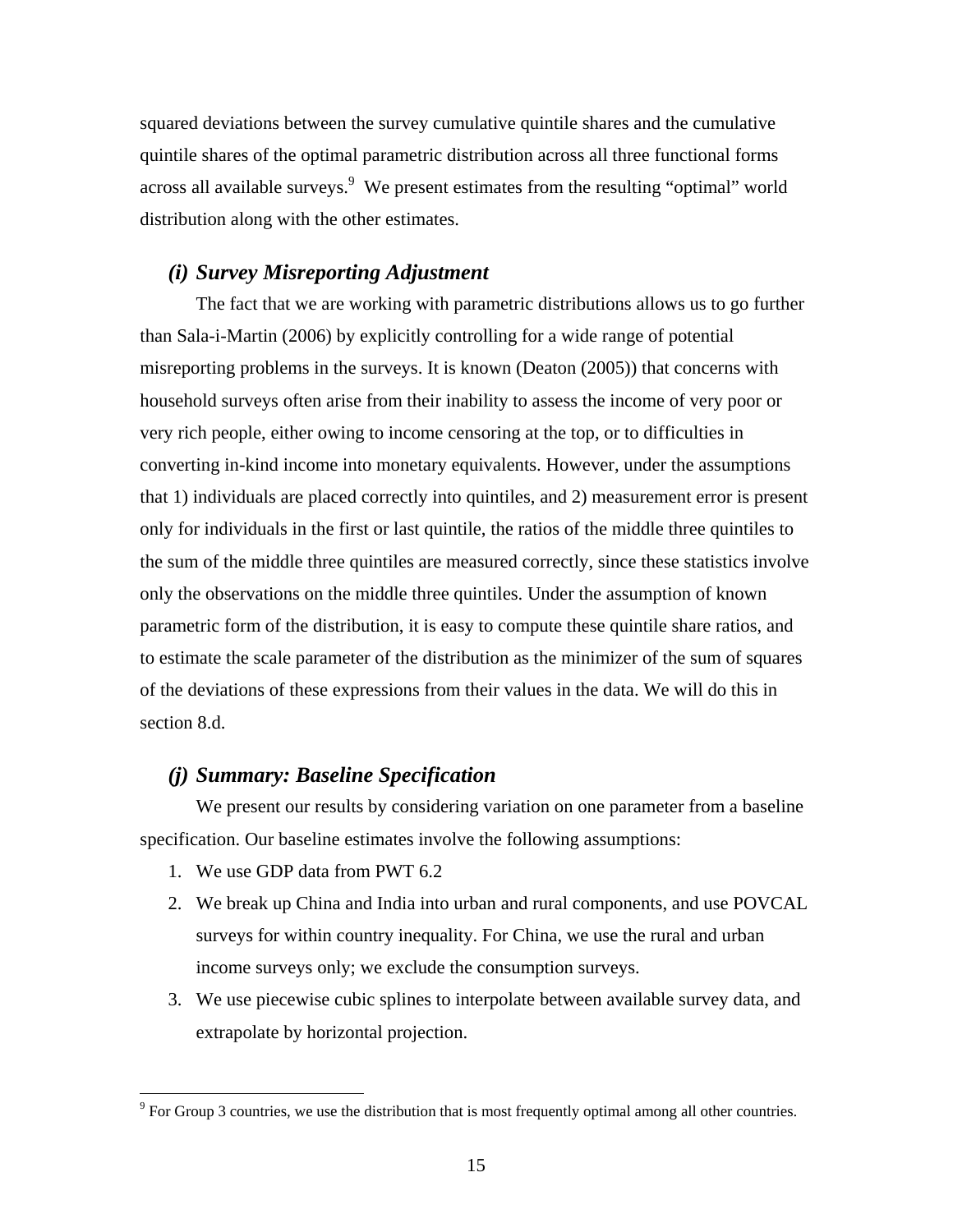squared deviations between the survey cumulative quintile shares and the cumulative quintile shares of the optimal parametric distribution across all three functional forms across all available surveys.[9] We present estimates from the resulting "optimal" world distribution along with the other estimates.

### *(i) Survey Misreporting Adjustment*

The fact that we are working with parametric distributions allows us to go further than Sala-i-Martin (2006) by explicitly controlling for a wide range of potential misreporting problems in the surveys. It is known (Deaton (2005)) that concerns with household surveys often arise from their inability to assess the income of very poor or very rich people, either owing to income censoring at the top, or to difficulties in converting in-kind income into monetary equivalents. However, under the assumptions that 1) individuals are placed correctly into quintiles, and 2) measurement error is present only for individuals in the first or last quintile, the ratios of the middle three quintiles to the sum of the middle three quintiles are measured correctly, since these statistics involve only the observations on the middle three quintiles. Under the assumption of known parametric form of the distribution, it is easy to compute these quintile share ratios, and to estimate the scale parameter of the distribution as the minimizer of the sum of squares of the deviations of these expressions from their values in the data. We will do this in section 8.d.

### *(j) Summary: Baseline Specification*

We present our results by considering variation on one parameter from a baseline specification. Our baseline estimates involve the following assumptions:

1. We use GDP data from PWT 6.2
2. We break up China and India into urban and rural components, and use POVCAL surveys for within country inequality. For China, we use the rural and urban income surveys only; we exclude the consumption surveys.
3. We use piecewise cubic splines to interpolate between available survey data, and extrapolate by horizontal projection.

---

[9] For Group 3 countries, we use the distribution that is most frequently optimal among all other countries.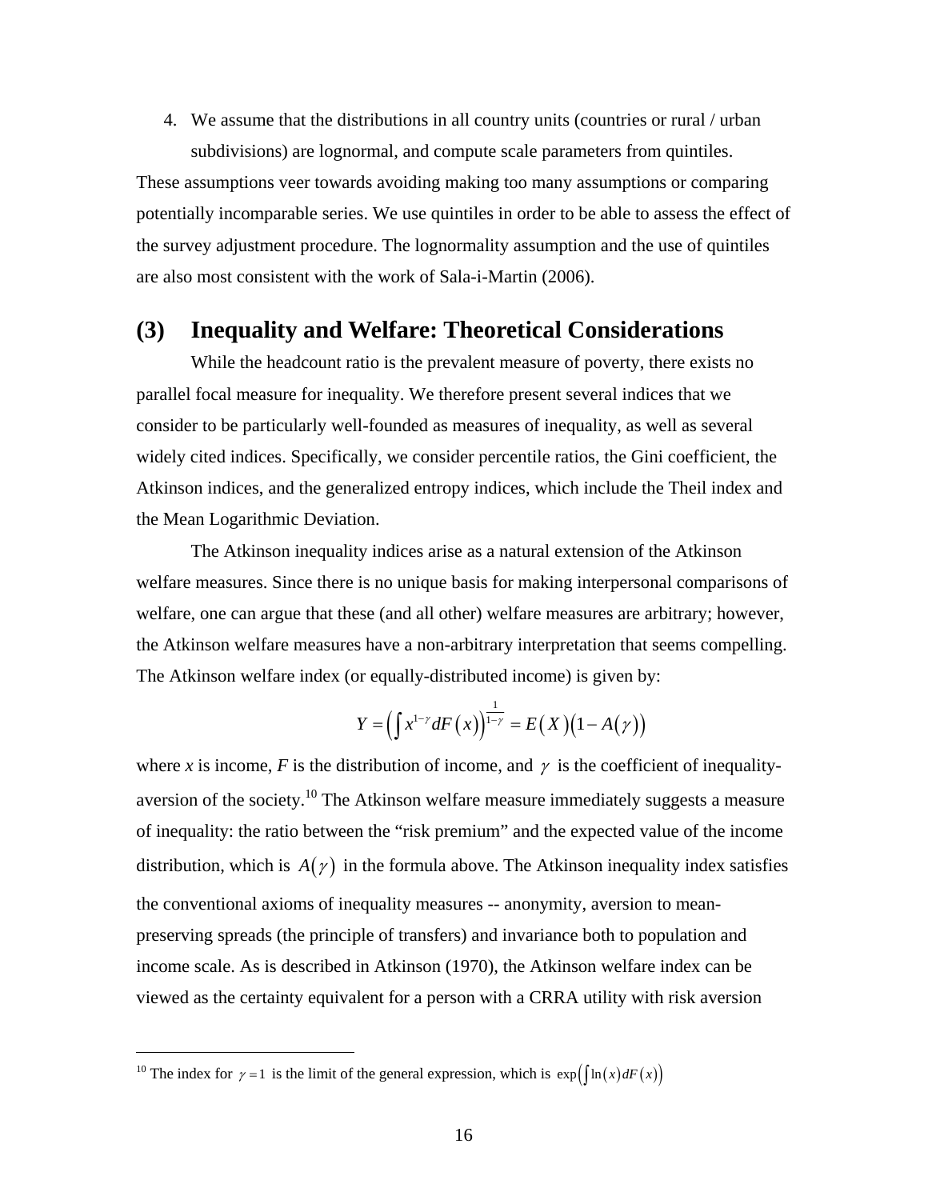4. We assume that the distributions in all country units (countries or rural / urban subdivisions) are lognormal, and compute scale parameters from quintiles.

These assumptions veer towards avoiding making too many assumptions or comparing potentially incomparable series. We use quintiles in order to be able to assess the effect of the survey adjustment procedure. The lognormality assumption and the use of quintiles are also most consistent with the work of Sala-i-Martin (2006).

## (3) Inequality and Welfare: Theoretical Considerations

While the headcount ratio is the prevalent measure of poverty, there exists no parallel focal measure for inequality. We therefore present several indices that we consider to be particularly well-founded as measures of inequality, as well as several widely cited indices. Specifically, we consider percentile ratios, the Gini coefficient, the Atkinson indices, and the generalized entropy indices, which include the Theil index and the Mean Logarithmic Deviation.

The Atkinson inequality indices arise as a natural extension of the Atkinson welfare measures. Since there is no unique basis for making interpersonal comparisons of welfare, one can argue that these (and all other) welfare measures are arbitrary; however, the Atkinson welfare measures have a non-arbitrary interpretation that seems compelling. The Atkinson welfare index (or equally-distributed income) is given by:

$$Y = \left(\int x^{1-\gamma} dF(x)\right)^{\frac{1}{1-\gamma}} = E(X)\left(1 - A(\gamma)\right)$$

where *x* is income, *F* is the distribution of income, and $\gamma$ is the coefficient of inequality-aversion of the society.[10] The Atkinson welfare measure immediately suggests a measure of inequality: the ratio between the "risk premium" and the expected value of the income distribution, which is $A(\gamma)$ in the formula above. The Atkinson inequality index satisfies the conventional axioms of inequality measures -- anonymity, aversion to mean-preserving spreads (the principle of transfers) and invariance both to population and income scale. As is described in Atkinson (1970), the Atkinson welfare index can be viewed as the certainty equivalent for a person with a CRRA utility with risk aversion

[10] The index for $\gamma = 1$ is the limit of the general expression, which is $\exp\left(\int \ln(x) dF(x)\right)$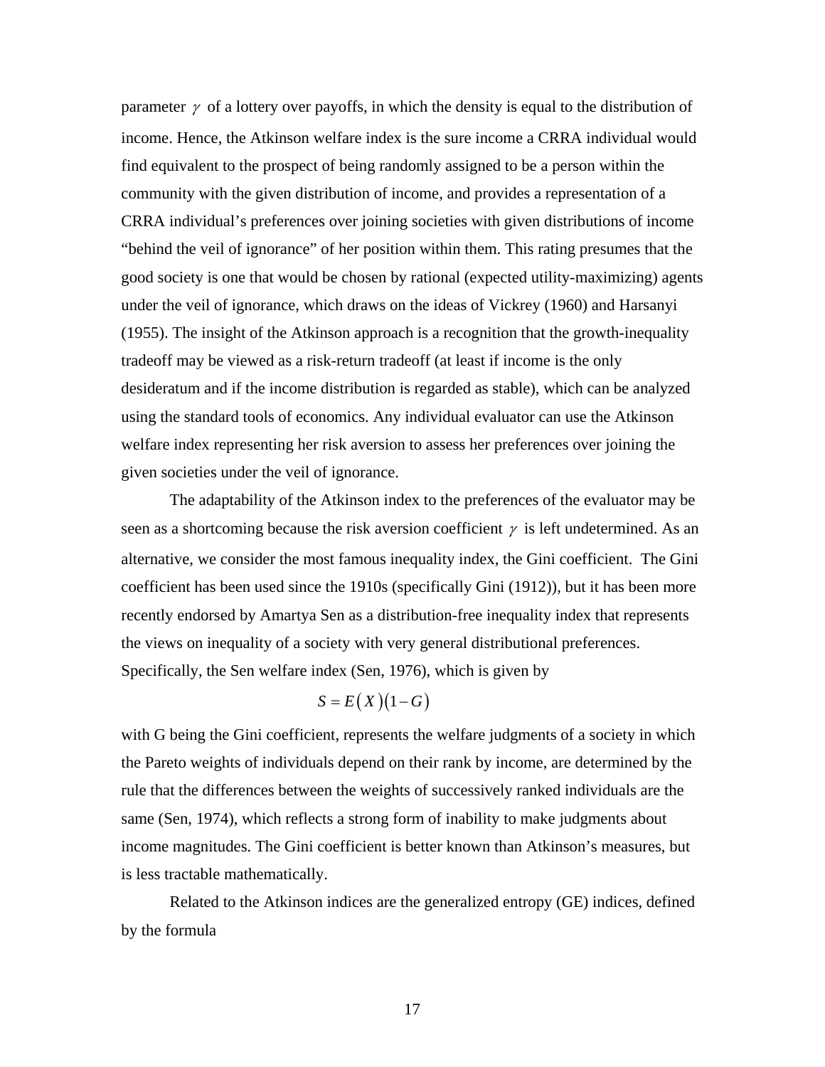parameter $\gamma$ of a lottery over payoffs, in which the density is equal to the distribution of income. Hence, the Atkinson welfare index is the sure income a CRRA individual would find equivalent to the prospect of being randomly assigned to be a person within the community with the given distribution of income, and provides a representation of a CRRA individual's preferences over joining societies with given distributions of income "behind the veil of ignorance" of her position within them. This rating presumes that the good society is one that would be chosen by rational (expected utility-maximizing) agents under the veil of ignorance, which draws on the ideas of Vickrey (1960) and Harsanyi (1955). The insight of the Atkinson approach is a recognition that the growth-inequality tradeoff may be viewed as a risk-return tradeoff (at least if income is the only desideratum and if the income distribution is regarded as stable), which can be analyzed using the standard tools of economics. Any individual evaluator can use the Atkinson welfare index representing her risk aversion to assess her preferences over joining the given societies under the veil of ignorance.

The adaptability of the Atkinson index to the preferences of the evaluator may be seen as a shortcoming because the risk aversion coefficient $\gamma$ is left undetermined. As an alternative, we consider the most famous inequality index, the Gini coefficient. The Gini coefficient has been used since the 1910s (specifically Gini (1912)), but it has been more recently endorsed by Amartya Sen as a distribution-free inequality index that represents the views on inequality of a society with very general distributional preferences. Specifically, the Sen welfare index (Sen, 1976), which is given by

$$S = E(X)(1-G)$$

with G being the Gini coefficient, represents the welfare judgments of a society in which the Pareto weights of individuals depend on their rank by income, are determined by the rule that the differences between the weights of successively ranked individuals are the same (Sen, 1974), which reflects a strong form of inability to make judgments about income magnitudes. The Gini coefficient is better known than Atkinson's measures, but is less tractable mathematically.

Related to the Atkinson indices are the generalized entropy (GE) indices, defined by the formula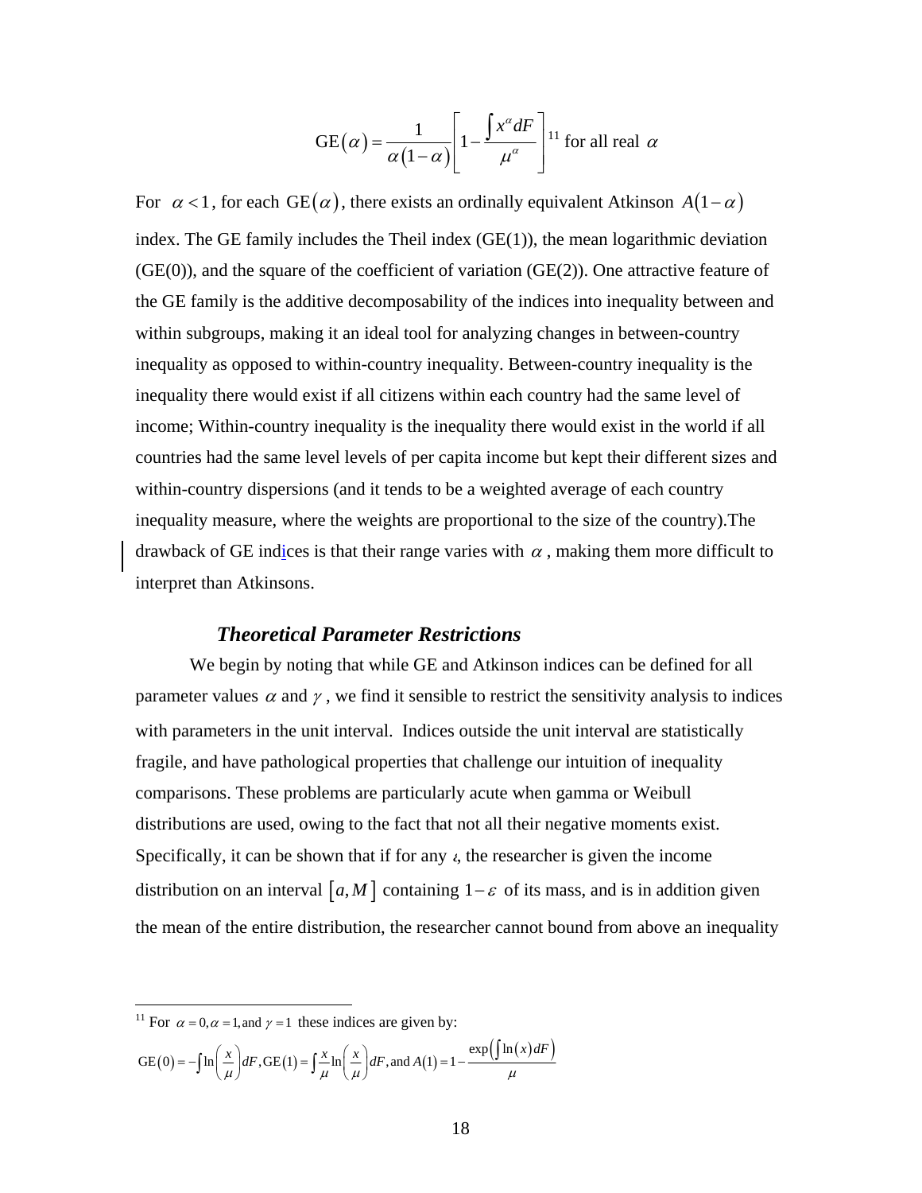$$\text{GE}(\alpha) = \frac{1}{\alpha(1-\alpha)}\left[1 - \frac{\int x^{\alpha} dF}{\mu^{\alpha}}\right]^{11} \text{ for all real } \alpha$$

For $\alpha < 1$, for each $\text{GE}(\alpha)$, there exists an ordinally equivalent Atkinson $A(1-\alpha)$ index. The GE family includes the Theil index (GE(1)), the mean logarithmic deviation (GE(0)), and the square of the coefficient of variation (GE(2)). One attractive feature of the GE family is the additive decomposability of the indices into inequality between and within subgroups, making it an ideal tool for analyzing changes in between-country inequality as opposed to within-country inequality. Between-country inequality is the inequality there would exist if all citizens within each country had the same level of income; Within-country inequality is the inequality there would exist in the world if all countries had the same level levels of per capita income but kept their different sizes and within-country dispersions (and it tends to be a weighted average of each country inequality measure, where the weights are proportional to the size of the country).The drawback of GE indices is that their range varies with $\alpha$, making them more difficult to interpret than Atkinsons.

### *Theoretical Parameter Restrictions*

We begin by noting that while GE and Atkinson indices can be defined for all parameter values $\alpha$ and $\gamma$, we find it sensible to restrict the sensitivity analysis to indices with parameters in the unit interval. Indices outside the unit interval are statistically fragile, and have pathological properties that challenge our intuition of inequality comparisons. These problems are particularly acute when gamma or Weibull distributions are used, owing to the fact that not all their negative moments exist. Specifically, it can be shown that if for any $\varepsilon$, the researcher is given the income distribution on an interval $[a, M]$ containing $1-\varepsilon$ of its mass, and is in addition given the mean of the entire distribution, the researcher cannot bound from above an inequality

---

[11] For $\alpha = 0, \alpha = 1,$ and $\gamma = 1$ these indices are given by:

$$\text{GE}(0) = -\int \ln\left(\frac{x}{\mu}\right) dF, \text{GE}(1) = \int \frac{x}{\mu} \ln\left(\frac{x}{\mu}\right) dF, \text{and } A(1) = 1 - \frac{\exp\left(\int \ln(x) dF\right)}{\mu}$$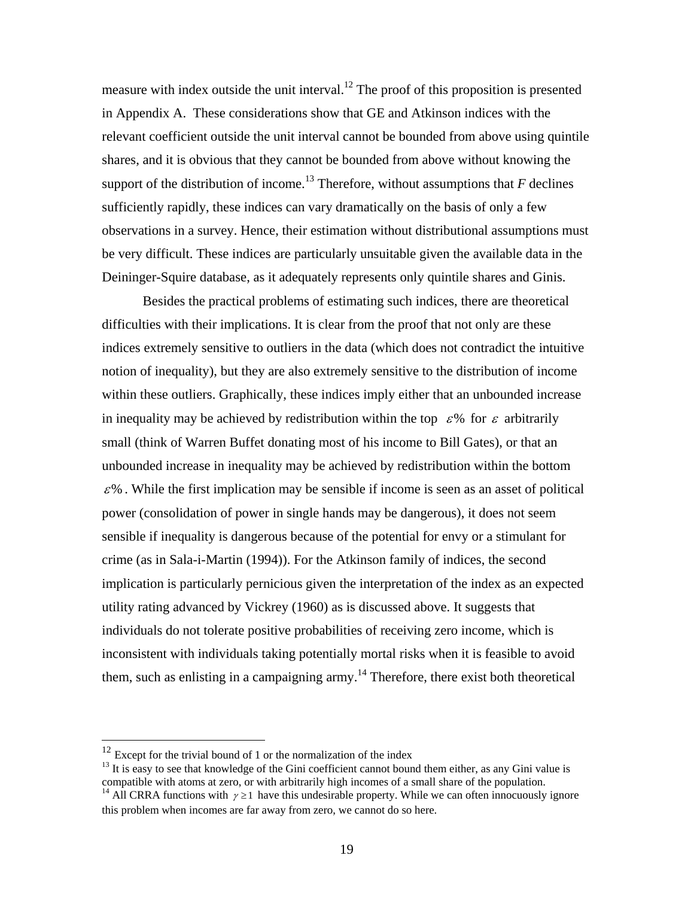measure with index outside the unit interval.[12] The proof of this proposition is presented in Appendix A. These considerations show that GE and Atkinson indices with the relevant coefficient outside the unit interval cannot be bounded from above using quintile shares, and it is obvious that they cannot be bounded from above without knowing the support of the distribution of income.[13] Therefore, without assumptions that *F* declines sufficiently rapidly, these indices can vary dramatically on the basis of only a few observations in a survey. Hence, their estimation without distributional assumptions must be very difficult. These indices are particularly unsuitable given the available data in the Deininger-Squire database, as it adequately represents only quintile shares and Ginis.

Besides the practical problems of estimating such indices, there are theoretical difficulties with their implications. It is clear from the proof that not only are these indices extremely sensitive to outliers in the data (which does not contradict the intuitive notion of inequality), but they are also extremely sensitive to the distribution of income within these outliers. Graphically, these indices imply either that an unbounded increase in inequality may be achieved by redistribution within the top $\varepsilon\%$ for $\varepsilon$ arbitrarily small (think of Warren Buffet donating most of his income to Bill Gates), or that an unbounded increase in inequality may be achieved by redistribution within the bottom $\varepsilon\%$. While the first implication may be sensible if income is seen as an asset of political power (consolidation of power in single hands may be dangerous), it does not seem sensible if inequality is dangerous because of the potential for envy or a stimulant for crime (as in Sala-i-Martin (1994)). For the Atkinson family of indices, the second implication is particularly pernicious given the interpretation of the index as an expected utility rating advanced by Vickrey (1960) as is discussed above. It suggests that individuals do not tolerate positive probabilities of receiving zero income, which is inconsistent with individuals taking potentially mortal risks when it is feasible to avoid them, such as enlisting in a campaigning army.[14] Therefore, there exist both theoretical

---

[12] Except for the trivial bound of 1 or the normalization of the index

[13] It is easy to see that knowledge of the Gini coefficient cannot bound them either, as any Gini value is compatible with atoms at zero, or with arbitrarily high incomes of a small share of the population.

[14] All CRRA functions with $\gamma \geq 1$ have this undesirable property. While we can often innocuously ignore this problem when incomes are far away from zero, we cannot do so here.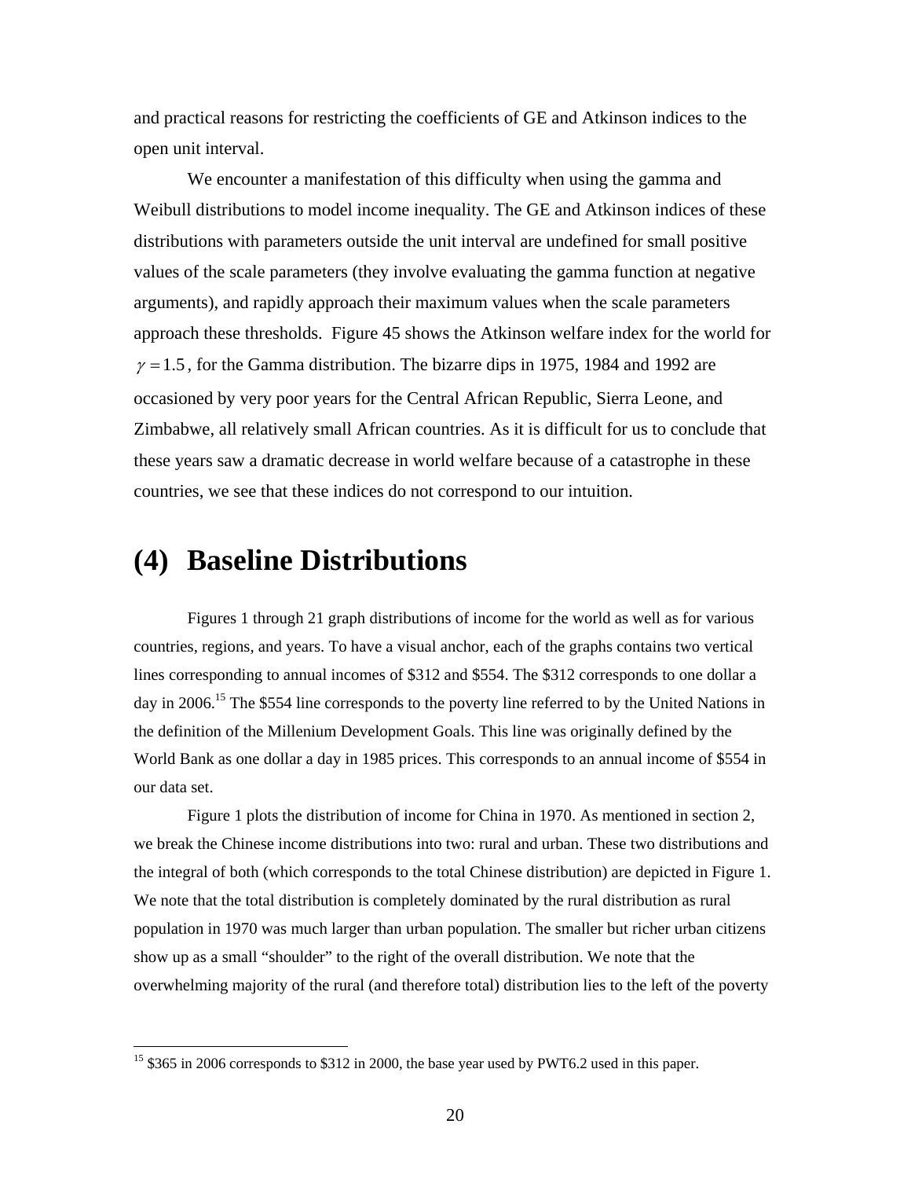and practical reasons for restricting the coefficients of GE and Atkinson indices to the open unit interval.

We encounter a manifestation of this difficulty when using the gamma and Weibull distributions to model income inequality. The GE and Atkinson indices of these distributions with parameters outside the unit interval are undefined for small positive values of the scale parameters (they involve evaluating the gamma function at negative arguments), and rapidly approach their maximum values when the scale parameters approach these thresholds. Figure 45 shows the Atkinson welfare index for the world for $\gamma = 1.5$, for the Gamma distribution. The bizarre dips in 1975, 1984 and 1992 are occasioned by very poor years for the Central African Republic, Sierra Leone, and Zimbabwe, all relatively small African countries. As it is difficult for us to conclude that these years saw a dramatic decrease in world welfare because of a catastrophe in these countries, we see that these indices do not correspond to our intuition.

# (4) Baseline Distributions

Figures 1 through 21 graph distributions of income for the world as well as for various countries, regions, and years. To have a visual anchor, each of the graphs contains two vertical lines corresponding to annual incomes of $312 and $554. The $312 corresponds to one dollar a day in 2006.[15] The $554 line corresponds to the poverty line referred to by the United Nations in the definition of the Millenium Development Goals. This line was originally defined by the World Bank as one dollar a day in 1985 prices. This corresponds to an annual income of $554 in our data set.

Figure 1 plots the distribution of income for China in 1970. As mentioned in section 2, we break the Chinese income distributions into two: rural and urban. These two distributions and the integral of both (which corresponds to the total Chinese distribution) are depicted in Figure 1. We note that the total distribution is completely dominated by the rural distribution as rural population in 1970 was much larger than urban population. The smaller but richer urban citizens show up as a small "shoulder" to the right of the overall distribution. We note that the overwhelming majority of the rural (and therefore total) distribution lies to the left of the poverty

[15] $365 in 2006 corresponds to $312 in 2000, the base year used by PWT6.2 used in this paper.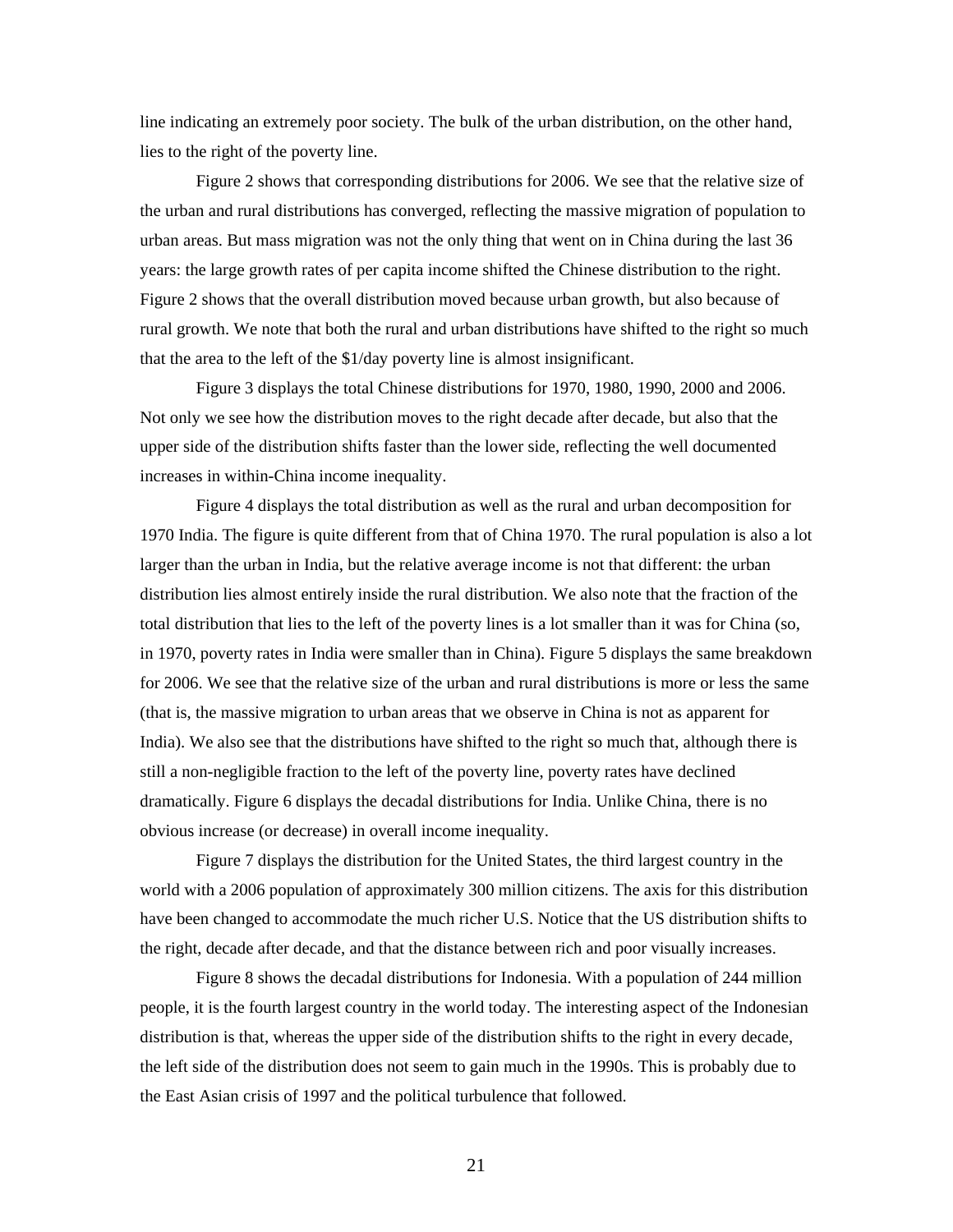line indicating an extremely poor society. The bulk of the urban distribution, on the other hand, lies to the right of the poverty line.

Figure 2 shows that corresponding distributions for 2006. We see that the relative size of the urban and rural distributions has converged, reflecting the massive migration of population to urban areas. But mass migration was not the only thing that went on in China during the last 36 years: the large growth rates of per capita income shifted the Chinese distribution to the right. Figure 2 shows that the overall distribution moved because urban growth, but also because of rural growth. We note that both the rural and urban distributions have shifted to the right so much that the area to the left of the $1/day poverty line is almost insignificant.

Figure 3 displays the total Chinese distributions for 1970, 1980, 1990, 2000 and 2006. Not only we see how the distribution moves to the right decade after decade, but also that the upper side of the distribution shifts faster than the lower side, reflecting the well documented increases in within-China income inequality.

Figure 4 displays the total distribution as well as the rural and urban decomposition for 1970 India. The figure is quite different from that of China 1970. The rural population is also a lot larger than the urban in India, but the relative average income is not that different: the urban distribution lies almost entirely inside the rural distribution. We also note that the fraction of the total distribution that lies to the left of the poverty lines is a lot smaller than it was for China (so, in 1970, poverty rates in India were smaller than in China). Figure 5 displays the same breakdown for 2006. We see that the relative size of the urban and rural distributions is more or less the same (that is, the massive migration to urban areas that we observe in China is not as apparent for India). We also see that the distributions have shifted to the right so much that, although there is still a non-negligible fraction to the left of the poverty line, poverty rates have declined dramatically. Figure 6 displays the decadal distributions for India. Unlike China, there is no obvious increase (or decrease) in overall income inequality.

Figure 7 displays the distribution for the United States, the third largest country in the world with a 2006 population of approximately 300 million citizens. The axis for this distribution have been changed to accommodate the much richer U.S. Notice that the US distribution shifts to the right, decade after decade, and that the distance between rich and poor visually increases.

Figure 8 shows the decadal distributions for Indonesia. With a population of 244 million people, it is the fourth largest country in the world today. The interesting aspect of the Indonesian distribution is that, whereas the upper side of the distribution shifts to the right in every decade, the left side of the distribution does not seem to gain much in the 1990s. This is probably due to the East Asian crisis of 1997 and the political turbulence that followed.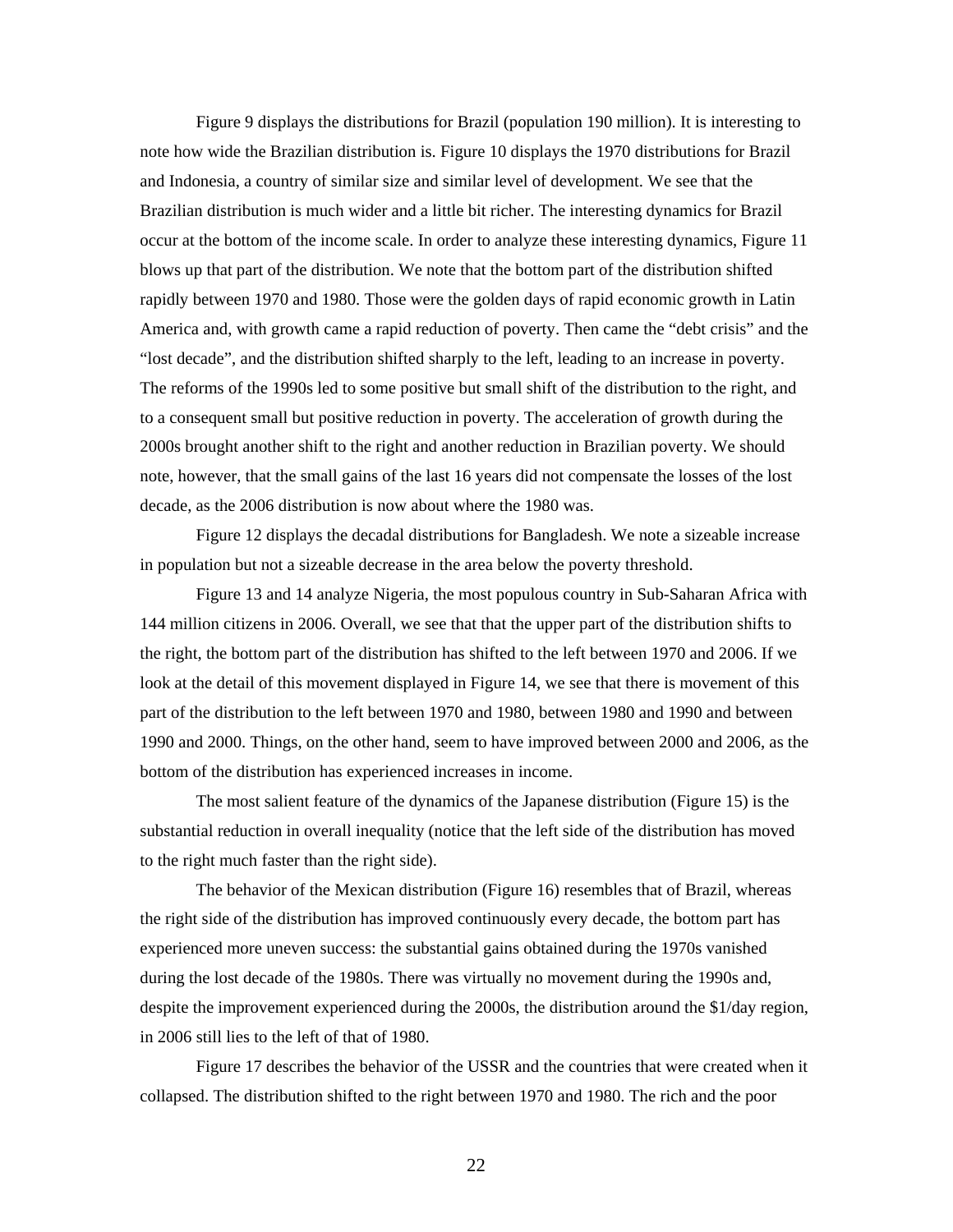Figure 9 displays the distributions for Brazil (population 190 million). It is interesting to note how wide the Brazilian distribution is. Figure 10 displays the 1970 distributions for Brazil and Indonesia, a country of similar size and similar level of development. We see that the Brazilian distribution is much wider and a little bit richer. The interesting dynamics for Brazil occur at the bottom of the income scale. In order to analyze these interesting dynamics, Figure 11 blows up that part of the distribution. We note that the bottom part of the distribution shifted rapidly between 1970 and 1980. Those were the golden days of rapid economic growth in Latin America and, with growth came a rapid reduction of poverty. Then came the "debt crisis" and the "lost decade", and the distribution shifted sharply to the left, leading to an increase in poverty. The reforms of the 1990s led to some positive but small shift of the distribution to the right, and to a consequent small but positive reduction in poverty. The acceleration of growth during the 2000s brought another shift to the right and another reduction in Brazilian poverty. We should note, however, that the small gains of the last 16 years did not compensate the losses of the lost decade, as the 2006 distribution is now about where the 1980 was.

Figure 12 displays the decadal distributions for Bangladesh. We note a sizeable increase in population but not a sizeable decrease in the area below the poverty threshold.

Figure 13 and 14 analyze Nigeria, the most populous country in Sub-Saharan Africa with 144 million citizens in 2006. Overall, we see that that the upper part of the distribution shifts to the right, the bottom part of the distribution has shifted to the left between 1970 and 2006. If we look at the detail of this movement displayed in Figure 14, we see that there is movement of this part of the distribution to the left between 1970 and 1980, between 1980 and 1990 and between 1990 and 2000. Things, on the other hand, seem to have improved between 2000 and 2006, as the bottom of the distribution has experienced increases in income.

The most salient feature of the dynamics of the Japanese distribution (Figure 15) is the substantial reduction in overall inequality (notice that the left side of the distribution has moved to the right much faster than the right side).

The behavior of the Mexican distribution (Figure 16) resembles that of Brazil, whereas the right side of the distribution has improved continuously every decade, the bottom part has experienced more uneven success: the substantial gains obtained during the 1970s vanished during the lost decade of the 1980s. There was virtually no movement during the 1990s and, despite the improvement experienced during the 2000s, the distribution around the $1/day region, in 2006 still lies to the left of that of 1980.

Figure 17 describes the behavior of the USSR and the countries that were created when it collapsed. The distribution shifted to the right between 1970 and 1980. The rich and the poor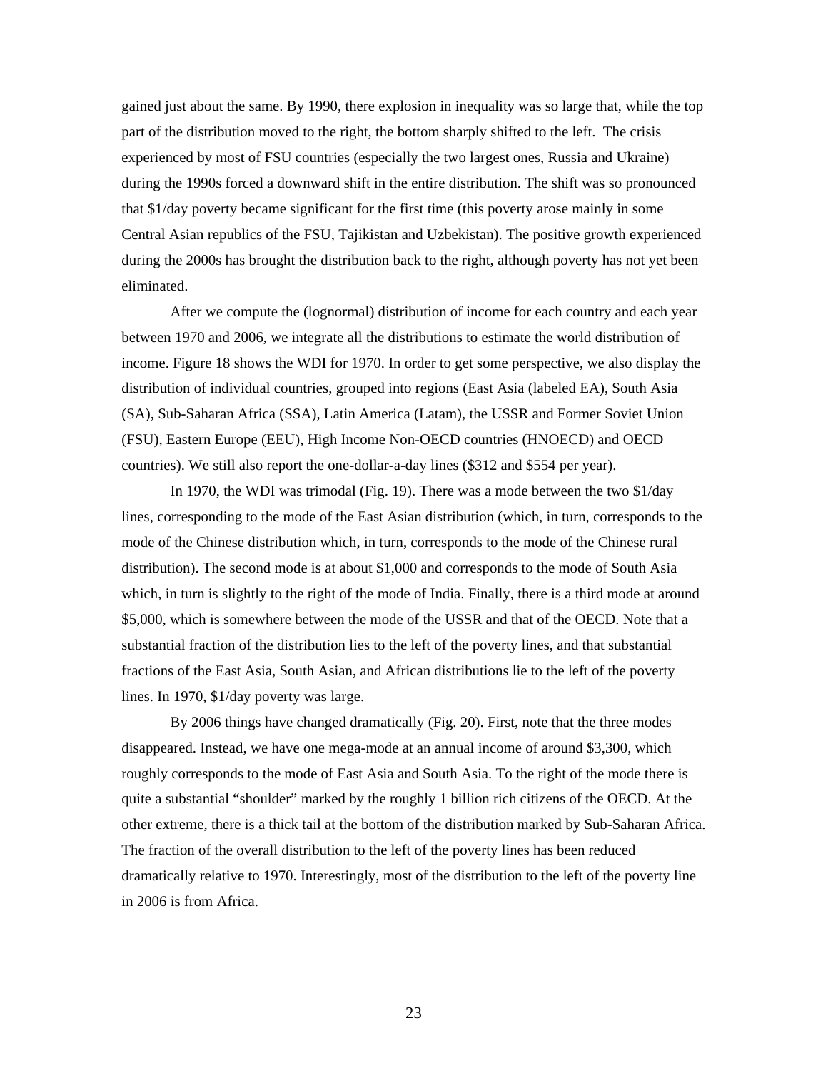gained just about the same. By 1990, there explosion in inequality was so large that, while the top part of the distribution moved to the right, the bottom sharply shifted to the left. The crisis experienced by most of FSU countries (especially the two largest ones, Russia and Ukraine) during the 1990s forced a downward shift in the entire distribution. The shift was so pronounced that $1/day poverty became significant for the first time (this poverty arose mainly in some Central Asian republics of the FSU, Tajikistan and Uzbekistan). The positive growth experienced during the 2000s has brought the distribution back to the right, although poverty has not yet been eliminated.

After we compute the (lognormal) distribution of income for each country and each year between 1970 and 2006, we integrate all the distributions to estimate the world distribution of income. Figure 18 shows the WDI for 1970. In order to get some perspective, we also display the distribution of individual countries, grouped into regions (East Asia (labeled EA), South Asia (SA), Sub-Saharan Africa (SSA), Latin America (Latam), the USSR and Former Soviet Union (FSU), Eastern Europe (EEU), High Income Non-OECD countries (HNOECD) and OECD countries). We still also report the one-dollar-a-day lines ($312 and $554 per year).

In 1970, the WDI was trimodal (Fig. 19). There was a mode between the two $1/day lines, corresponding to the mode of the East Asian distribution (which, in turn, corresponds to the mode of the Chinese distribution which, in turn, corresponds to the mode of the Chinese rural distribution). The second mode is at about $1,000 and corresponds to the mode of South Asia which, in turn is slightly to the right of the mode of India. Finally, there is a third mode at around $5,000, which is somewhere between the mode of the USSR and that of the OECD. Note that a substantial fraction of the distribution lies to the left of the poverty lines, and that substantial fractions of the East Asia, South Asian, and African distributions lie to the left of the poverty lines. In 1970, $1/day poverty was large.

By 2006 things have changed dramatically (Fig. 20). First, note that the three modes disappeared. Instead, we have one mega-mode at an annual income of around $3,300, which roughly corresponds to the mode of East Asia and South Asia. To the right of the mode there is quite a substantial "shoulder" marked by the roughly 1 billion rich citizens of the OECD. At the other extreme, there is a thick tail at the bottom of the distribution marked by Sub-Saharan Africa. The fraction of the overall distribution to the left of the poverty lines has been reduced dramatically relative to 1970. Interestingly, most of the distribution to the left of the poverty line in 2006 is from Africa.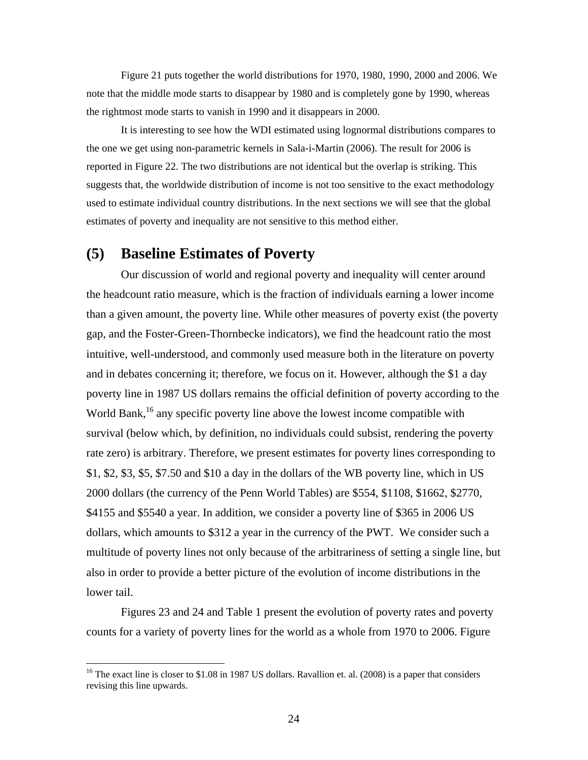Figure 21 puts together the world distributions for 1970, 1980, 1990, 2000 and 2006. We note that the middle mode starts to disappear by 1980 and is completely gone by 1990, whereas the rightmost mode starts to vanish in 1990 and it disappears in 2000.

It is interesting to see how the WDI estimated using lognormal distributions compares to the one we get using non-parametric kernels in Sala-i-Martin (2006). The result for 2006 is reported in Figure 22. The two distributions are not identical but the overlap is striking. This suggests that, the worldwide distribution of income is not too sensitive to the exact methodology used to estimate individual country distributions. In the next sections we will see that the global estimates of poverty and inequality are not sensitive to this method either.

## (5) Baseline Estimates of Poverty

Our discussion of world and regional poverty and inequality will center around the headcount ratio measure, which is the fraction of individuals earning a lower income than a given amount, the poverty line. While other measures of poverty exist (the poverty gap, and the Foster-Green-Thornbecke indicators), we find the headcount ratio the most intuitive, well-understood, and commonly used measure both in the literature on poverty and in debates concerning it; therefore, we focus on it. However, although the $1 a day poverty line in 1987 US dollars remains the official definition of poverty according to the World Bank,[16] any specific poverty line above the lowest income compatible with survival (below which, by definition, no individuals could subsist, rendering the poverty rate zero) is arbitrary. Therefore, we present estimates for poverty lines corresponding to $1, $2, $3, $5, $7.50 and $10 a day in the dollars of the WB poverty line, which in US 2000 dollars (the currency of the Penn World Tables) are $554, $1108, $1662, $2770, $4155 and $5540 a year. In addition, we consider a poverty line of $365 in 2006 US dollars, which amounts to $312 a year in the currency of the PWT. We consider such a multitude of poverty lines not only because of the arbitrariness of setting a single line, but also in order to provide a better picture of the evolution of income distributions in the lower tail.

Figures 23 and 24 and Table 1 present the evolution of poverty rates and poverty counts for a variety of poverty lines for the world as a whole from 1970 to 2006. Figure

[16] The exact line is closer to $1.08 in 1987 US dollars. Ravallion et. al. (2008) is a paper that considers revising this line upwards.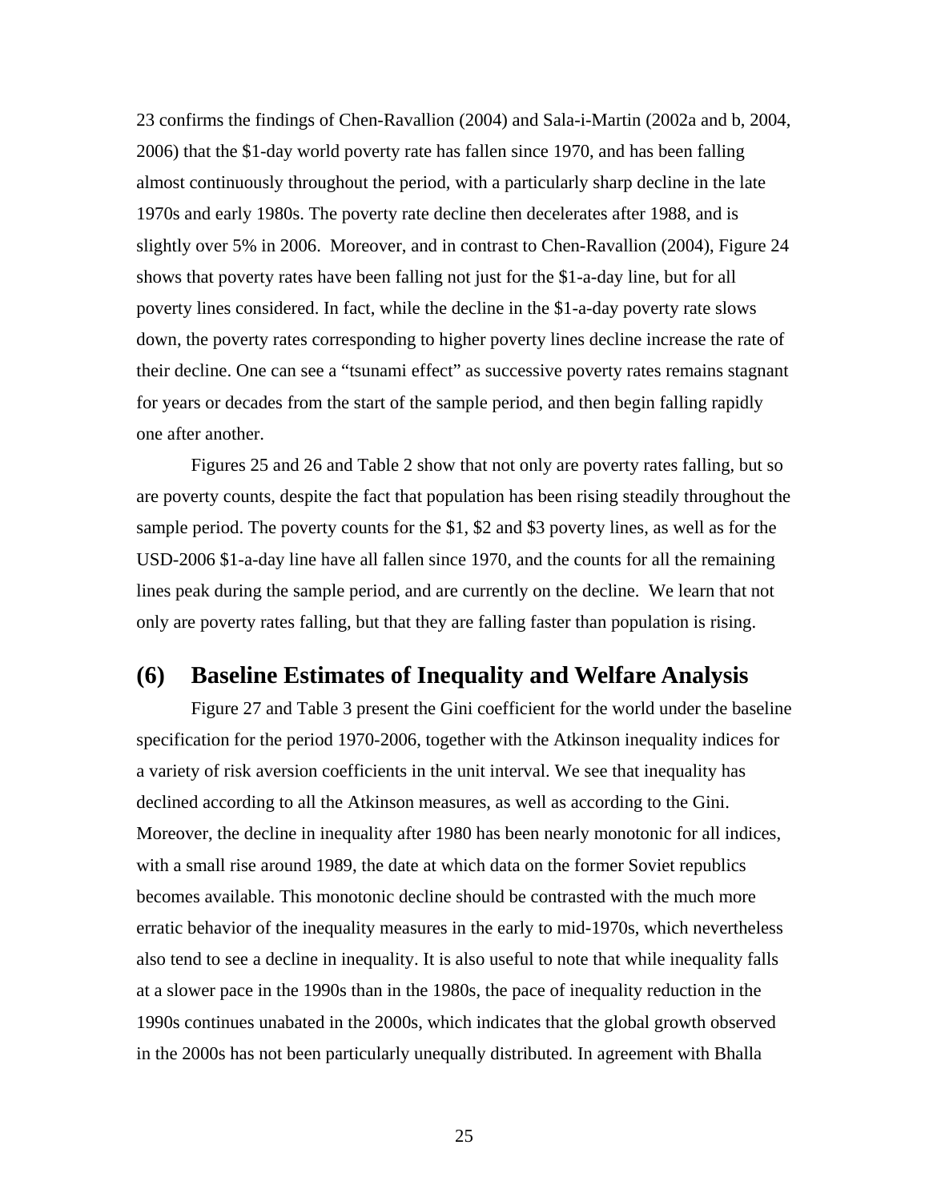23 confirms the findings of Chen-Ravallion (2004) and Sala-i-Martin (2002a and b, 2004, 2006) that the $1-day world poverty rate has fallen since 1970, and has been falling almost continuously throughout the period, with a particularly sharp decline in the late 1970s and early 1980s. The poverty rate decline then decelerates after 1988, and is slightly over 5% in 2006. Moreover, and in contrast to Chen-Ravallion (2004), Figure 24 shows that poverty rates have been falling not just for the $1-a-day line, but for all poverty lines considered. In fact, while the decline in the $1-a-day poverty rate slows down, the poverty rates corresponding to higher poverty lines decline increase the rate of their decline. One can see a "tsunami effect" as successive poverty rates remains stagnant for years or decades from the start of the sample period, and then begin falling rapidly one after another.

Figures 25 and 26 and Table 2 show that not only are poverty rates falling, but so are poverty counts, despite the fact that population has been rising steadily throughout the sample period. The poverty counts for the $1, $2 and $3 poverty lines, as well as for the USD-2006 $1-a-day line have all fallen since 1970, and the counts for all the remaining lines peak during the sample period, and are currently on the decline. We learn that not only are poverty rates falling, but that they are falling faster than population is rising.

## (6) Baseline Estimates of Inequality and Welfare Analysis

Figure 27 and Table 3 present the Gini coefficient for the world under the baseline specification for the period 1970-2006, together with the Atkinson inequality indices for a variety of risk aversion coefficients in the unit interval. We see that inequality has declined according to all the Atkinson measures, as well as according to the Gini. Moreover, the decline in inequality after 1980 has been nearly monotonic for all indices, with a small rise around 1989, the date at which data on the former Soviet republics becomes available. This monotonic decline should be contrasted with the much more erratic behavior of the inequality measures in the early to mid-1970s, which nevertheless also tend to see a decline in inequality. It is also useful to note that while inequality falls at a slower pace in the 1990s than in the 1980s, the pace of inequality reduction in the 1990s continues unabated in the 2000s, which indicates that the global growth observed in the 2000s has not been particularly unequally distributed. In agreement with Bhalla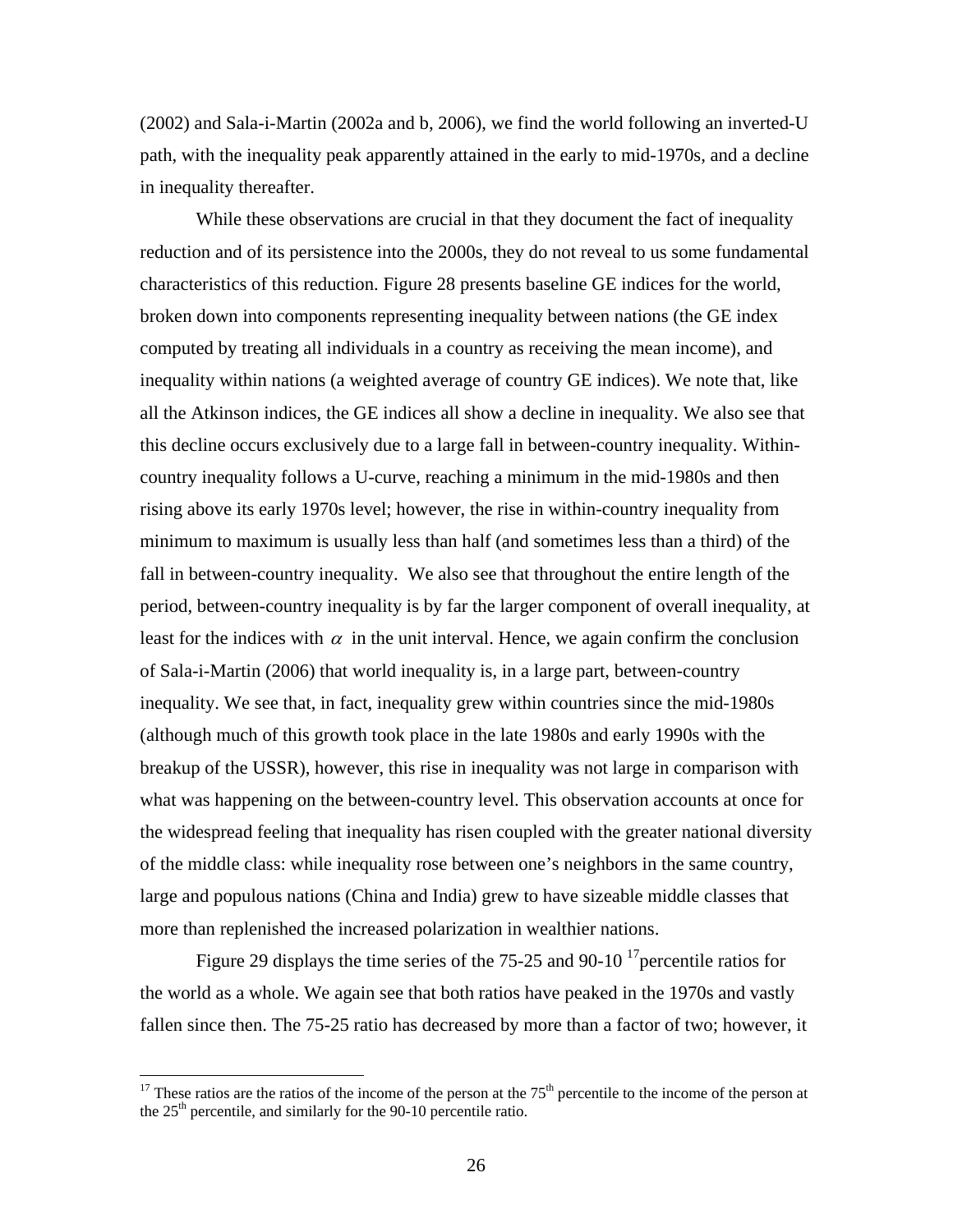(2002) and Sala-i-Martin (2002a and b, 2006), we find the world following an inverted-U path, with the inequality peak apparently attained in the early to mid-1970s, and a decline in inequality thereafter.

While these observations are crucial in that they document the fact of inequality reduction and of its persistence into the 2000s, they do not reveal to us some fundamental characteristics of this reduction. Figure 28 presents baseline GE indices for the world, broken down into components representing inequality between nations (the GE index computed by treating all individuals in a country as receiving the mean income), and inequality within nations (a weighted average of country GE indices). We note that, like all the Atkinson indices, the GE indices all show a decline in inequality. We also see that this decline occurs exclusively due to a large fall in between-country inequality. Within-country inequality follows a U-curve, reaching a minimum in the mid-1980s and then rising above its early 1970s level; however, the rise in within-country inequality from minimum to maximum is usually less than half (and sometimes less than a third) of the fall in between-country inequality. We also see that throughout the entire length of the period, between-country inequality is by far the larger component of overall inequality, at least for the indices with $\alpha$ in the unit interval. Hence, we again confirm the conclusion of Sala-i-Martin (2006) that world inequality is, in a large part, between-country inequality. We see that, in fact, inequality grew within countries since the mid-1980s (although much of this growth took place in the late 1980s and early 1990s with the breakup of the USSR), however, this rise in inequality was not large in comparison with what was happening on the between-country level. This observation accounts at once for the widespread feeling that inequality has risen coupled with the greater national diversity of the middle class: while inequality rose between one's neighbors in the same country, large and populous nations (China and India) grew to have sizeable middle classes that more than replenished the increased polarization in wealthier nations.

Figure 29 displays the time series of the 75-25 and 90-10 [17]percentile ratios for the world as a whole. We again see that both ratios have peaked in the 1970s and vastly fallen since then. The 75-25 ratio has decreased by more than a factor of two; however, it

[17] These ratios are the ratios of the income of the person at the 75th percentile to the income of the person at the 25th percentile, and similarly for the 90-10 percentile ratio.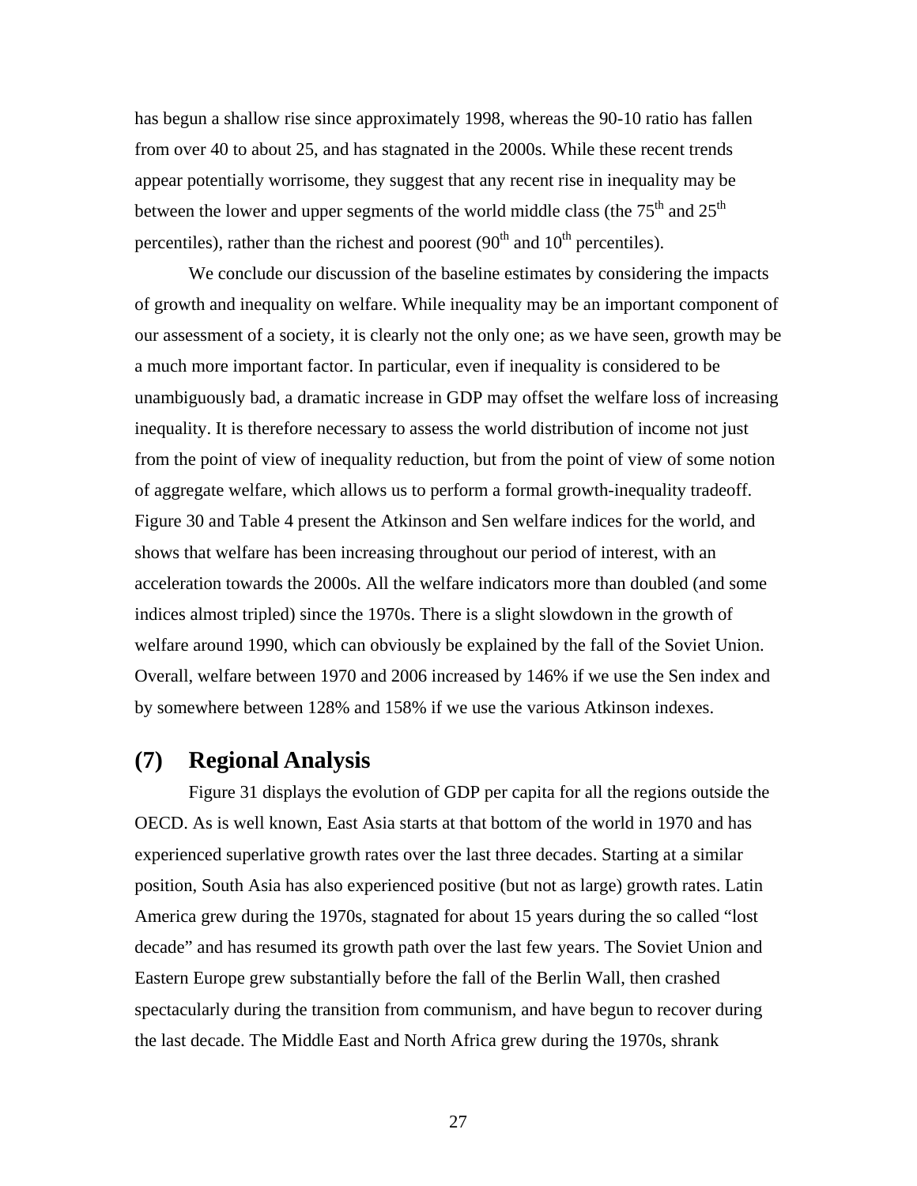has begun a shallow rise since approximately 1998, whereas the 90-10 ratio has fallen from over 40 to about 25, and has stagnated in the 2000s. While these recent trends appear potentially worrisome, they suggest that any recent rise in inequality may be between the lower and upper segments of the world middle class (the 75th and 25th percentiles), rather than the richest and poorest (90th and 10th percentiles).

We conclude our discussion of the baseline estimates by considering the impacts of growth and inequality on welfare. While inequality may be an important component of our assessment of a society, it is clearly not the only one; as we have seen, growth may be a much more important factor. In particular, even if inequality is considered to be unambiguously bad, a dramatic increase in GDP may offset the welfare loss of increasing inequality. It is therefore necessary to assess the world distribution of income not just from the point of view of inequality reduction, but from the point of view of some notion of aggregate welfare, which allows us to perform a formal growth-inequality tradeoff. Figure 30 and Table 4 present the Atkinson and Sen welfare indices for the world, and shows that welfare has been increasing throughout our period of interest, with an acceleration towards the 2000s. All the welfare indicators more than doubled (and some indices almost tripled) since the 1970s. There is a slight slowdown in the growth of welfare around 1990, which can obviously be explained by the fall of the Soviet Union. Overall, welfare between 1970 and 2006 increased by 146% if we use the Sen index and by somewhere between 128% and 158% if we use the various Atkinson indexes.

## (7) Regional Analysis

Figure 31 displays the evolution of GDP per capita for all the regions outside the OECD. As is well known, East Asia starts at that bottom of the world in 1970 and has experienced superlative growth rates over the last three decades. Starting at a similar position, South Asia has also experienced positive (but not as large) growth rates. Latin America grew during the 1970s, stagnated for about 15 years during the so called "lost decade" and has resumed its growth path over the last few years. The Soviet Union and Eastern Europe grew substantially before the fall of the Berlin Wall, then crashed spectacularly during the transition from communism, and have begun to recover during the last decade. The Middle East and North Africa grew during the 1970s, shrank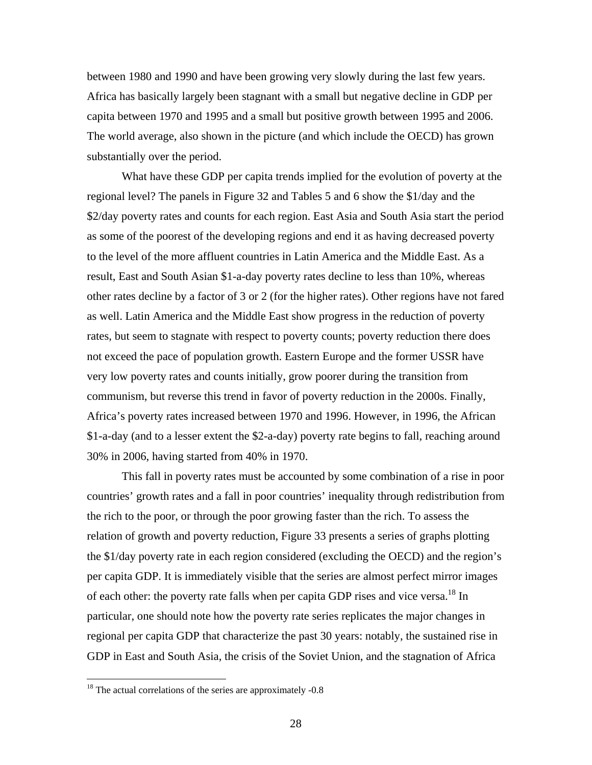between 1980 and 1990 and have been growing very slowly during the last few years. Africa has basically largely been stagnant with a small but negative decline in GDP per capita between 1970 and 1995 and a small but positive growth between 1995 and 2006. The world average, also shown in the picture (and which include the OECD) has grown substantially over the period.

What have these GDP per capita trends implied for the evolution of poverty at the regional level? The panels in Figure 32 and Tables 5 and 6 show the $1/day and the $2/day poverty rates and counts for each region. East Asia and South Asia start the period as some of the poorest of the developing regions and end it as having decreased poverty to the level of the more affluent countries in Latin America and the Middle East. As a result, East and South Asian $1-a-day poverty rates decline to less than 10%, whereas other rates decline by a factor of 3 or 2 (for the higher rates). Other regions have not fared as well. Latin America and the Middle East show progress in the reduction of poverty rates, but seem to stagnate with respect to poverty counts; poverty reduction there does not exceed the pace of population growth. Eastern Europe and the former USSR have very low poverty rates and counts initially, grow poorer during the transition from communism, but reverse this trend in favor of poverty reduction in the 2000s. Finally, Africa's poverty rates increased between 1970 and 1996. However, in 1996, the African $1-a-day (and to a lesser extent the $2-a-day) poverty rate begins to fall, reaching around 30% in 2006, having started from 40% in 1970.

This fall in poverty rates must be accounted by some combination of a rise in poor countries' growth rates and a fall in poor countries' inequality through redistribution from the rich to the poor, or through the poor growing faster than the rich. To assess the relation of growth and poverty reduction, Figure 33 presents a series of graphs plotting the $1/day poverty rate in each region considered (excluding the OECD) and the region's per capita GDP. It is immediately visible that the series are almost perfect mirror images of each other: the poverty rate falls when per capita GDP rises and vice versa.[18] In particular, one should note how the poverty rate series replicates the major changes in regional per capita GDP that characterize the past 30 years: notably, the sustained rise in GDP in East and South Asia, the crisis of the Soviet Union, and the stagnation of Africa

[18] The actual correlations of the series are approximately -0.8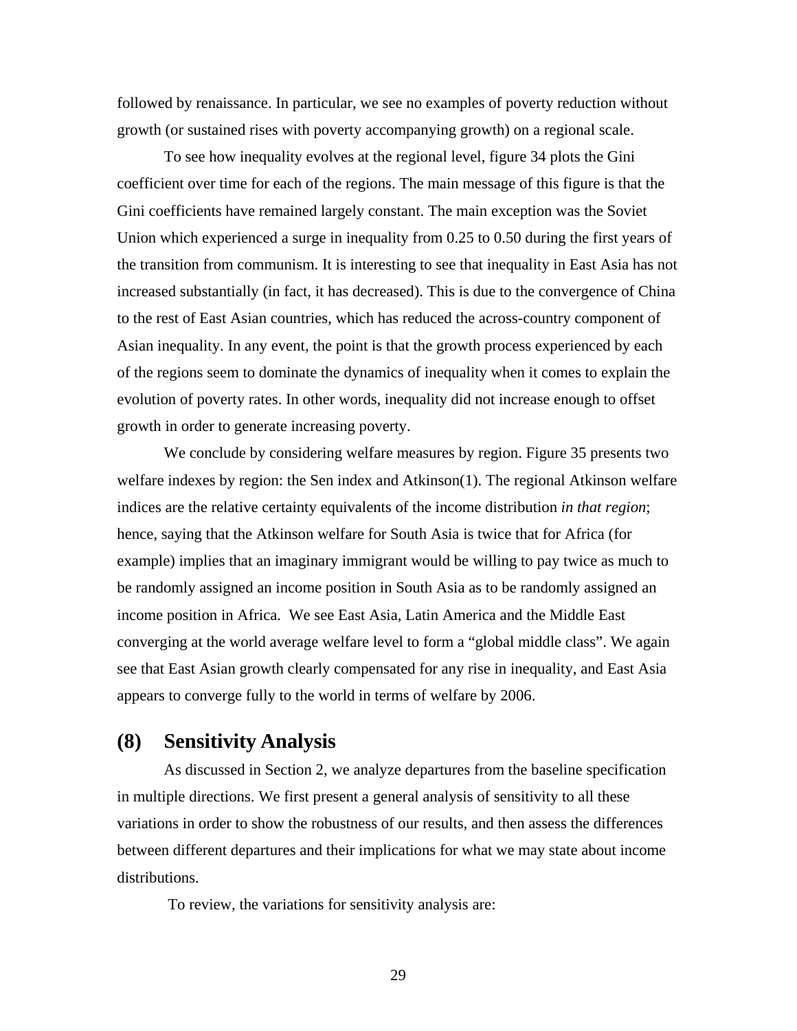followed by renaissance. In particular, we see no examples of poverty reduction without growth (or sustained rises with poverty accompanying growth) on a regional scale.

To see how inequality evolves at the regional level, figure 34 plots the Gini coefficient over time for each of the regions. The main message of this figure is that the Gini coefficients have remained largely constant. The main exception was the Soviet Union which experienced a surge in inequality from 0.25 to 0.50 during the first years of the transition from communism. It is interesting to see that inequality in East Asia has not increased substantially (in fact, it has decreased). This is due to the convergence of China to the rest of East Asian countries, which has reduced the across-country component of Asian inequality. In any event, the point is that the growth process experienced by each of the regions seem to dominate the dynamics of inequality when it comes to explain the evolution of poverty rates. In other words, inequality did not increase enough to offset growth in order to generate increasing poverty.

We conclude by considering welfare measures by region. Figure 35 presents two welfare indexes by region: the Sen index and Atkinson(1). The regional Atkinson welfare indices are the relative certainty equivalents of the income distribution *in that region*; hence, saying that the Atkinson welfare for South Asia is twice that for Africa (for example) implies that an imaginary immigrant would be willing to pay twice as much to be randomly assigned an income position in South Asia as to be randomly assigned an income position in Africa. We see East Asia, Latin America and the Middle East converging at the world average welfare level to form a "global middle class". We again see that East Asian growth clearly compensated for any rise in inequality, and East Asia appears to converge fully to the world in terms of welfare by 2006.

## (8) Sensitivity Analysis

As discussed in Section 2, we analyze departures from the baseline specification in multiple directions. We first present a general analysis of sensitivity to all these variations in order to show the robustness of our results, and then assess the differences between different departures and their implications for what we may state about income distributions.

To review, the variations for sensitivity analysis are: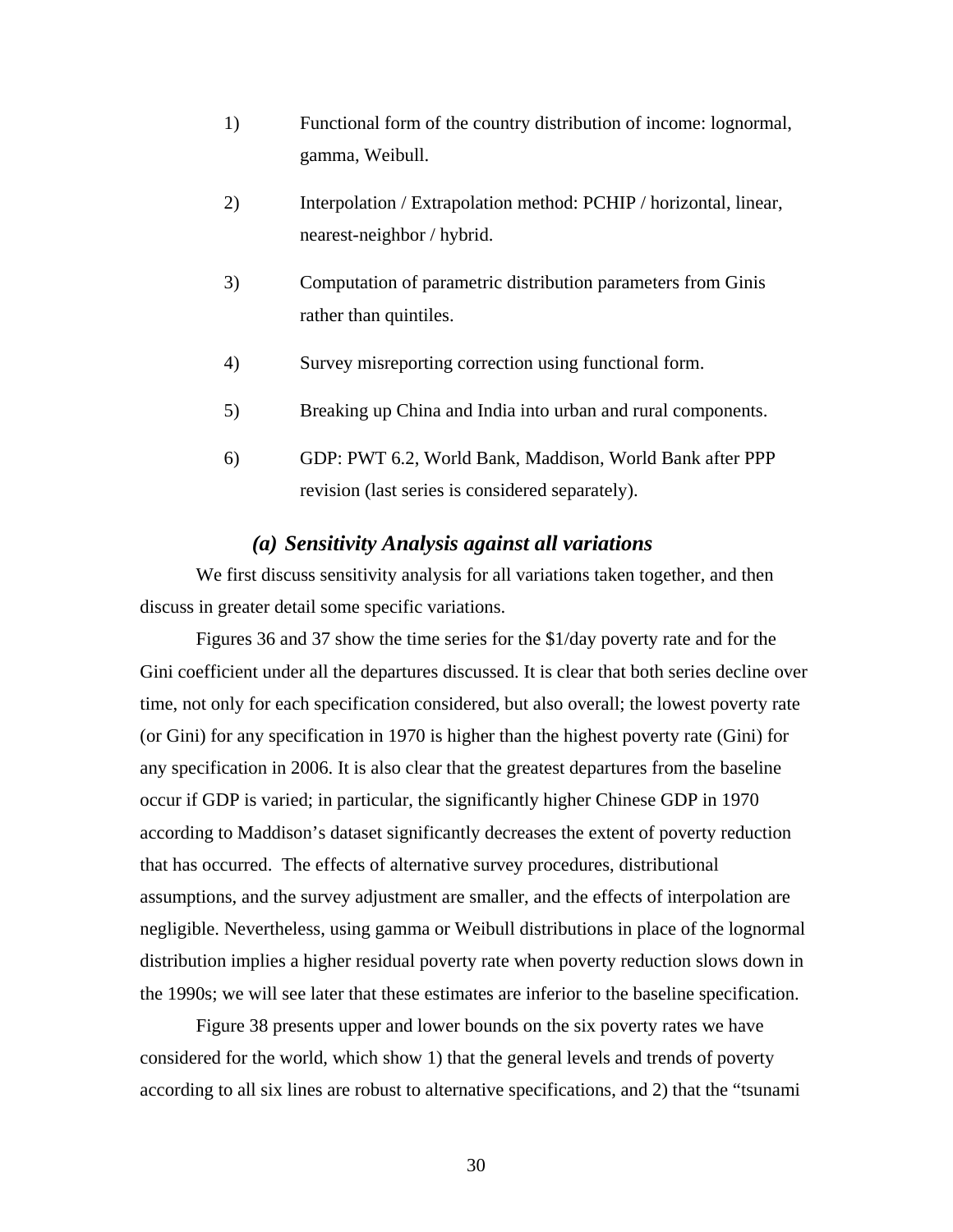1) Functional form of the country distribution of income: lognormal, gamma, Weibull.

2) Interpolation / Extrapolation method: PCHIP / horizontal, linear, nearest-neighbor / hybrid.

3) Computation of parametric distribution parameters from Ginis rather than quintiles.

4) Survey misreporting correction using functional form.

5) Breaking up China and India into urban and rural components.

6) GDP: PWT 6.2, World Bank, Maddison, World Bank after PPP revision (last series is considered separately).

### *(a) Sensitivity Analysis against all variations*

We first discuss sensitivity analysis for all variations taken together, and then discuss in greater detail some specific variations.

Figures 36 and 37 show the time series for the $1/day poverty rate and for the Gini coefficient under all the departures discussed. It is clear that both series decline over time, not only for each specification considered, but also overall; the lowest poverty rate (or Gini) for any specification in 1970 is higher than the highest poverty rate (Gini) for any specification in 2006. It is also clear that the greatest departures from the baseline occur if GDP is varied; in particular, the significantly higher Chinese GDP in 1970 according to Maddison's dataset significantly decreases the extent of poverty reduction that has occurred. The effects of alternative survey procedures, distributional assumptions, and the survey adjustment are smaller, and the effects of interpolation are negligible. Nevertheless, using gamma or Weibull distributions in place of the lognormal distribution implies a higher residual poverty rate when poverty reduction slows down in the 1990s; we will see later that these estimates are inferior to the baseline specification.

Figure 38 presents upper and lower bounds on the six poverty rates we have considered for the world, which show 1) that the general levels and trends of poverty according to all six lines are robust to alternative specifications, and 2) that the "tsunami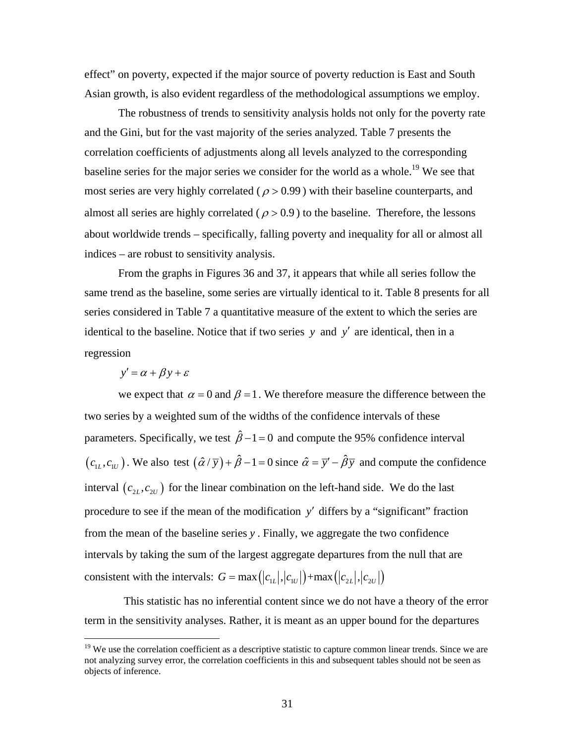effect" on poverty, expected if the major source of poverty reduction is East and South Asian growth, is also evident regardless of the methodological assumptions we employ.

The robustness of trends to sensitivity analysis holds not only for the poverty rate and the Gini, but for the vast majority of the series analyzed. Table 7 presents the correlation coefficients of adjustments along all levels analyzed to the corresponding baseline series for the major series we consider for the world as a whole.[19] We see that most series are very highly correlated ( $\rho > 0.99$ ) with their baseline counterparts, and almost all series are highly correlated ( $\rho > 0.9$ ) to the baseline. Therefore, the lessons about worldwide trends – specifically, falling poverty and inequality for all or almost all indices – are robust to sensitivity analysis.

From the graphs in Figures 36 and 37, it appears that while all series follow the same trend as the baseline, some series are virtually identical to it. Table 8 presents for all series considered in Table 7 a quantitative measure of the extent to which the series are identical to the baseline. Notice that if two series $y$ and $y'$ are identical, then in a regression

$$y' = \alpha + \beta y + \varepsilon$$

we expect that $\alpha = 0$ and $\beta = 1$. We therefore measure the difference between the two series by a weighted sum of the widths of the confidence intervals of these parameters. Specifically, we test $\hat{\beta} - 1 = 0$ and compute the 95% confidence interval $(c_{1L}, c_{1U})$. We also test $(\hat{\alpha} / \bar{y}) + \hat{\beta} - 1 = 0$ since $\hat{\alpha} = \bar{y}' - \hat{\beta}\bar{y}$ and compute the confidence interval $(c_{2L}, c_{2U})$ for the linear combination on the left-hand side. We do the last procedure to see if the mean of the modification $y'$ differs by a "significant" fraction from the mean of the baseline series $y$. Finally, we aggregate the two confidence intervals by taking the sum of the largest aggregate departures from the null that are consistent with the intervals: $G = \max\left(|c_{1L}|, |c_{1U}|\right) + \max\left(|c_{2L}|, |c_{2U}|\right)$

This statistic has no inferential content since we do not have a theory of the error term in the sensitivity analyses. Rather, it is meant as an upper bound for the departures

[19] We use the correlation coefficient as a descriptive statistic to capture common linear trends. Since we are not analyzing survey error, the correlation coefficients in this and subsequent tables should not be seen as objects of inference.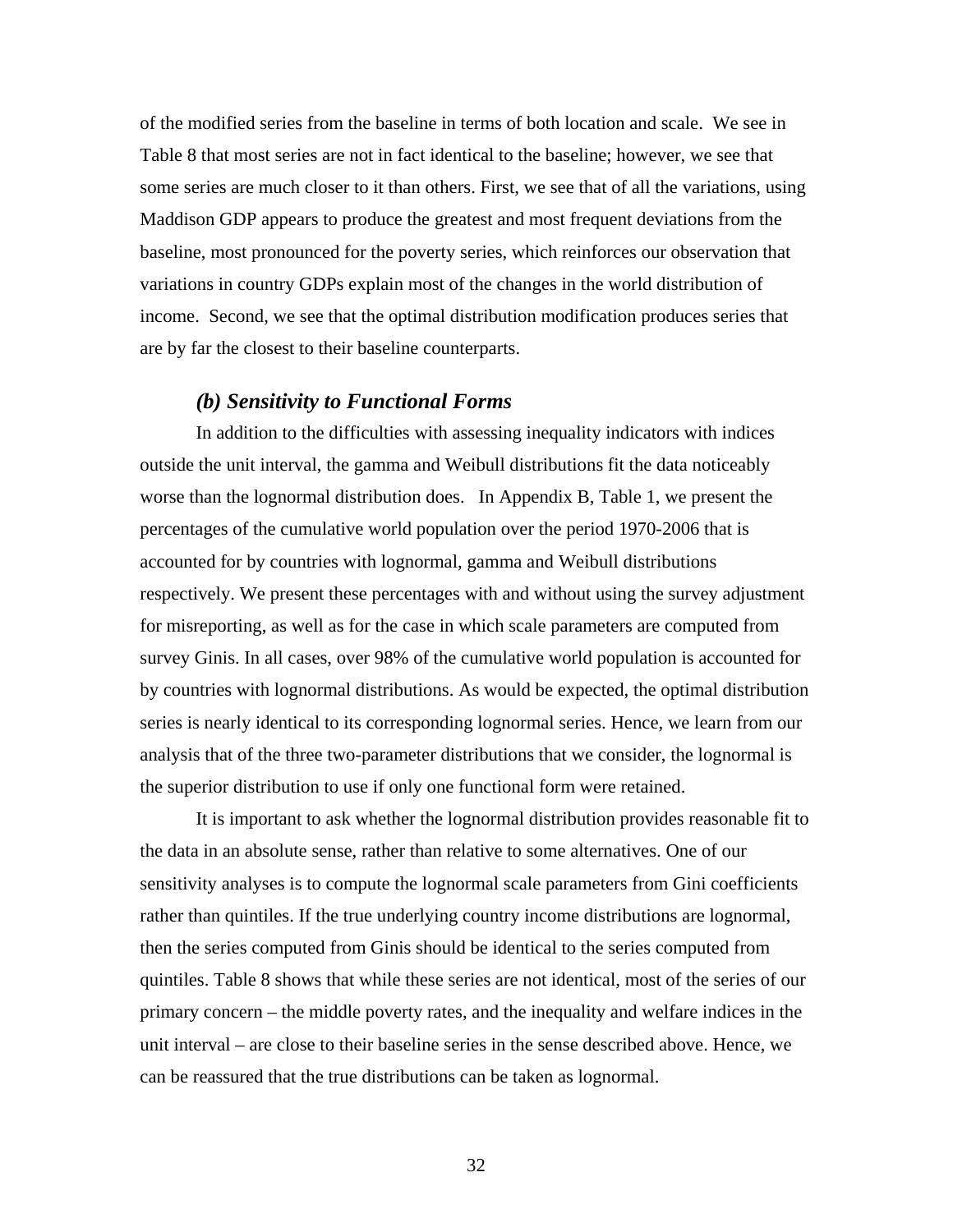of the modified series from the baseline in terms of both location and scale. We see in Table 8 that most series are not in fact identical to the baseline; however, we see that some series are much closer to it than others. First, we see that of all the variations, using Maddison GDP appears to produce the greatest and most frequent deviations from the baseline, most pronounced for the poverty series, which reinforces our observation that variations in country GDPs explain most of the changes in the world distribution of income. Second, we see that the optimal distribution modification produces series that are by far the closest to their baseline counterparts.

### *(b) Sensitivity to Functional Forms*

In addition to the difficulties with assessing inequality indicators with indices outside the unit interval, the gamma and Weibull distributions fit the data noticeably worse than the lognormal distribution does. In Appendix B, Table 1, we present the percentages of the cumulative world population over the period 1970-2006 that is accounted for by countries with lognormal, gamma and Weibull distributions respectively. We present these percentages with and without using the survey adjustment for misreporting, as well as for the case in which scale parameters are computed from survey Ginis. In all cases, over 98% of the cumulative world population is accounted for by countries with lognormal distributions. As would be expected, the optimal distribution series is nearly identical to its corresponding lognormal series. Hence, we learn from our analysis that of the three two-parameter distributions that we consider, the lognormal is the superior distribution to use if only one functional form were retained.

It is important to ask whether the lognormal distribution provides reasonable fit to the data in an absolute sense, rather than relative to some alternatives. One of our sensitivity analyses is to compute the lognormal scale parameters from Gini coefficients rather than quintiles. If the true underlying country income distributions are lognormal, then the series computed from Ginis should be identical to the series computed from quintiles. Table 8 shows that while these series are not identical, most of the series of our primary concern – the middle poverty rates, and the inequality and welfare indices in the unit interval – are close to their baseline series in the sense described above. Hence, we can be reassured that the true distributions can be taken as lognormal.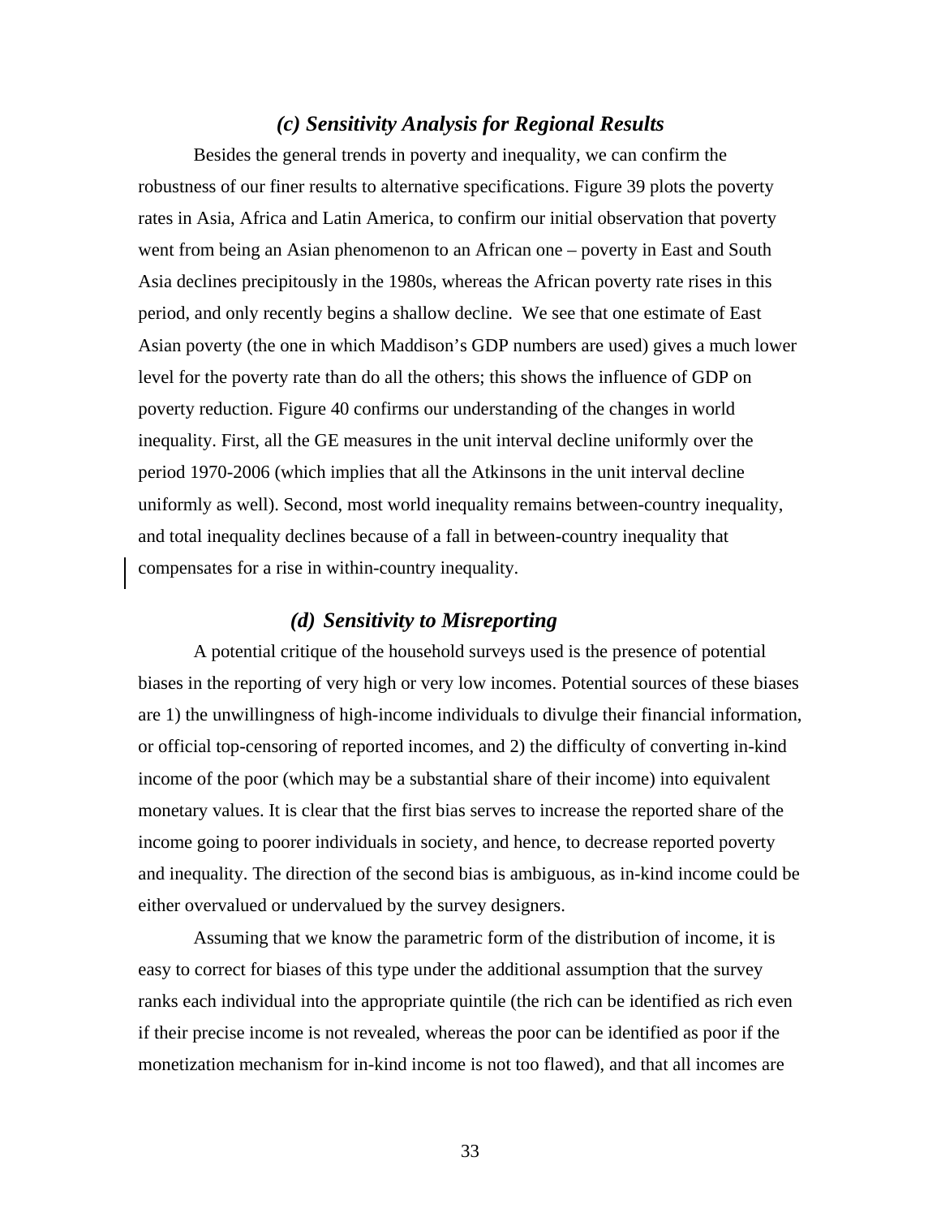### *(c) Sensitivity Analysis for Regional Results*

Besides the general trends in poverty and inequality, we can confirm the robustness of our finer results to alternative specifications. Figure 39 plots the poverty rates in Asia, Africa and Latin America, to confirm our initial observation that poverty went from being an Asian phenomenon to an African one – poverty in East and South Asia declines precipitously in the 1980s, whereas the African poverty rate rises in this period, and only recently begins a shallow decline. We see that one estimate of East Asian poverty (the one in which Maddison's GDP numbers are used) gives a much lower level for the poverty rate than do all the others; this shows the influence of GDP on poverty reduction. Figure 40 confirms our understanding of the changes in world inequality. First, all the GE measures in the unit interval decline uniformly over the period 1970-2006 (which implies that all the Atkinsons in the unit interval decline uniformly as well). Second, most world inequality remains between-country inequality, and total inequality declines because of a fall in between-country inequality that compensates for a rise in within-country inequality.

### *(d) Sensitivity to Misreporting*

A potential critique of the household surveys used is the presence of potential biases in the reporting of very high or very low incomes. Potential sources of these biases are 1) the unwillingness of high-income individuals to divulge their financial information, or official top-censoring of reported incomes, and 2) the difficulty of converting in-kind income of the poor (which may be a substantial share of their income) into equivalent monetary values. It is clear that the first bias serves to increase the reported share of the income going to poorer individuals in society, and hence, to decrease reported poverty and inequality. The direction of the second bias is ambiguous, as in-kind income could be either overvalued or undervalued by the survey designers.

Assuming that we know the parametric form of the distribution of income, it is easy to correct for biases of this type under the additional assumption that the survey ranks each individual into the appropriate quintile (the rich can be identified as rich even if their precise income is not revealed, whereas the poor can be identified as poor if the monetization mechanism for in-kind income is not too flawed), and that all incomes are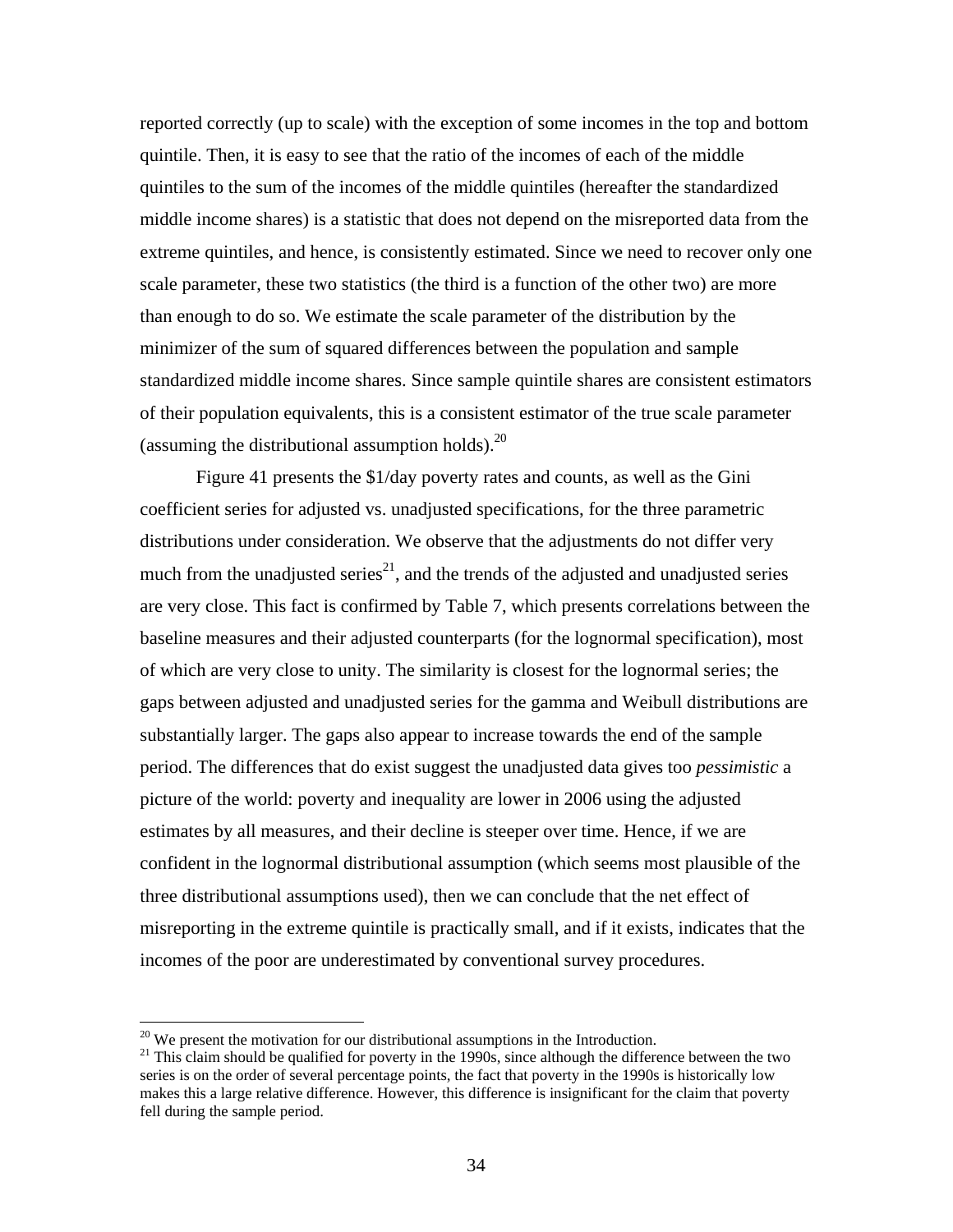reported correctly (up to scale) with the exception of some incomes in the top and bottom quintile. Then, it is easy to see that the ratio of the incomes of each of the middle quintiles to the sum of the incomes of the middle quintiles (hereafter the standardized middle income shares) is a statistic that does not depend on the misreported data from the extreme quintiles, and hence, is consistently estimated. Since we need to recover only one scale parameter, these two statistics (the third is a function of the other two) are more than enough to do so. We estimate the scale parameter of the distribution by the minimizer of the sum of squared differences between the population and sample standardized middle income shares. Since sample quintile shares are consistent estimators of their population equivalents, this is a consistent estimator of the true scale parameter (assuming the distributional assumption holds).[20]

Figure 41 presents the $1/day poverty rates and counts, as well as the Gini coefficient series for adjusted vs. unadjusted specifications, for the three parametric distributions under consideration. We observe that the adjustments do not differ very much from the unadjusted series[21], and the trends of the adjusted and unadjusted series are very close. This fact is confirmed by Table 7, which presents correlations between the baseline measures and their adjusted counterparts (for the lognormal specification), most of which are very close to unity. The similarity is closest for the lognormal series; the gaps between adjusted and unadjusted series for the gamma and Weibull distributions are substantially larger. The gaps also appear to increase towards the end of the sample period. The differences that do exist suggest the unadjusted data gives too *pessimistic* a picture of the world: poverty and inequality are lower in 2006 using the adjusted estimates by all measures, and their decline is steeper over time. Hence, if we are confident in the lognormal distributional assumption (which seems most plausible of the three distributional assumptions used), then we can conclude that the net effect of misreporting in the extreme quintile is practically small, and if it exists, indicates that the incomes of the poor are underestimated by conventional survey procedures.

[20] We present the motivation for our distributional assumptions in the Introduction.

[21] This claim should be qualified for poverty in the 1990s, since although the difference between the two series is on the order of several percentage points, the fact that poverty in the 1990s is historically low makes this a large relative difference. However, this difference is insignificant for the claim that poverty fell during the sample period.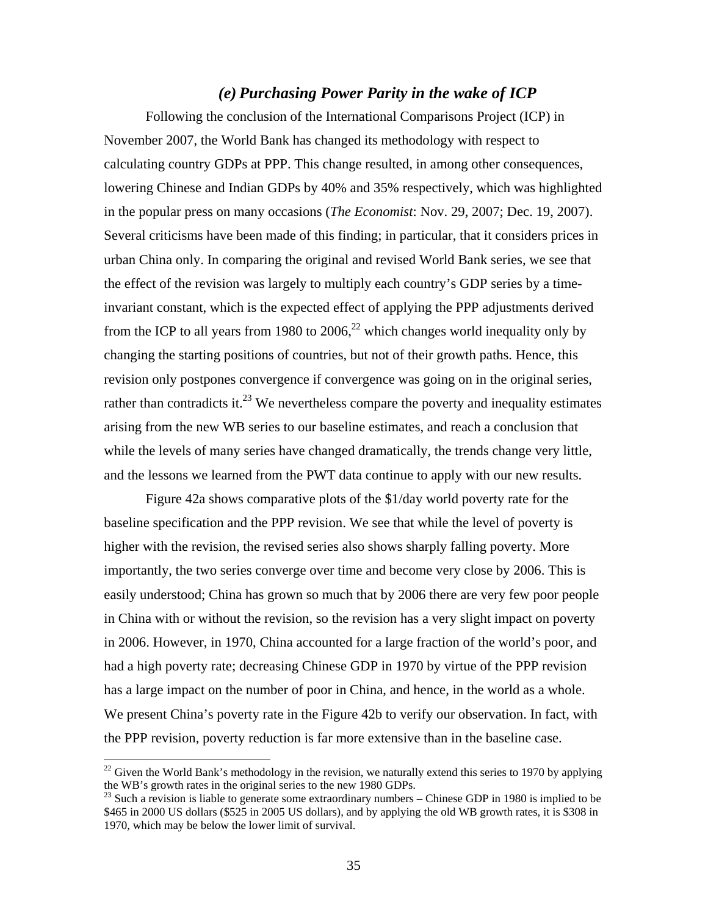### *(e) Purchasing Power Parity in the wake of ICP*

Following the conclusion of the International Comparisons Project (ICP) in November 2007, the World Bank has changed its methodology with respect to calculating country GDPs at PPP. This change resulted, in among other consequences, lowering Chinese and Indian GDPs by 40% and 35% respectively, which was highlighted in the popular press on many occasions (*The Economist*: Nov. 29, 2007; Dec. 19, 2007). Several criticisms have been made of this finding; in particular, that it considers prices in urban China only. In comparing the original and revised World Bank series, we see that the effect of the revision was largely to multiply each country's GDP series by a time-invariant constant, which is the expected effect of applying the PPP adjustments derived from the ICP to all years from 1980 to 2006,[22] which changes world inequality only by changing the starting positions of countries, but not of their growth paths. Hence, this revision only postpones convergence if convergence was going on in the original series, rather than contradicts it.[23] We nevertheless compare the poverty and inequality estimates arising from the new WB series to our baseline estimates, and reach a conclusion that while the levels of many series have changed dramatically, the trends change very little, and the lessons we learned from the PWT data continue to apply with our new results.

Figure 42a shows comparative plots of the $1/day world poverty rate for the baseline specification and the PPP revision. We see that while the level of poverty is higher with the revision, the revised series also shows sharply falling poverty. More importantly, the two series converge over time and become very close by 2006. This is easily understood; China has grown so much that by 2006 there are very few poor people in China with or without the revision, so the revision has a very slight impact on poverty in 2006. However, in 1970, China accounted for a large fraction of the world's poor, and had a high poverty rate; decreasing Chinese GDP in 1970 by virtue of the PPP revision has a large impact on the number of poor in China, and hence, in the world as a whole. We present China's poverty rate in the Figure 42b to verify our observation. In fact, with the PPP revision, poverty reduction is far more extensive than in the baseline case.

---

[22] Given the World Bank's methodology in the revision, we naturally extend this series to 1970 by applying the WB's growth rates in the original series to the new 1980 GDPs.

[23] Such a revision is liable to generate some extraordinary numbers – Chinese GDP in 1980 is implied to be $465 in 2000 US dollars ($525 in 2005 US dollars), and by applying the old WB growth rates, it is $308 in 1970, which may be below the lower limit of survival.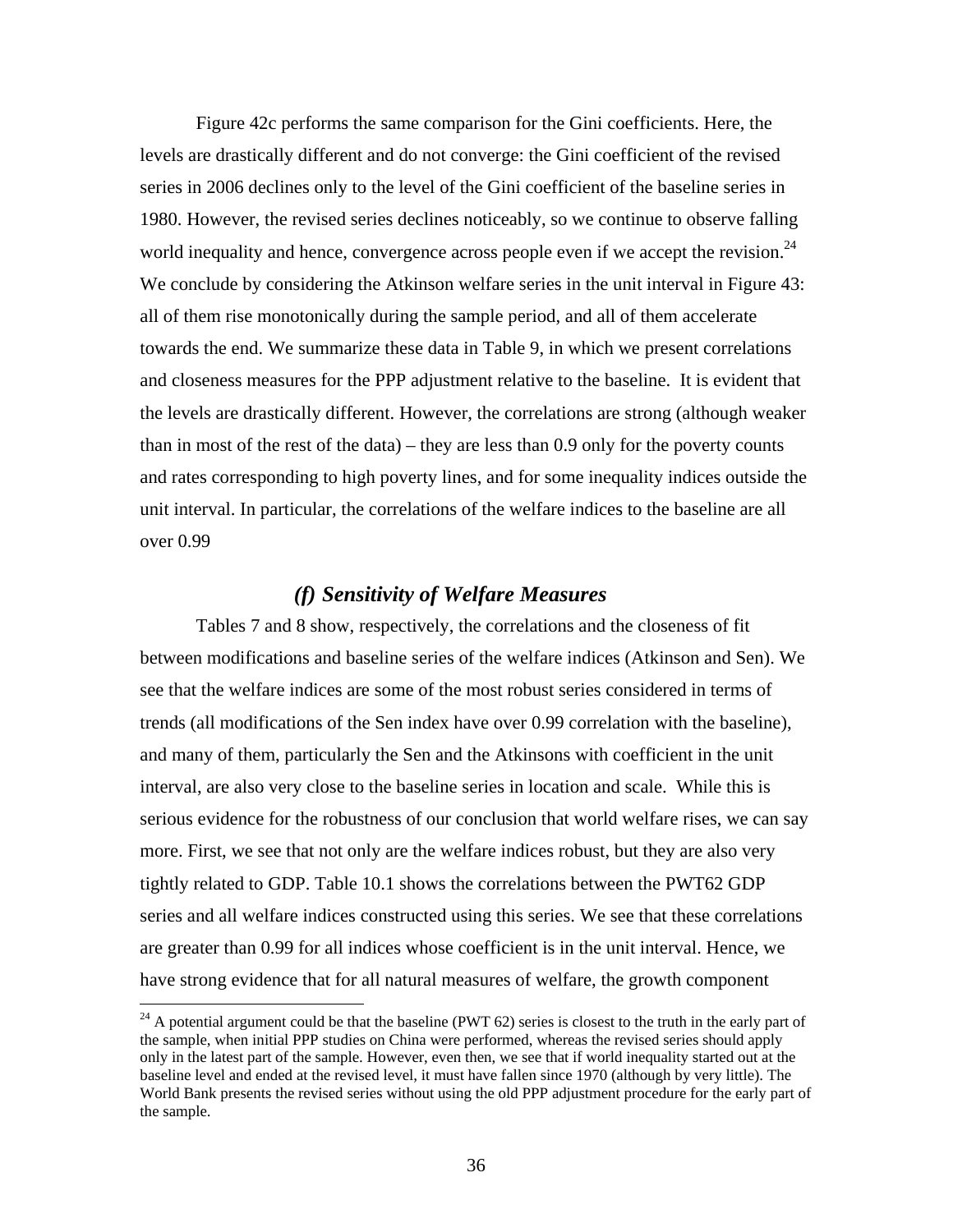Figure 42c performs the same comparison for the Gini coefficients. Here, the levels are drastically different and do not converge: the Gini coefficient of the revised series in 2006 declines only to the level of the Gini coefficient of the baseline series in 1980. However, the revised series declines noticeably, so we continue to observe falling world inequality and hence, convergence across people even if we accept the revision.[24] We conclude by considering the Atkinson welfare series in the unit interval in Figure 43: all of them rise monotonically during the sample period, and all of them accelerate towards the end. We summarize these data in Table 9, in which we present correlations and closeness measures for the PPP adjustment relative to the baseline. It is evident that the levels are drastically different. However, the correlations are strong (although weaker than in most of the rest of the data) – they are less than 0.9 only for the poverty counts and rates corresponding to high poverty lines, and for some inequality indices outside the unit interval. In particular, the correlations of the welfare indices to the baseline are all over 0.99

### *(f) Sensitivity of Welfare Measures*

Tables 7 and 8 show, respectively, the correlations and the closeness of fit between modifications and baseline series of the welfare indices (Atkinson and Sen). We see that the welfare indices are some of the most robust series considered in terms of trends (all modifications of the Sen index have over 0.99 correlation with the baseline), and many of them, particularly the Sen and the Atkinsons with coefficient in the unit interval, are also very close to the baseline series in location and scale. While this is serious evidence for the robustness of our conclusion that world welfare rises, we can say more. First, we see that not only are the welfare indices robust, but they are also very tightly related to GDP. Table 10.1 shows the correlations between the PWT62 GDP series and all welfare indices constructed using this series. We see that these correlations are greater than 0.99 for all indices whose coefficient is in the unit interval. Hence, we have strong evidence that for all natural measures of welfare, the growth component

[24] A potential argument could be that the baseline (PWT 62) series is closest to the truth in the early part of the sample, when initial PPP studies on China were performed, whereas the revised series should apply only in the latest part of the sample. However, even then, we see that if world inequality started out at the baseline level and ended at the revised level, it must have fallen since 1970 (although by very little). The World Bank presents the revised series without using the old PPP adjustment procedure for the early part of the sample.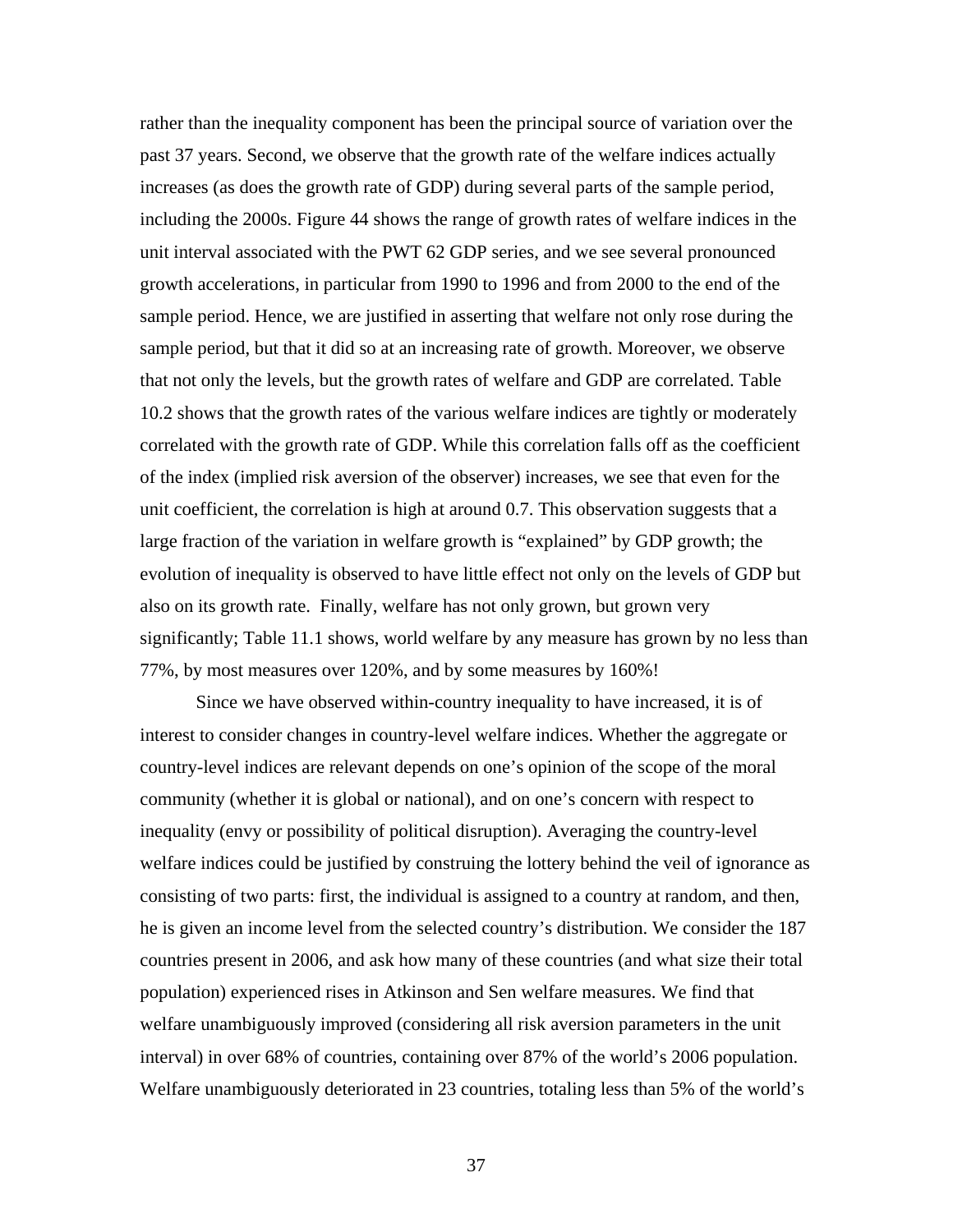rather than the inequality component has been the principal source of variation over the past 37 years. Second, we observe that the growth rate of the welfare indices actually increases (as does the growth rate of GDP) during several parts of the sample period, including the 2000s. Figure 44 shows the range of growth rates of welfare indices in the unit interval associated with the PWT 62 GDP series, and we see several pronounced growth accelerations, in particular from 1990 to 1996 and from 2000 to the end of the sample period. Hence, we are justified in asserting that welfare not only rose during the sample period, but that it did so at an increasing rate of growth. Moreover, we observe that not only the levels, but the growth rates of welfare and GDP are correlated. Table 10.2 shows that the growth rates of the various welfare indices are tightly or moderately correlated with the growth rate of GDP. While this correlation falls off as the coefficient of the index (implied risk aversion of the observer) increases, we see that even for the unit coefficient, the correlation is high at around 0.7. This observation suggests that a large fraction of the variation in welfare growth is "explained" by GDP growth; the evolution of inequality is observed to have little effect not only on the levels of GDP but also on its growth rate. Finally, welfare has not only grown, but grown very significantly; Table 11.1 shows, world welfare by any measure has grown by no less than 77%, by most measures over 120%, and by some measures by 160%!

Since we have observed within-country inequality to have increased, it is of interest to consider changes in country-level welfare indices. Whether the aggregate or country-level indices are relevant depends on one's opinion of the scope of the moral community (whether it is global or national), and on one's concern with respect to inequality (envy or possibility of political disruption). Averaging the country-level welfare indices could be justified by construing the lottery behind the veil of ignorance as consisting of two parts: first, the individual is assigned to a country at random, and then, he is given an income level from the selected country's distribution. We consider the 187 countries present in 2006, and ask how many of these countries (and what size their total population) experienced rises in Atkinson and Sen welfare measures. We find that welfare unambiguously improved (considering all risk aversion parameters in the unit interval) in over 68% of countries, containing over 87% of the world's 2006 population. Welfare unambiguously deteriorated in 23 countries, totaling less than 5% of the world's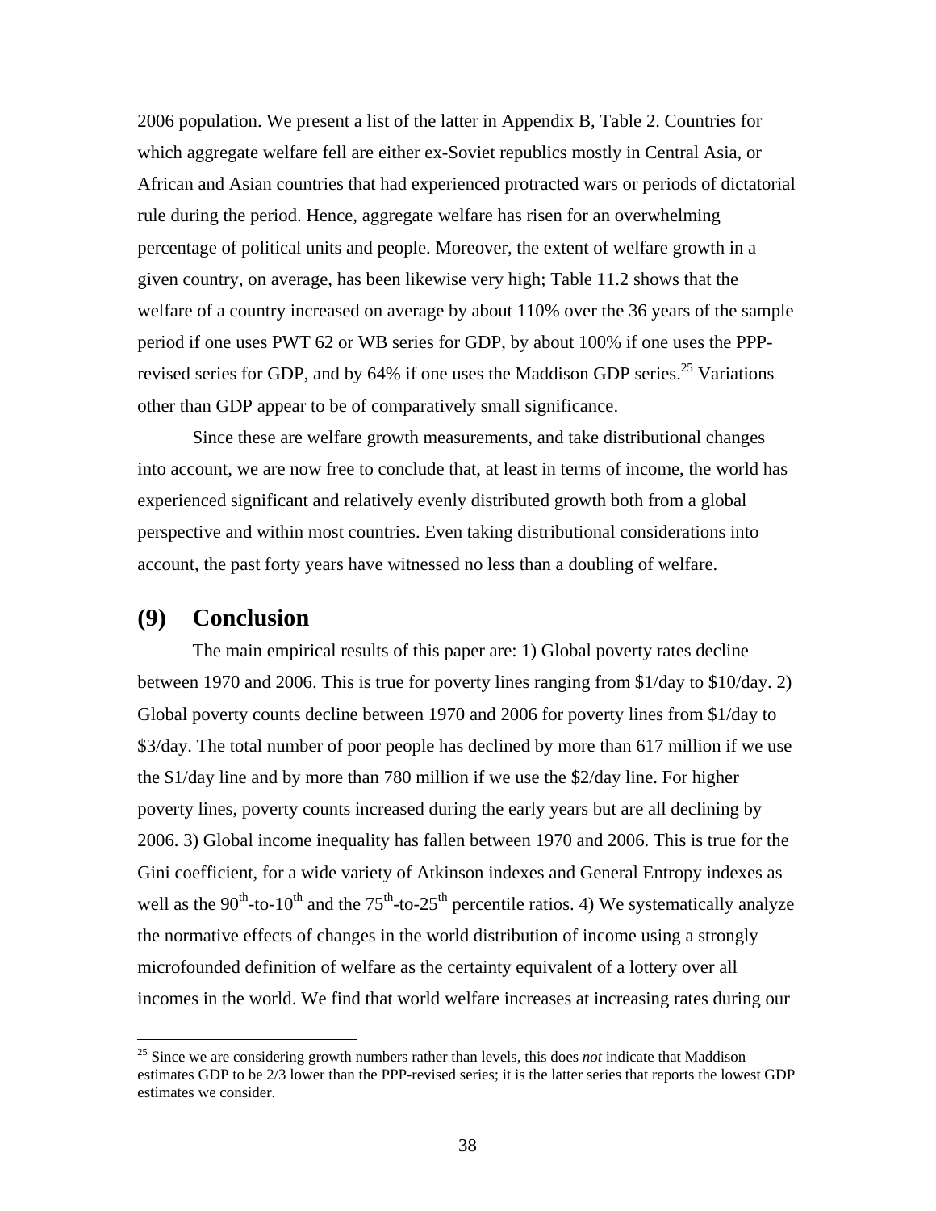2006 population. We present a list of the latter in Appendix B, Table 2. Countries for which aggregate welfare fell are either ex-Soviet republics mostly in Central Asia, or African and Asian countries that had experienced protracted wars or periods of dictatorial rule during the period. Hence, aggregate welfare has risen for an overwhelming percentage of political units and people. Moreover, the extent of welfare growth in a given country, on average, has been likewise very high; Table 11.2 shows that the welfare of a country increased on average by about 110% over the 36 years of the sample period if one uses PWT 62 or WB series for GDP, by about 100% if one uses the PPP-revised series for GDP, and by 64% if one uses the Maddison GDP series.[25] Variations other than GDP appear to be of comparatively small significance.

Since these are welfare growth measurements, and take distributional changes into account, we are now free to conclude that, at least in terms of income, the world has experienced significant and relatively evenly distributed growth both from a global perspective and within most countries. Even taking distributional considerations into account, the past forty years have witnessed no less than a doubling of welfare.

## (9) Conclusion

The main empirical results of this paper are: 1) Global poverty rates decline between 1970 and 2006. This is true for poverty lines ranging from \$1/day to \$10/day. 2) Global poverty counts decline between 1970 and 2006 for poverty lines from \$1/day to \$3/day. The total number of poor people has declined by more than 617 million if we use the \$1/day line and by more than 780 million if we use the \$2/day line. For higher poverty lines, poverty counts increased during the early years but are all declining by 2006. 3) Global income inequality has fallen between 1970 and 2006. This is true for the Gini coefficient, for a wide variety of Atkinson indexes and General Entropy indexes as well as the $90^{th}$-to-$10^{th}$ and the $75^{th}$-to-$25^{th}$ percentile ratios. 4) We systematically analyze the normative effects of changes in the world distribution of income using a strongly microfounded definition of welfare as the certainty equivalent of a lottery over all incomes in the world. We find that world welfare increases at increasing rates during our

[25] Since we are considering growth numbers rather than levels, this does *not* indicate that Maddison estimates GDP to be 2/3 lower than the PPP-revised series; it is the latter series that reports the lowest GDP estimates we consider.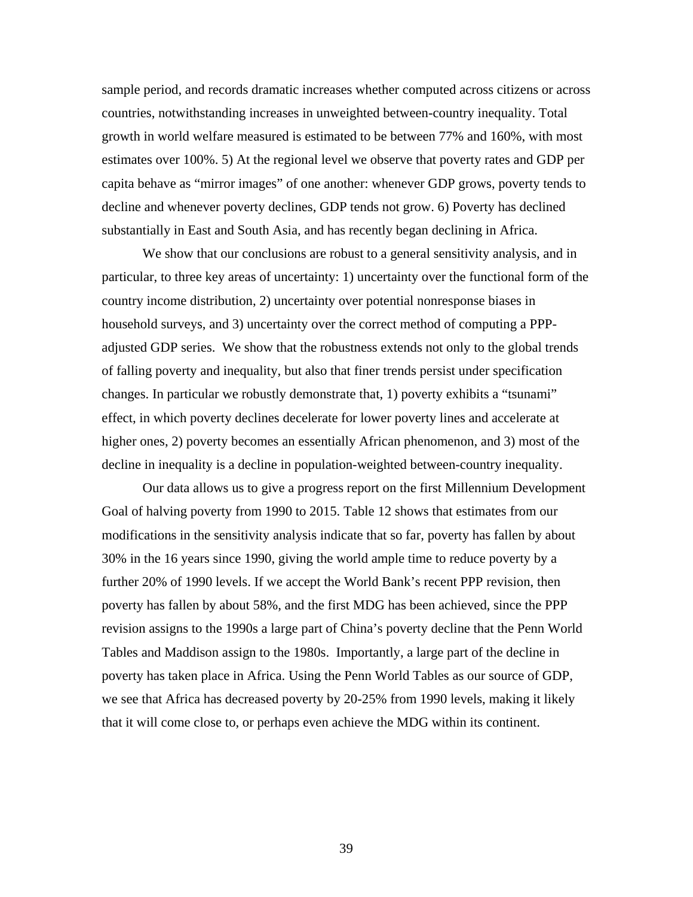sample period, and records dramatic increases whether computed across citizens or across countries, notwithstanding increases in unweighted between-country inequality. Total growth in world welfare measured is estimated to be between 77% and 160%, with most estimates over 100%. 5) At the regional level we observe that poverty rates and GDP per capita behave as "mirror images" of one another: whenever GDP grows, poverty tends to decline and whenever poverty declines, GDP tends not grow. 6) Poverty has declined substantially in East and South Asia, and has recently began declining in Africa.

We show that our conclusions are robust to a general sensitivity analysis, and in particular, to three key areas of uncertainty: 1) uncertainty over the functional form of the country income distribution, 2) uncertainty over potential nonresponse biases in household surveys, and 3) uncertainty over the correct method of computing a PPP-adjusted GDP series. We show that the robustness extends not only to the global trends of falling poverty and inequality, but also that finer trends persist under specification changes. In particular we robustly demonstrate that, 1) poverty exhibits a "tsunami" effect, in which poverty declines decelerate for lower poverty lines and accelerate at higher ones, 2) poverty becomes an essentially African phenomenon, and 3) most of the decline in inequality is a decline in population-weighted between-country inequality.

Our data allows us to give a progress report on the first Millennium Development Goal of halving poverty from 1990 to 2015. Table 12 shows that estimates from our modifications in the sensitivity analysis indicate that so far, poverty has fallen by about 30% in the 16 years since 1990, giving the world ample time to reduce poverty by a further 20% of 1990 levels. If we accept the World Bank's recent PPP revision, then poverty has fallen by about 58%, and the first MDG has been achieved, since the PPP revision assigns to the 1990s a large part of China's poverty decline that the Penn World Tables and Maddison assign to the 1980s. Importantly, a large part of the decline in poverty has taken place in Africa. Using the Penn World Tables as our source of GDP, we see that Africa has decreased poverty by 20-25% from 1990 levels, making it likely that it will come close to, or perhaps even achieve the MDG within its continent.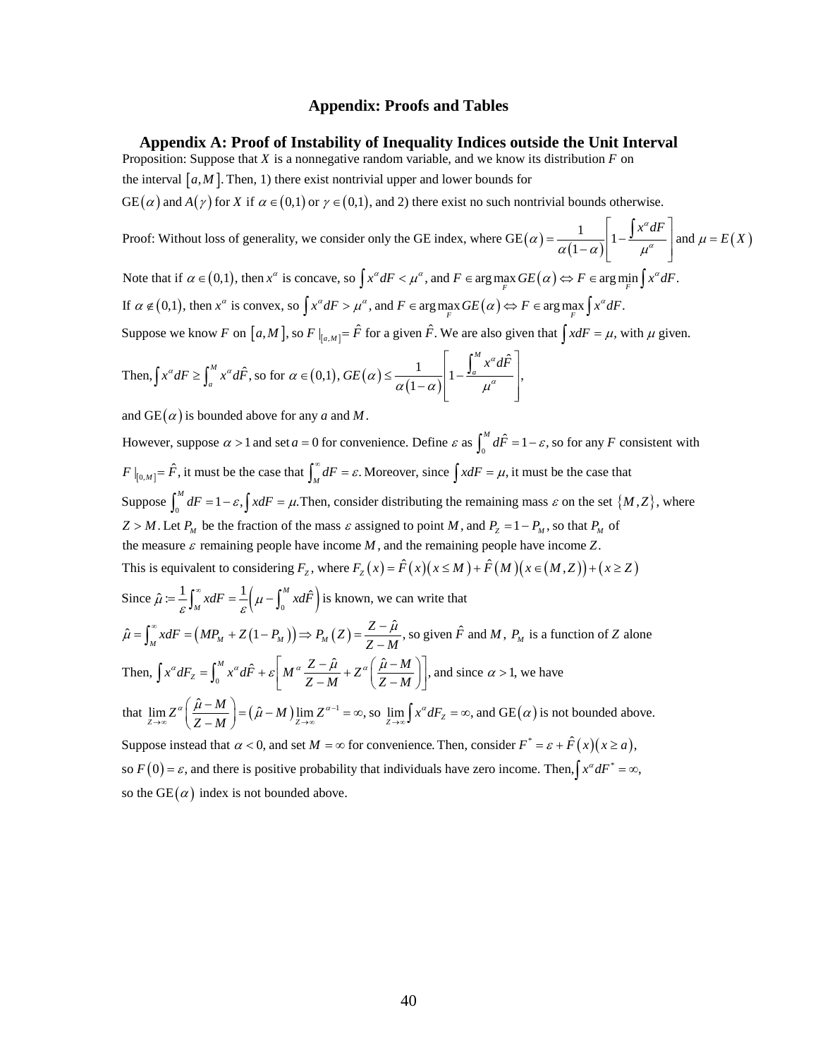# Appendix: Proofs and Tables

## Appendix A: Proof of Instability of Inequality Indices outside the Unit Interval

Proposition: Suppose that $X$ is a nonnegative random variable, and we know its distribution $F$ on the interval $[a,M]$. Then, 1) there exist nontrivial upper and lower bounds for $\text{GE}(\alpha)$ and $A(\gamma)$ for $X$ if $\alpha \in (0,1)$ or $\gamma \in (0,1)$, and 2) there exist no such nontrivial bounds otherwise.

Proof: Without loss of generality, we consider only the GE index, where $\text{GE}(\alpha) = \frac{1}{\alpha(1-\alpha)}\left[1 - \frac{\int x^\alpha dF}{\mu^\alpha}\right]$ and $\mu = E(X)$

Note that if $\alpha \in (0,1)$, then $x^\alpha$ is concave, so $\int x^\alpha dF < \mu^\alpha$, and $F \in \arg\max_F GE(\alpha) \Leftrightarrow F \in \arg\min_F \int x^\alpha dF$.

If $\alpha \notin (0,1)$, then $x^\alpha$ is convex, so $\int x^\alpha dF > \mu^\alpha$, and $F \in \arg\max_F GE(\alpha) \Leftrightarrow F \in \arg\max_F \int x^\alpha dF$.

Suppose we know $F$ on $[a,M]$, so $F|_{[a,M]} = \hat{F}$ for a given $\hat{F}$. We are also given that $\int x dF = \mu$, with $\mu$ given.

Then, $\int x^\alpha dF \geq \int_a^M x^\alpha d\hat{F}$, so for $\alpha \in (0,1)$, $GE(\alpha) \leq \frac{1}{\alpha(1-\alpha)}\left[1 - \frac{\int_a^M x^\alpha d\hat{F}}{\mu^\alpha}\right]$,

and $\text{GE}(\alpha)$ is bounded above for any $a$ and $M$.

However, suppose $\alpha > 1$ and set $a = 0$ for convenience. Define $\varepsilon$ as $\int_0^M d\hat{F} = 1 - \varepsilon$, so for any $F$ consistent with $F|_{[0,M]} = \hat{F}$, it must be the case that $\int_M^\infty dF = \varepsilon$. Moreover, since $\int x dF = \mu$, it must be the case that

Suppose $\int_0^M dF = 1 - \varepsilon, \int x dF = \mu$. Then, consider distributing the remaining mass $\varepsilon$ on the set $\{M, Z\}$, where $Z > M$. Let $P_M$ be the fraction of the mass $\varepsilon$ assigned to point $M$, and $P_Z = 1 - P_M$, so that $P_M$ of the measure $\varepsilon$ remaining people have income $M$, and the remaining people have income $Z$.

This is equivalent to considering $F_Z$, where $F_Z(x) = \hat{F}(x)(x \leq M) + \hat{F}(M)(x \in (M,Z)) + (x \geq Z)$

Since $\hat{\mu} := \frac{1}{\varepsilon}\int_M^\infty x dF = \frac{1}{\varepsilon}\left(\mu - \int_0^M x d\hat{F}\right)$ is known, we can write that

$\hat{\mu} = \int_M^\infty x dF = \left(MP_M + Z(1-P_M)\right) \Rightarrow P_M(Z) = \frac{Z - \hat{\mu}}{Z - M}$, so given $\hat{F}$ and $M$, $P_M$ is a function of $Z$ alone

Then, $\int x^\alpha dF_Z = \int_0^M x^\alpha d\hat{F} + \varepsilon\left[M^\alpha \frac{Z - \hat{\mu}}{Z - M} + Z^\alpha\left(\frac{\hat{\mu} - M}{Z - M}\right)\right]$, and since $\alpha > 1$, we have

that $\lim_{Z\to\infty} Z^\alpha\left(\frac{\hat{\mu} - M}{Z - M}\right) = (\hat{\mu} - M)\lim_{Z\to\infty} Z^{\alpha-1} = \infty$, so $\lim_{Z\to\infty}\int x^\alpha dF_Z = \infty$, and $\text{GE}(\alpha)$ is not bounded above.

Suppose instead that $\alpha < 0$, and set $M = \infty$ for convenience. Then, consider $F^* = \varepsilon + \hat{F}(x)(x \geq a)$, so $F(0) = \varepsilon$, and there is positive probability that individuals have zero income. Then, $\int x^\alpha dF^* = \infty$, so the $\text{GE}(\alpha)$ index is not bounded above.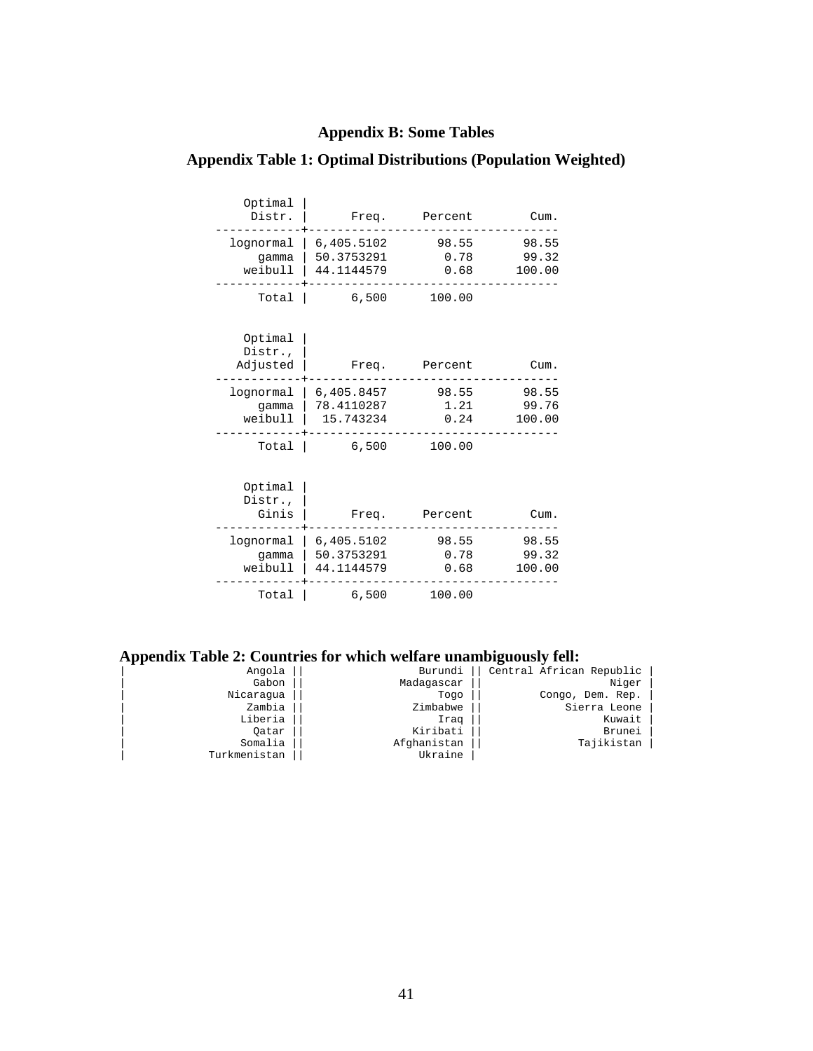## Appendix B: Some Tables

### Appendix Table 1: Optimal Distributions (Population Weighted)

| Optimal Distr. | Freq. | Percent | Cum. |
|---|---|---|---|
| lognormal | 6,405.5102 | 98.55 | 98.55 |
| gamma | 50.3753291 | 0.78 | 99.32 |
| weibull | 44.1144579 | 0.68 | 100.00 |
| Total | 6,500 | 100.00 | |

| Optimal Distr., Adjusted | Freq. | Percent | Cum. |
|---|---|---|---|
| lognormal | 6,405.8457 | 98.55 | 98.55 |
| gamma | 78.4110287 | 1.21 | 99.76 |
| weibull | 15.743234 | 0.24 | 100.00 |
| Total | 6,500 | 100.00 | |

| Optimal Distr., Ginis | Freq. | Percent | Cum. |
|---|---|---|---|
| lognormal | 6,405.5102 | 98.55 | 98.55 |
| gamma | 50.3753291 | 0.78 | 99.32 |
| weibull | 44.1144579 | 0.68 | 100.00 |
| Total | 6,500 | 100.00 | |

### Appendix Table 2: Countries for which welfare unambiguously fell:

| | | |
|---|---|---|
| Angola | Burundi | Central African Republic |
| Gabon | Madagascar | Niger |
| Nicaragua | Togo | Congo, Dem. Rep. |
| Zambia | Zimbabwe | Sierra Leone |
| Liberia | Iraq | Kuwait |
| Qatar | Kiribati | Brunei |
| Somalia | Afghanistan | Tajikistan |
| Turkmenistan | Ukraine | |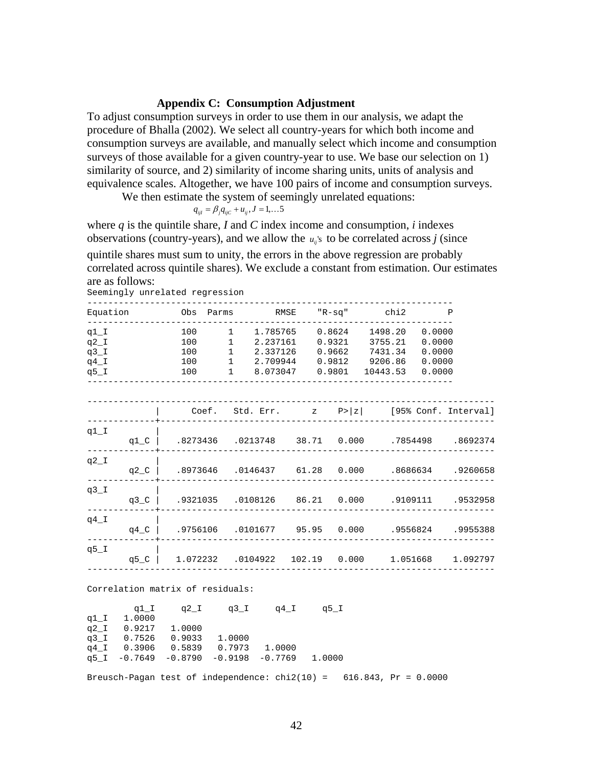### Appendix C: Consumption Adjustment

To adjust consumption surveys in order to use them in our analysis, we adapt the procedure of Bhalla (2002). We select all country-years for which both income and consumption surveys are available, and manually select which income and consumption surveys of those available for a given country-year to use. We base our selection on 1) similarity of source, and 2) similarity of income sharing units, units of analysis and equivalence scales. Altogether, we have 100 pairs of income and consumption surveys.

We then estimate the system of seemingly unrelated equations:

$$q_{ijI} = \beta_j q_{ijC} + u_{ij}, J = 1,\ldots 5$$

where $q$ is the quintile share, $I$ and $C$ index income and consumption, $i$ indexes observations (country-years), and we allow the $u_{ij}$'s to be correlated across $j$ (since quintile shares must sum to unity, the errors in the above regression are probably correlated across quintile shares). We exclude a constant from estimation. Our estimates are as follows:

```
Seemingly unrelated regression
----------------------------------------------------------------------
Equation          Obs  Parms        RMSE    "R-sq"       chi2        P
----------------------------------------------------------------------
q1_I              100      1    1.785765    0.8624    1498.20   0.0000
q2_I              100      1    2.237161    0.9321    3755.21   0.0000
q3_I              100      1    2.337126    0.9662    7431.34   0.0000
q4_I              100      1    2.709944    0.9812    9206.86   0.0000
q5_I              100      1    8.073047    0.9801   10443.53   0.0000
----------------------------------------------------------------------

------------------------------------------------------------------------------
             |      Coef.   Std. Err.      z    P>|z|     [95% Conf. Interval]
-------------+----------------------------------------------------------------
q1_I         |
        q1_C |   .8273436   .0213748    38.71   0.000     .7854498    .8692374
-------------+----------------------------------------------------------------
q2_I         |
        q2_C |   .8973646   .0146437    61.28   0.000     .8686634    .9260658
-------------+----------------------------------------------------------------
q3_I         |
        q3_C |   .9321035   .0108126    86.21   0.000     .9109111    .9532958
-------------+----------------------------------------------------------------
q4_I         |
        q4_C |   .9756106   .0101677    95.95   0.000     .9556824    .9955388
-------------+----------------------------------------------------------------
q5_I         |
        q5_C |   1.072232   .0104922   102.19   0.000     1.051668    1.092797
------------------------------------------------------------------------------

Correlation matrix of residuals:

         q1_I     q2_I     q3_I     q4_I     q5_I
q1_I   1.0000
q2_I   0.9217   1.0000
q3_I   0.7526   0.9033   1.0000
q4_I   0.3906   0.5839   0.7973   1.0000
q5_I  -0.7649  -0.8790  -0.9198  -0.7769   1.0000

Breusch-Pagan test of independence: chi2(10) =   616.843, Pr = 0.0000
```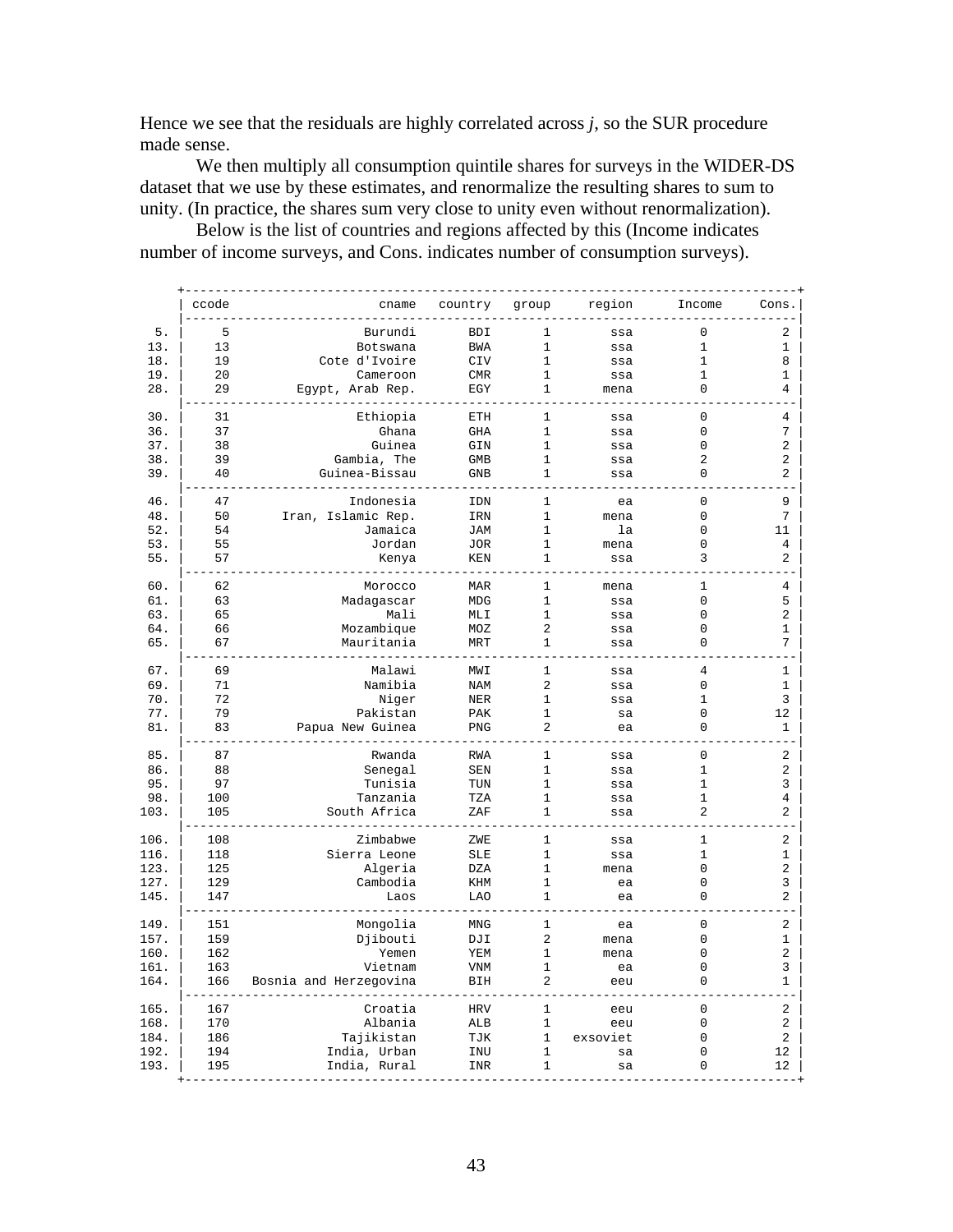Hence we see that the residuals are highly correlated across *j*, so the SUR procedure made sense.

We then multiply all consumption quintile shares for surveys in the WIDER-DS dataset that we use by these estimates, and renormalize the resulting shares to sum to unity. (In practice, the shares sum very close to unity even without renormalization).

Below is the list of countries and regions affected by this (Income indicates number of income surveys, and Cons. indicates number of consumption surveys).

| | ccode | cname | country | group | region | Income | Cons. |
|---|---|---|---|---|---|---|---|
| 5. | 5 | Burundi | BDI | 1 | ssa | 0 | 2 |
| 13. | 13 | Botswana | BWA | 1 | ssa | 1 | 1 |
| 18. | 19 | Cote d'Ivoire | CIV | 1 | ssa | 1 | 8 |
| 19. | 20 | Cameroon | CMR | 1 | ssa | 1 | 1 |
| 28. | 29 | Egypt, Arab Rep. | EGY | 1 | mena | 0 | 4 |
| 30. | 31 | Ethiopia | ETH | 1 | ssa | 0 | 4 |
| 36. | 37 | Ghana | GHA | 1 | ssa | 0 | 7 |
| 37. | 38 | Guinea | GIN | 1 | ssa | 0 | 2 |
| 38. | 39 | Gambia, The | GMB | 1 | ssa | 2 | 2 |
| 39. | 40 | Guinea-Bissau | GNB | 1 | ssa | 0 | 2 |
| 46. | 47 | Indonesia | IDN | 1 | ea | 0 | 9 |
| 48. | 50 | Iran, Islamic Rep. | IRN | 1 | mena | 0 | 7 |
| 52. | 54 | Jamaica | JAM | 1 | la | 0 | 11 |
| 53. | 55 | Jordan | JOR | 1 | mena | 0 | 4 |
| 55. | 57 | Kenya | KEN | 1 | ssa | 3 | 2 |
| 60. | 62 | Morocco | MAR | 1 | mena | 1 | 4 |
| 61. | 63 | Madagascar | MDG | 1 | ssa | 0 | 5 |
| 63. | 65 | Mali | MLI | 1 | ssa | 0 | 2 |
| 64. | 66 | Mozambique | MOZ | 2 | ssa | 0 | 1 |
| 65. | 67 | Mauritania | MRT | 1 | ssa | 0 | 7 |
| 67. | 69 | Malawi | MWI | 1 | ssa | 4 | 1 |
| 69. | 71 | Namibia | NAM | 2 | ssa | 0 | 1 |
| 70. | 72 | Niger | NER | 1 | ssa | 1 | 3 |
| 77. | 79 | Pakistan | PAK | 1 | sa | 0 | 12 |
| 81. | 83 | Papua New Guinea | PNG | 2 | ea | 0 | 1 |
| 85. | 87 | Rwanda | RWA | 1 | ssa | 0 | 2 |
| 86. | 88 | Senegal | SEN | 1 | ssa | 1 | 2 |
| 95. | 97 | Tunisia | TUN | 1 | ssa | 1 | 3 |
| 98. | 100 | Tanzania | TZA | 1 | ssa | 1 | 4 |
| 103. | 105 | South Africa | ZAF | 1 | ssa | 2 | 2 |
| 106. | 108 | Zimbabwe | ZWE | 1 | ssa | 1 | 2 |
| 116. | 118 | Sierra Leone | SLE | 1 | ssa | 1 | 1 |
| 123. | 125 | Algeria | DZA | 1 | mena | 0 | 2 |
| 127. | 129 | Cambodia | KHM | 1 | ea | 0 | 3 |
| 145. | 147 | Laos | LAO | 1 | ea | 0 | 2 |
| 149. | 151 | Mongolia | MNG | 1 | ea | 0 | 2 |
| 157. | 159 | Djibouti | DJI | 2 | mena | 0 | 1 |
| 160. | 162 | Yemen | YEM | 1 | mena | 0 | 2 |
| 161. | 163 | Vietnam | VNM | 1 | ea | 0 | 3 |
| 164. | 166 | Bosnia and Herzegovina | BIH | 2 | eeu | 0 | 1 |
| 165. | 167 | Croatia | HRV | 1 | eeu | 0 | 2 |
| 168. | 170 | Albania | ALB | 1 | eeu | 0 | 2 |
| 184. | 186 | Tajikistan | TJK | 1 | exsoviet | 0 | 2 |
| 192. | 194 | India, Urban | INU | 1 | sa | 0 | 12 |
| 193. | 195 | India, Rural | INR | 1 | sa | 0 | 12 |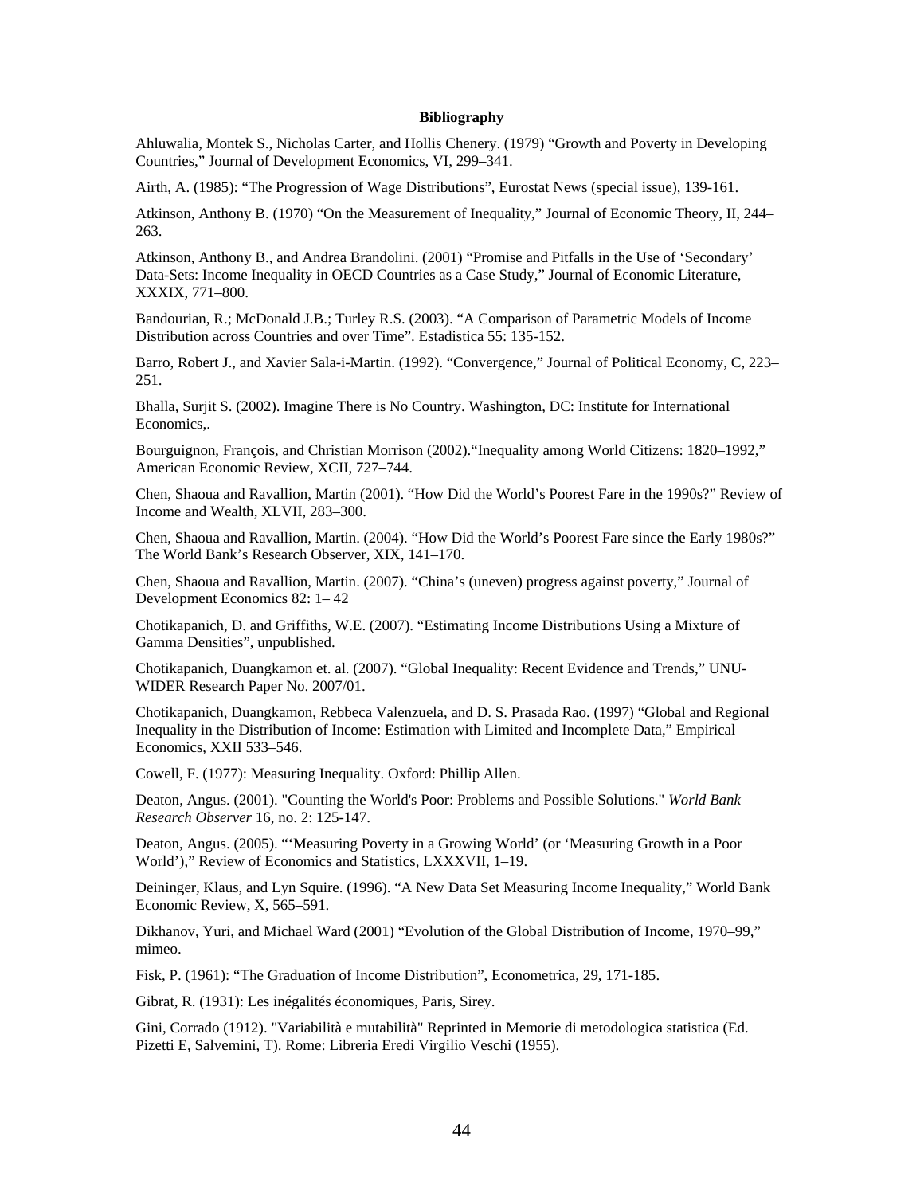# Bibliography

Ahluwalia, Montek S., Nicholas Carter, and Hollis Chenery. (1979) "Growth and Poverty in Developing Countries," Journal of Development Economics, VI, 299–341.

Airth, A. (1985): "The Progression of Wage Distributions", Eurostat News (special issue), 139-161.

Atkinson, Anthony B. (1970) "On the Measurement of Inequality," Journal of Economic Theory, II, 244–263.

Atkinson, Anthony B., and Andrea Brandolini. (2001) "Promise and Pitfalls in the Use of 'Secondary' Data-Sets: Income Inequality in OECD Countries as a Case Study," Journal of Economic Literature, XXXIX, 771–800.

Bandourian, R.; McDonald J.B.; Turley R.S. (2003). "A Comparison of Parametric Models of Income Distribution across Countries and over Time". Estadistica 55: 135-152.

Barro, Robert J., and Xavier Sala-i-Martin. (1992). "Convergence," Journal of Political Economy, C, 223–251.

Bhalla, Surjit S. (2002). Imagine There is No Country. Washington, DC: Institute for International Economics,.

Bourguignon, François, and Christian Morrison (2002)."Inequality among World Citizens: 1820–1992," American Economic Review, XCII, 727–744.

Chen, Shaoua and Ravallion, Martin (2001). "How Did the World's Poorest Fare in the 1990s?" Review of Income and Wealth, XLVII, 283–300.

Chen, Shaoua and Ravallion, Martin. (2004). "How Did the World's Poorest Fare since the Early 1980s?" The World Bank's Research Observer, XIX, 141–170.

Chen, Shaoua and Ravallion, Martin. (2007). "China's (uneven) progress against poverty," Journal of Development Economics 82: 1– 42

Chotikapanich, D. and Griffiths, W.E. (2007). "Estimating Income Distributions Using a Mixture of Gamma Densities", unpublished.

Chotikapanich, Duangkamon et. al. (2007). "Global Inequality: Recent Evidence and Trends," UNU-WIDER Research Paper No. 2007/01.

Chotikapanich, Duangkamon, Rebbeca Valenzuela, and D. S. Prasada Rao. (1997) "Global and Regional Inequality in the Distribution of Income: Estimation with Limited and Incomplete Data," Empirical Economics, XXII 533–546.

Cowell, F. (1977): Measuring Inequality. Oxford: Phillip Allen.

Deaton, Angus. (2001). "Counting the World's Poor: Problems and Possible Solutions." *World Bank Research Observer* 16, no. 2: 125-147.

Deaton, Angus. (2005). "'Measuring Poverty in a Growing World' (or 'Measuring Growth in a Poor World')," Review of Economics and Statistics, LXXXVII, 1–19.

Deininger, Klaus, and Lyn Squire. (1996). "A New Data Set Measuring Income Inequality," World Bank Economic Review, X, 565–591.

Dikhanov, Yuri, and Michael Ward (2001) "Evolution of the Global Distribution of Income, 1970–99," mimeo.

Fisk, P. (1961): "The Graduation of Income Distribution", Econometrica, 29, 171-185.

Gibrat, R. (1931): Les inégalités économiques, Paris, Sirey.

Gini, Corrado (1912). "Variabilità e mutabilità" Reprinted in Memorie di metodologica statistica (Ed. Pizetti E, Salvemini, T). Rome: Libreria Eredi Virgilio Veschi (1955).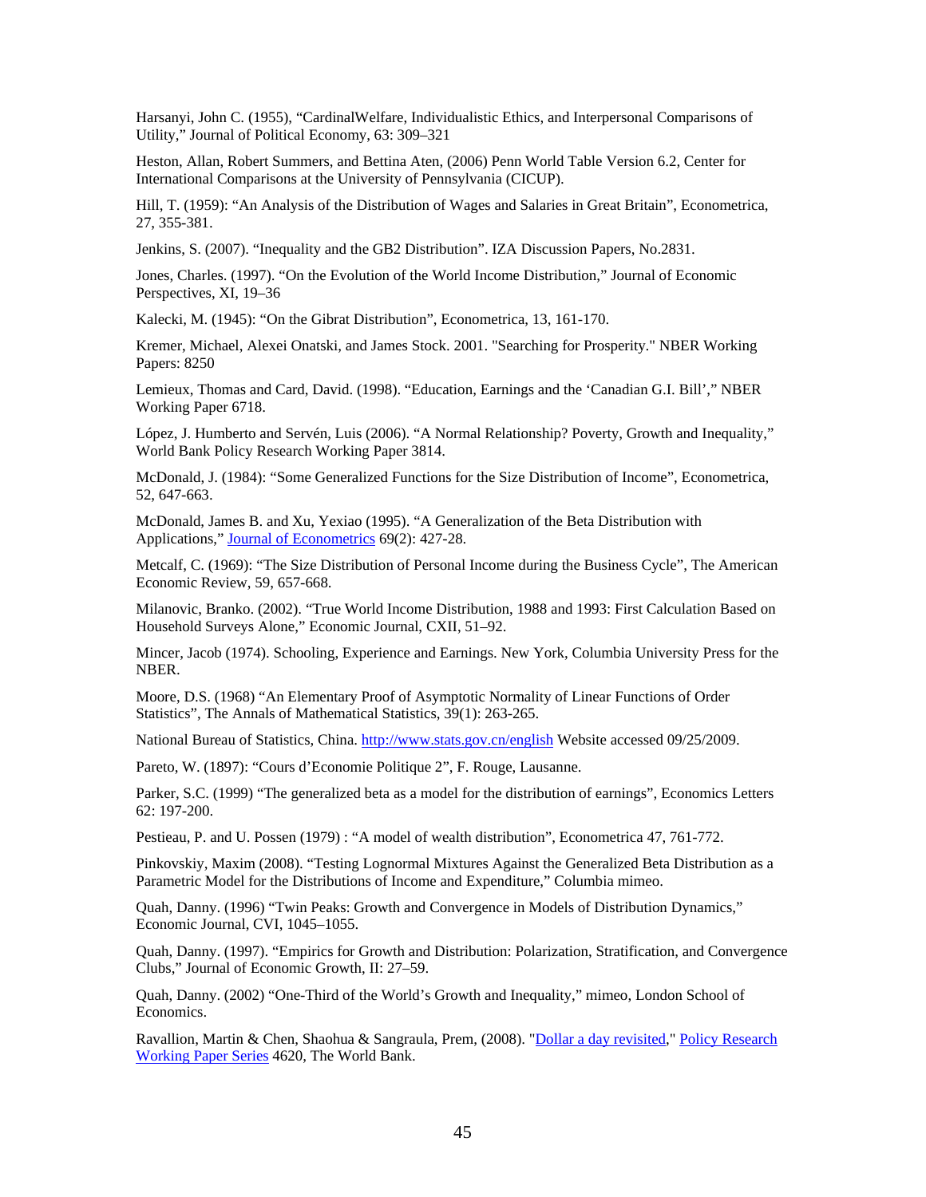Harsanyi, John C. (1955), "CardinalWelfare, Individualistic Ethics, and Interpersonal Comparisons of Utility," Journal of Political Economy, 63: 309–321

Heston, Allan, Robert Summers, and Bettina Aten, (2006) Penn World Table Version 6.2, Center for International Comparisons at the University of Pennsylvania (CICUP).

Hill, T. (1959): "An Analysis of the Distribution of Wages and Salaries in Great Britain", Econometrica, 27, 355-381.

Jenkins, S. (2007). "Inequality and the GB2 Distribution". IZA Discussion Papers, No.2831.

Jones, Charles. (1997). "On the Evolution of the World Income Distribution," Journal of Economic Perspectives, XI, 19–36

Kalecki, M. (1945): "On the Gibrat Distribution", Econometrica, 13, 161-170.

Kremer, Michael, Alexei Onatski, and James Stock. 2001. "Searching for Prosperity." NBER Working Papers: 8250

Lemieux, Thomas and Card, David. (1998). "Education, Earnings and the 'Canadian G.I. Bill'," NBER Working Paper 6718.

López, J. Humberto and Servén, Luis (2006). "A Normal Relationship? Poverty, Growth and Inequality," World Bank Policy Research Working Paper 3814.

McDonald, J. (1984): "Some Generalized Functions for the Size Distribution of Income", Econometrica, 52, 647-663.

McDonald, James B. and Xu, Yexiao (1995). "A Generalization of the Beta Distribution with Applications," Journal of Econometrics 69(2): 427-28.

Metcalf, C. (1969): "The Size Distribution of Personal Income during the Business Cycle", The American Economic Review, 59, 657-668.

Milanovic, Branko. (2002). "True World Income Distribution, 1988 and 1993: First Calculation Based on Household Surveys Alone," Economic Journal, CXII, 51–92.

Mincer, Jacob (1974). Schooling, Experience and Earnings. New York, Columbia University Press for the NBER.

Moore, D.S. (1968) "An Elementary Proof of Asymptotic Normality of Linear Functions of Order Statistics", The Annals of Mathematical Statistics, 39(1): 263-265.

National Bureau of Statistics, China. http://www.stats.gov.cn/english Website accessed 09/25/2009.

Pareto, W. (1897): "Cours d'Economie Politique 2", F. Rouge, Lausanne.

Parker, S.C. (1999) "The generalized beta as a model for the distribution of earnings", Economics Letters 62: 197-200.

Pestieau, P. and U. Possen (1979) : "A model of wealth distribution", Econometrica 47, 761-772.

Pinkovskiy, Maxim (2008). "Testing Lognormal Mixtures Against the Generalized Beta Distribution as a Parametric Model for the Distributions of Income and Expenditure," Columbia mimeo.

Quah, Danny. (1996) "Twin Peaks: Growth and Convergence in Models of Distribution Dynamics," Economic Journal, CVI, 1045–1055.

Quah, Danny. (1997). "Empirics for Growth and Distribution: Polarization, Stratification, and Convergence Clubs," Journal of Economic Growth, II: 27–59.

Quah, Danny. (2002) "One-Third of the World's Growth and Inequality," mimeo, London School of Economics.

Ravallion, Martin & Chen, Shaohua & Sangraula, Prem, (2008). "Dollar a day revisited," Policy Research Working Paper Series 4620, The World Bank.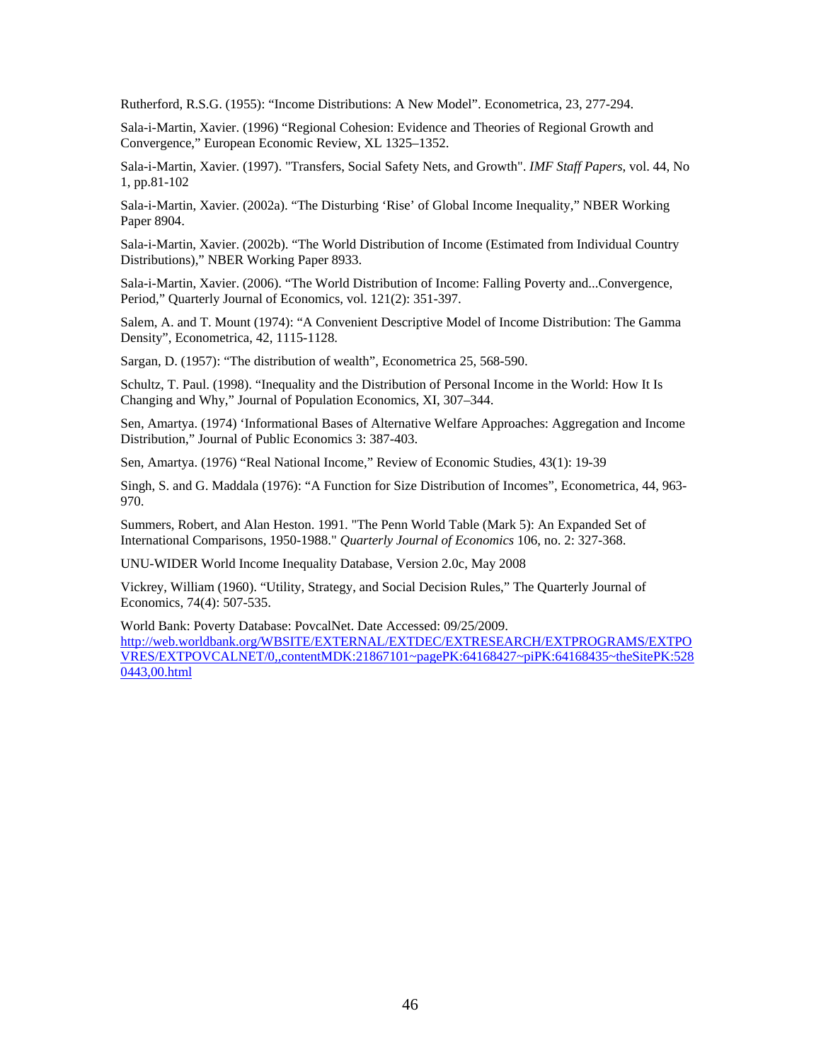Rutherford, R.S.G. (1955): "Income Distributions: A New Model". Econometrica, 23, 277-294.

Sala-i-Martin, Xavier. (1996) "Regional Cohesion: Evidence and Theories of Regional Growth and Convergence," European Economic Review, XL 1325–1352.

Sala-i-Martin, Xavier. (1997). "Transfers, Social Safety Nets, and Growth". *IMF Staff Papers*, vol. 44, No 1, pp.81-102

Sala-i-Martin, Xavier. (2002a). "The Disturbing 'Rise' of Global Income Inequality," NBER Working Paper 8904.

Sala-i-Martin, Xavier. (2002b). "The World Distribution of Income (Estimated from Individual Country Distributions)," NBER Working Paper 8933.

Sala-i-Martin, Xavier. (2006). "The World Distribution of Income: Falling Poverty and...Convergence, Period," Quarterly Journal of Economics, vol. 121(2): 351-397.

Salem, A. and T. Mount (1974): "A Convenient Descriptive Model of Income Distribution: The Gamma Density", Econometrica, 42, 1115-1128.

Sargan, D. (1957): "The distribution of wealth", Econometrica 25, 568-590.

Schultz, T. Paul. (1998). "Inequality and the Distribution of Personal Income in the World: How It Is Changing and Why," Journal of Population Economics, XI, 307–344.

Sen, Amartya. (1974) 'Informational Bases of Alternative Welfare Approaches: Aggregation and Income Distribution," Journal of Public Economics 3: 387-403.

Sen, Amartya. (1976) "Real National Income," Review of Economic Studies, 43(1): 19-39

Singh, S. and G. Maddala (1976): "A Function for Size Distribution of Incomes", Econometrica, 44, 963-970.

Summers, Robert, and Alan Heston. 1991. "The Penn World Table (Mark 5): An Expanded Set of International Comparisons, 1950-1988." *Quarterly Journal of Economics* 106, no. 2: 327-368.

UNU-WIDER World Income Inequality Database, Version 2.0c, May 2008

Vickrey, William (1960). "Utility, Strategy, and Social Decision Rules," The Quarterly Journal of Economics, 74(4): 507-535.

World Bank: Poverty Database: PovcalNet. Date Accessed: 09/25/2009. http://web.worldbank.org/WBSITE/EXTERNAL/EXTDEC/EXTRESEARCH/EXTPROGRAMS/EXTPOVRES/EXTPOVCALNET/0,,contentMDK:21867101~pagePK:64168427~piPK:64168435~theSitePK:5280443,00.html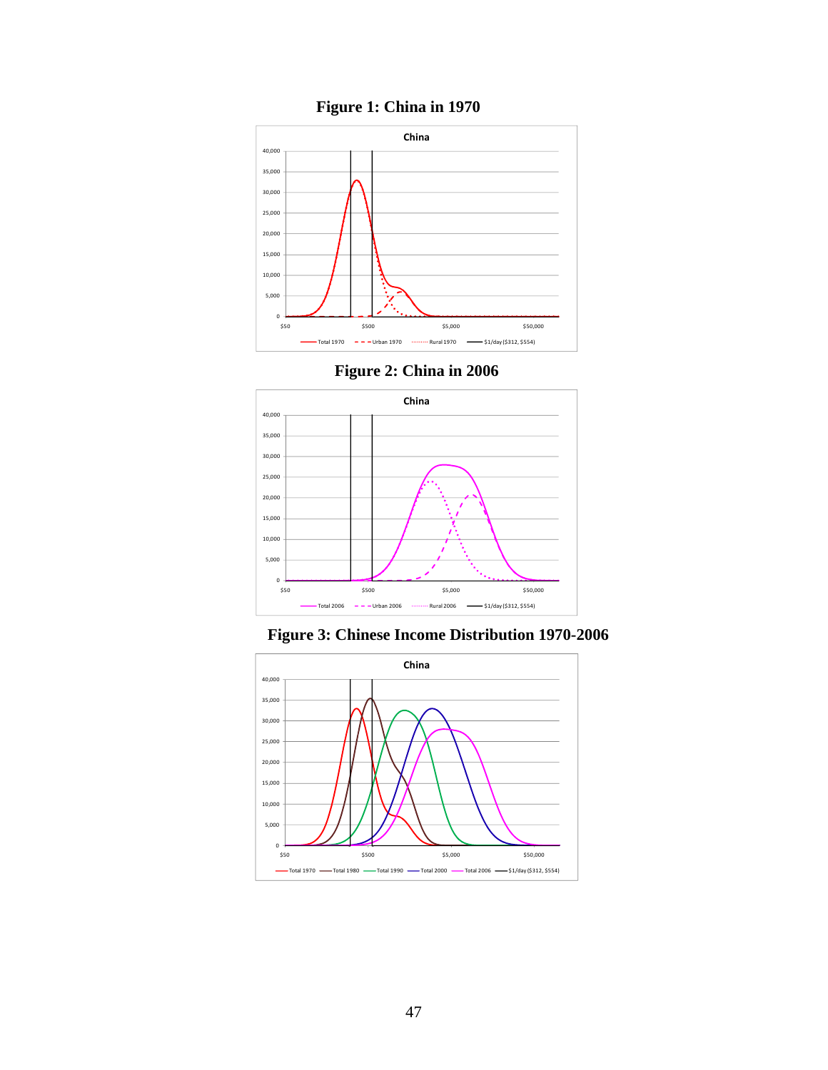**Figure 1: China in 1970**

**Figure 2: China in 2006**

**Figure 3: Chinese Income Distribution 1970-2006**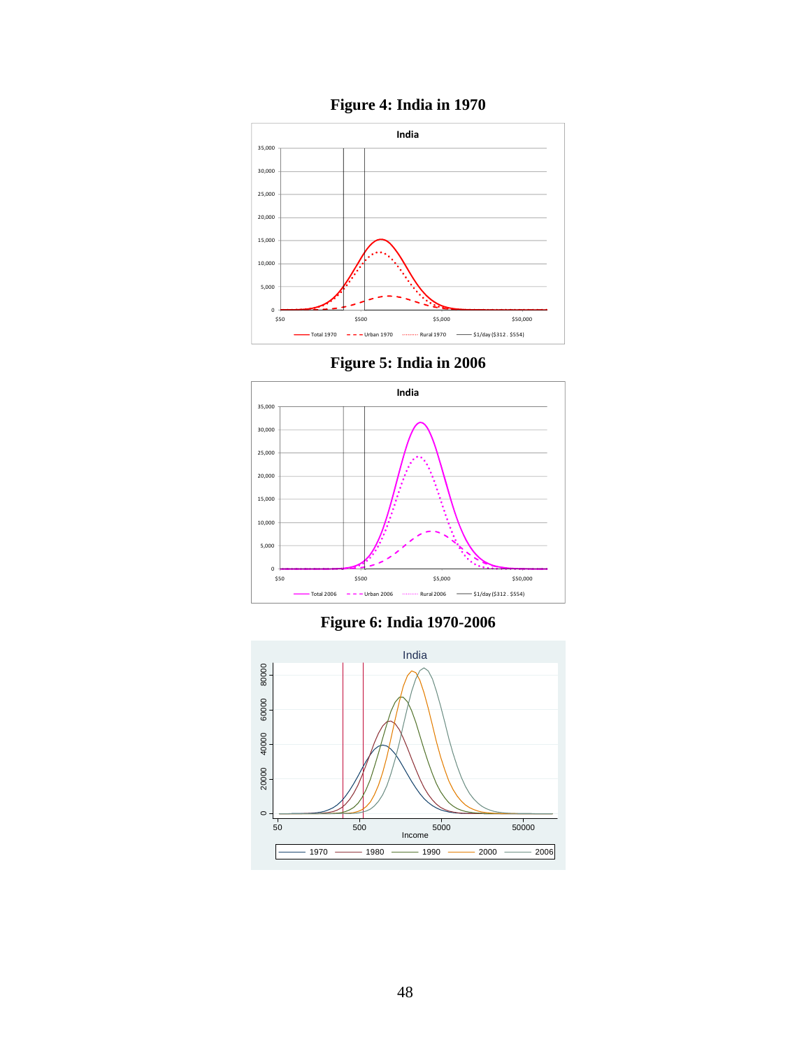# Figure 4: India in 1970

# Figure 5: India in 2006

# Figure 6: India 1970-2006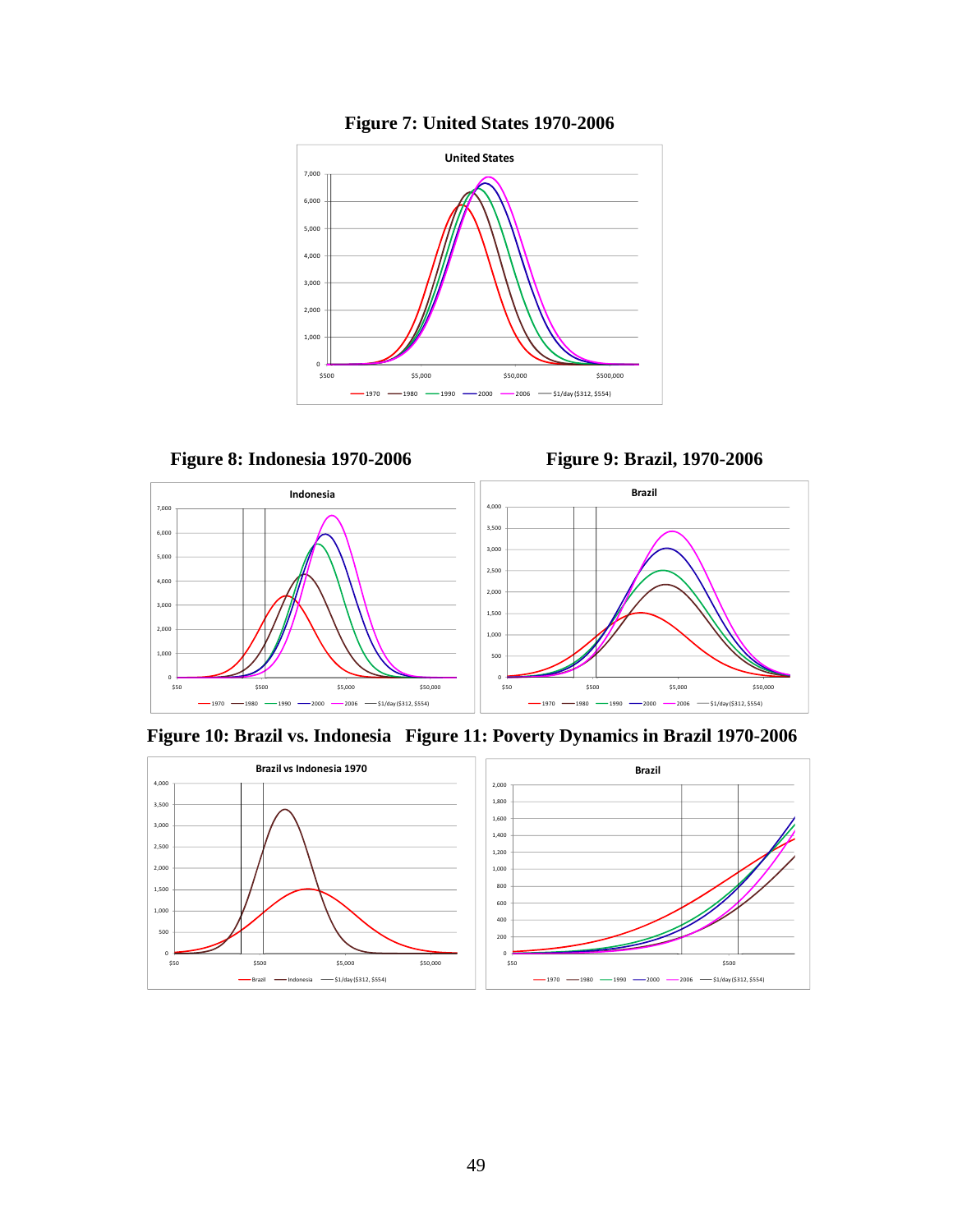**Figure 7: United States 1970-2006**

**Figure 8: Indonesia 1970-2006**

**Figure 9: Brazil, 1970-2006**

**Figure 10: Brazil vs. Indonesia**

**Figure 11: Poverty Dynamics in Brazil 1970-2006**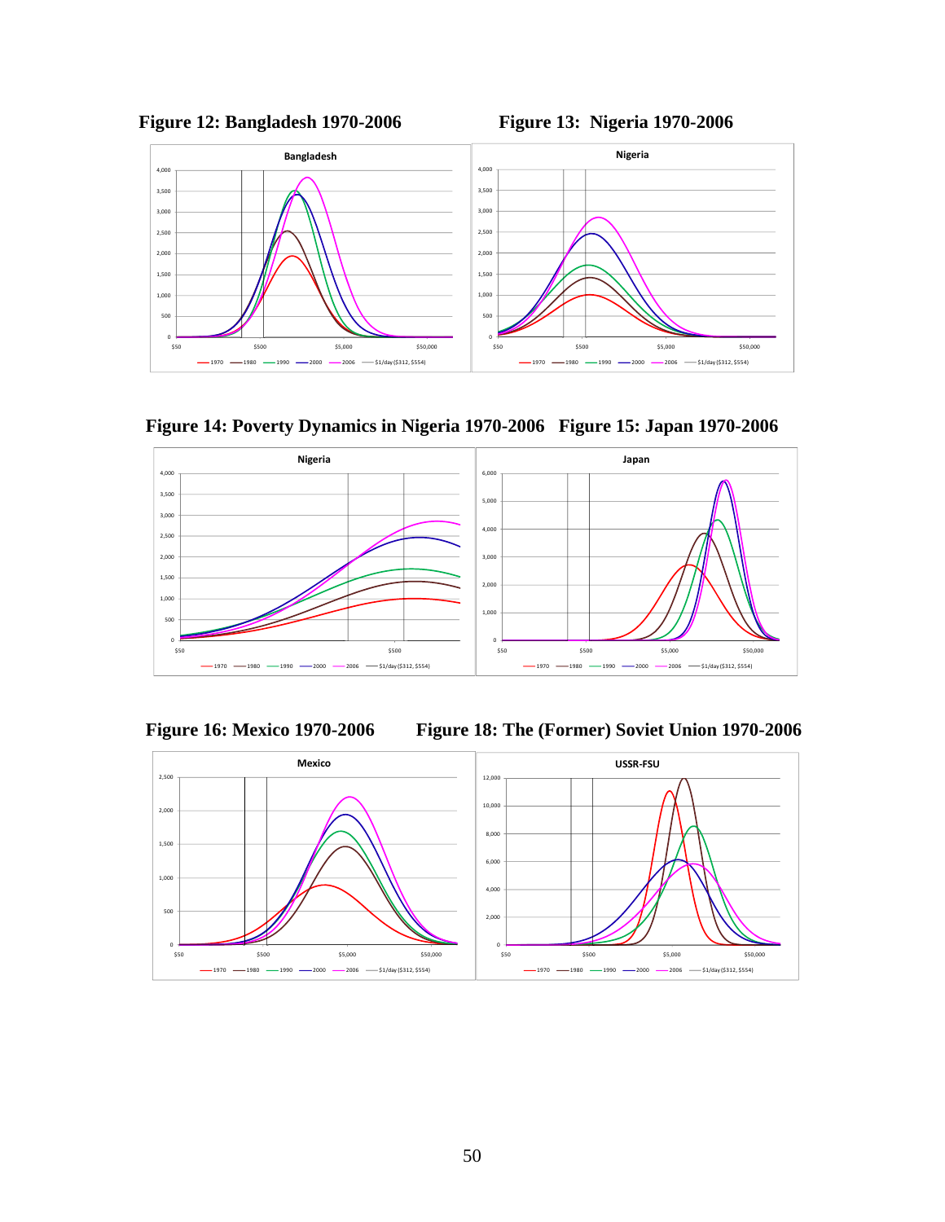**Figure 12: Bangladesh 1970-2006**

**Figure 13: Nigeria 1970-2006**

**Figure 14: Poverty Dynamics in Nigeria 1970-2006**

**Figure 15: Japan 1970-2006**

**Figure 16: Mexico 1970-2006**

**Figure 18: The (Former) Soviet Union 1970-2006**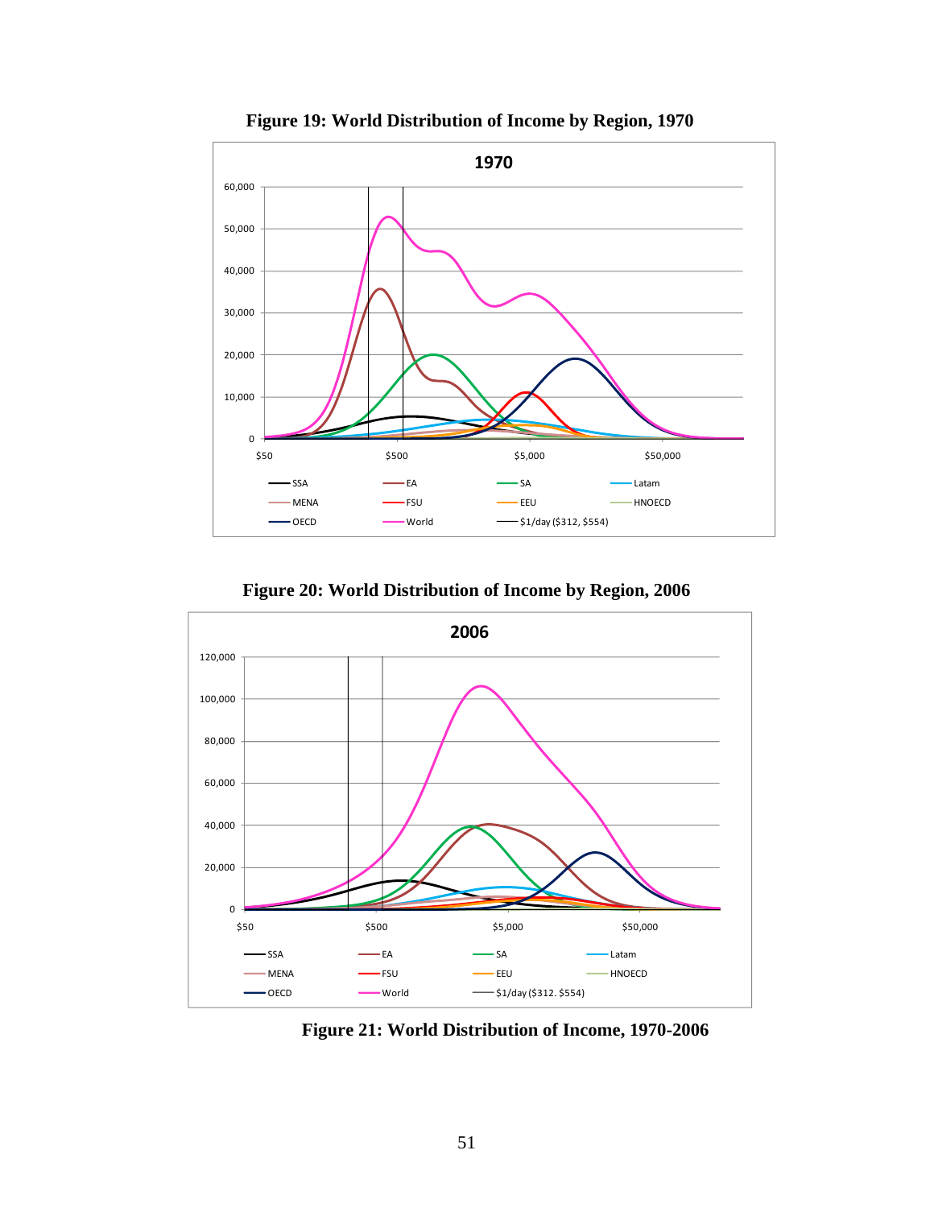**Figure 19: World Distribution of Income by Region, 1970**

**Figure 20: World Distribution of Income by Region, 2006**

**Figure 21: World Distribution of Income, 1970-2006**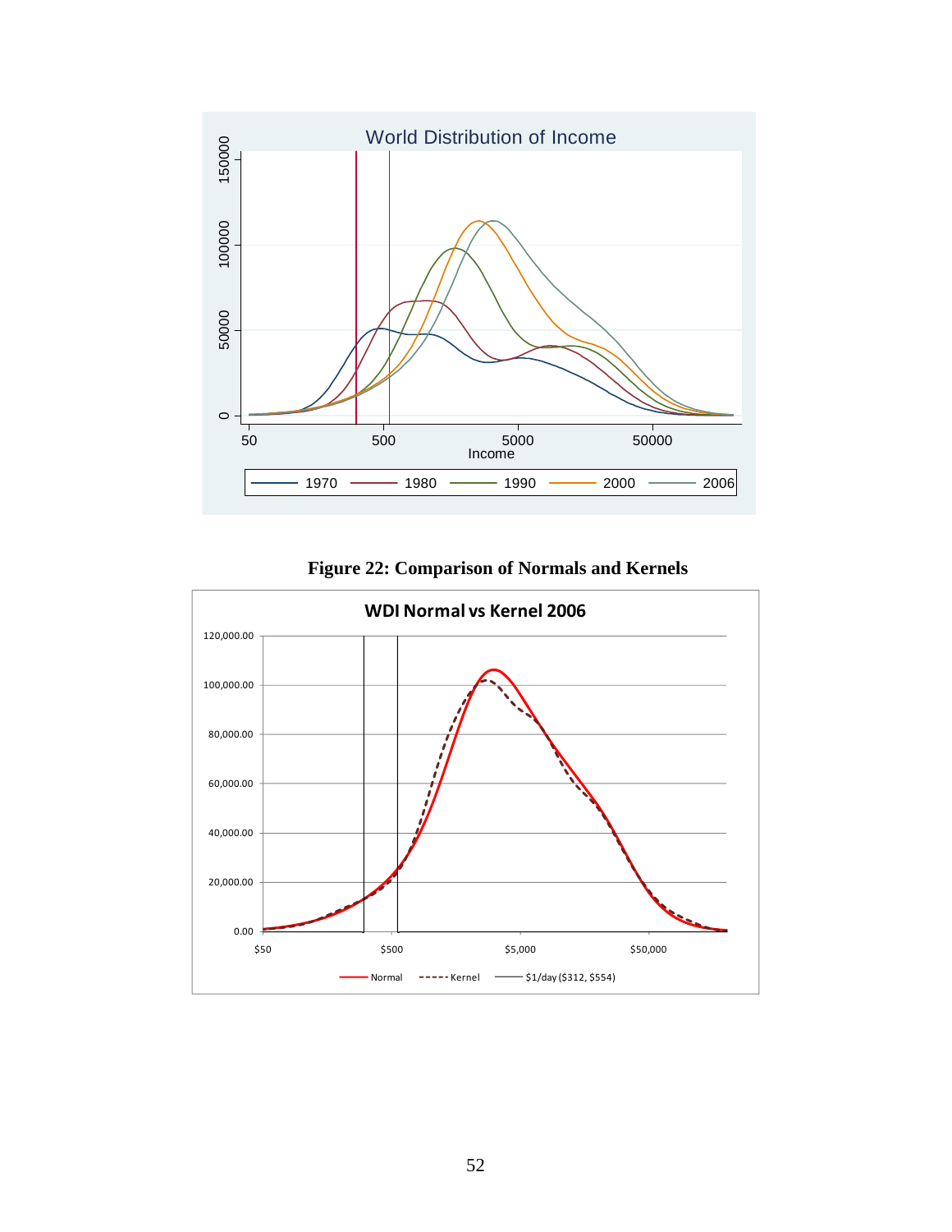**Figure 22: Comparison of Normals and Kernels**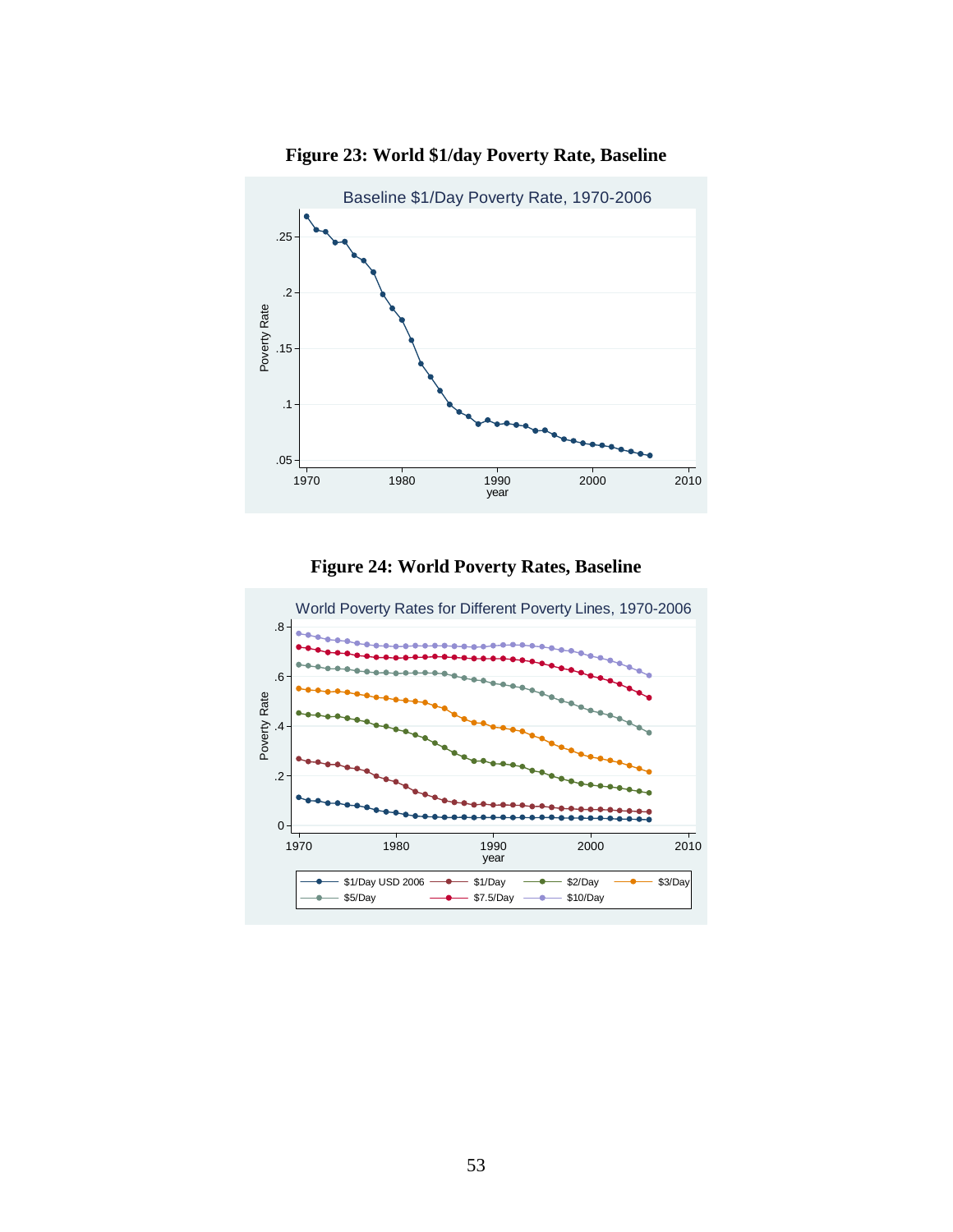**Figure 23: World $1/day Poverty Rate, Baseline**

**Figure 24: World Poverty Rates, Baseline**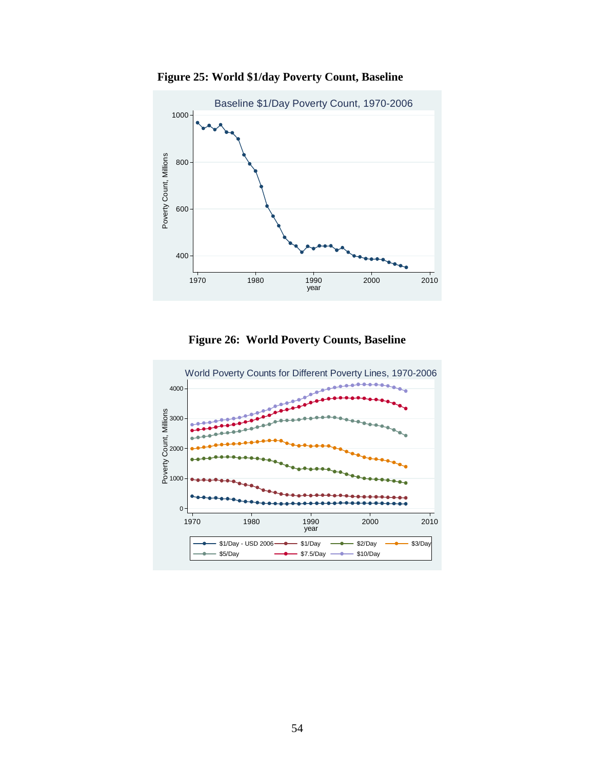**Figure 25: World $1/day Poverty Count, Baseline**

**Figure 26: World Poverty Counts, Baseline**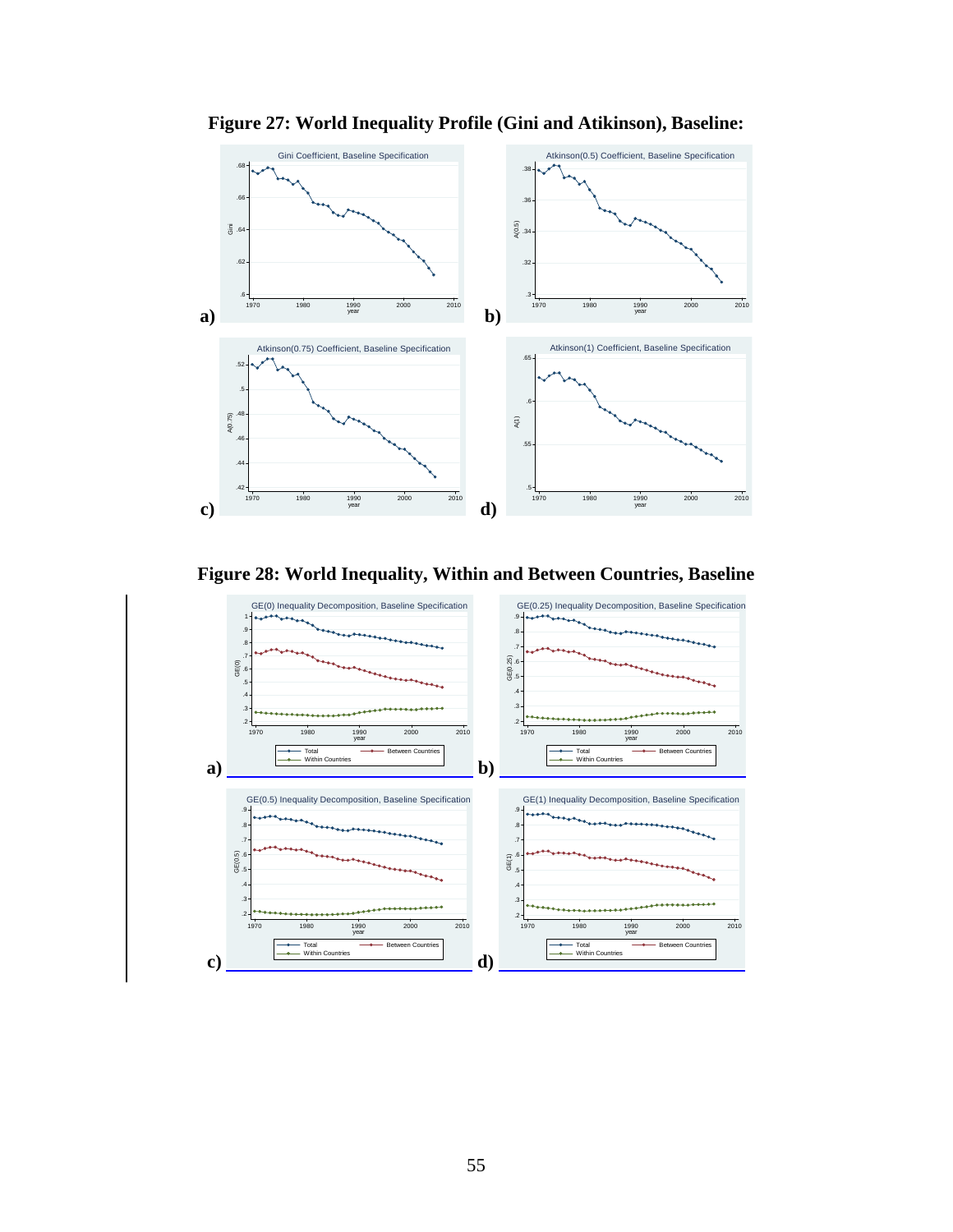**Figure 27: World Inequality Profile (Gini and Atikinson), Baseline:**

a)

b)

c)

d)

**Figure 28: World Inequality, Within and Between Countries, Baseline**

a)

b)

c)

d)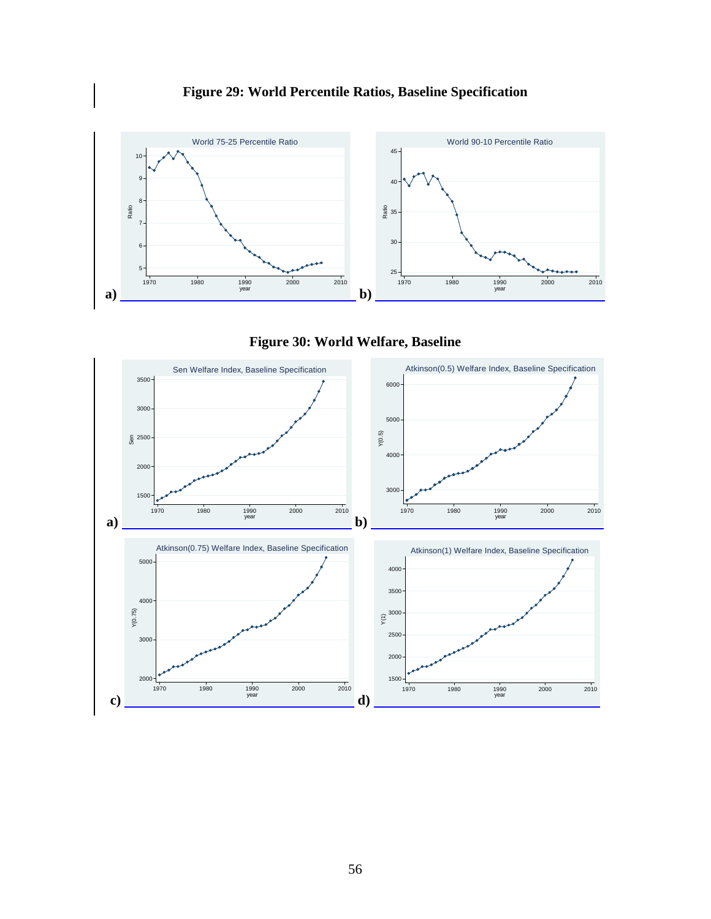**Figure 29: World Percentile Ratios, Baseline Specification**

a) World 75-25 Percentile Ratio

b) World 90-10 Percentile Ratio

**Figure 30: World Welfare, Baseline**

a) Sen Welfare Index, Baseline Specification

b) Atkinson(0.5) Welfare Index, Baseline Specification

c) Atkinson(0.75) Welfare Index, Baseline Specification

d) Atkinson(1) Welfare Index, Baseline Specification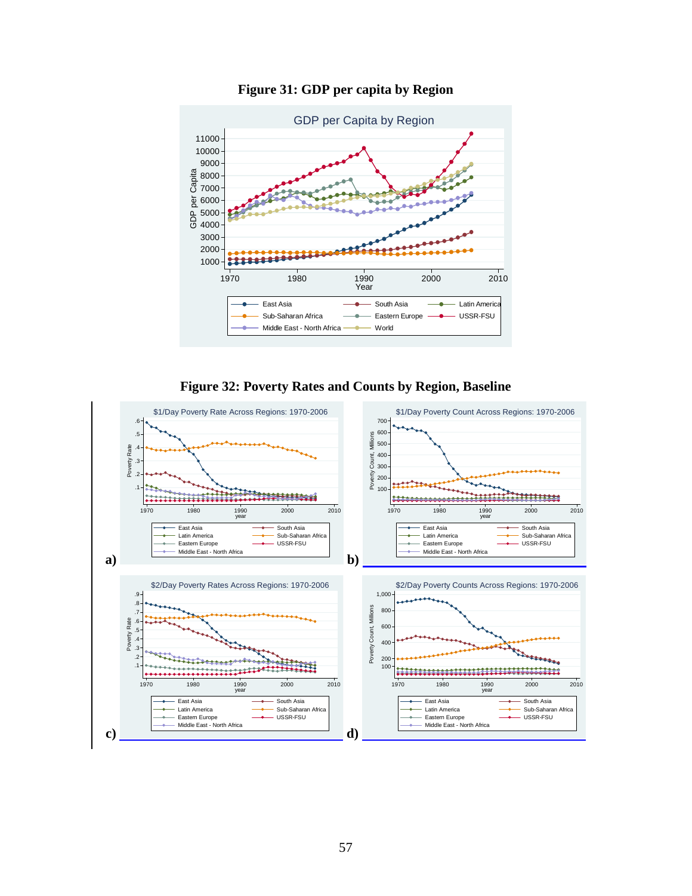**Figure 31: GDP per capita by Region**

**Figure 32: Poverty Rates and Counts by Region, Baseline**

a)

b)

c)

d)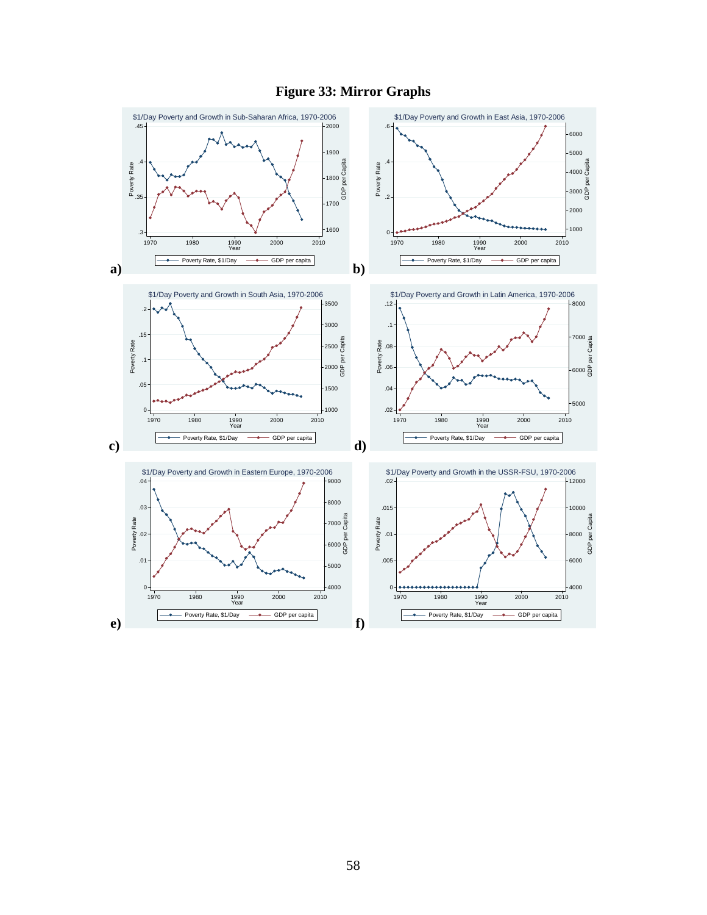**Figure 33: Mirror Graphs**

a)

b)

c)

d)

e)

f)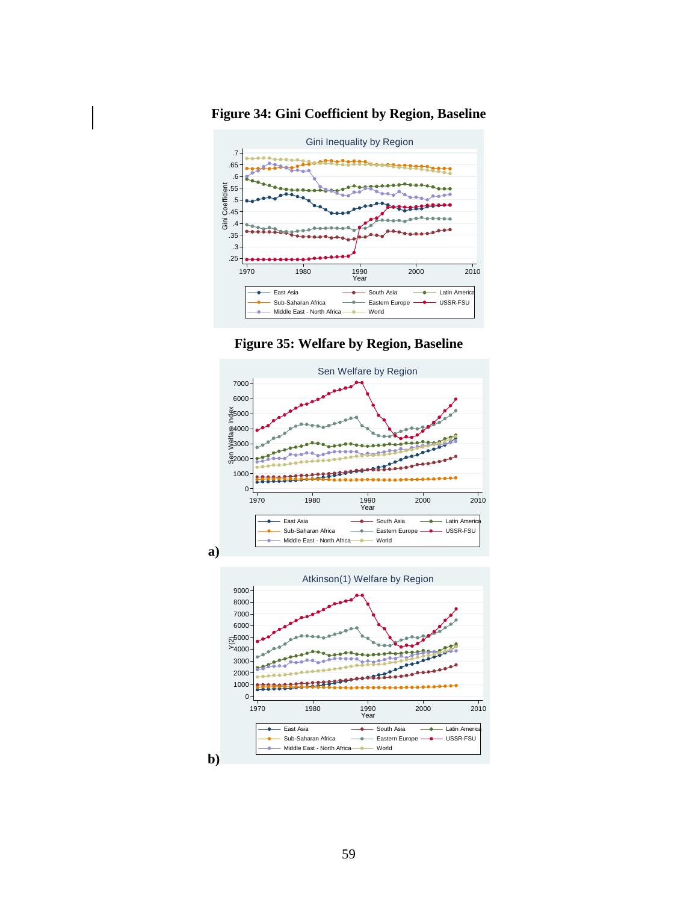**Figure 34: Gini Coefficient by Region, Baseline**

**Figure 35: Welfare by Region, Baseline**

**a)**

**b)**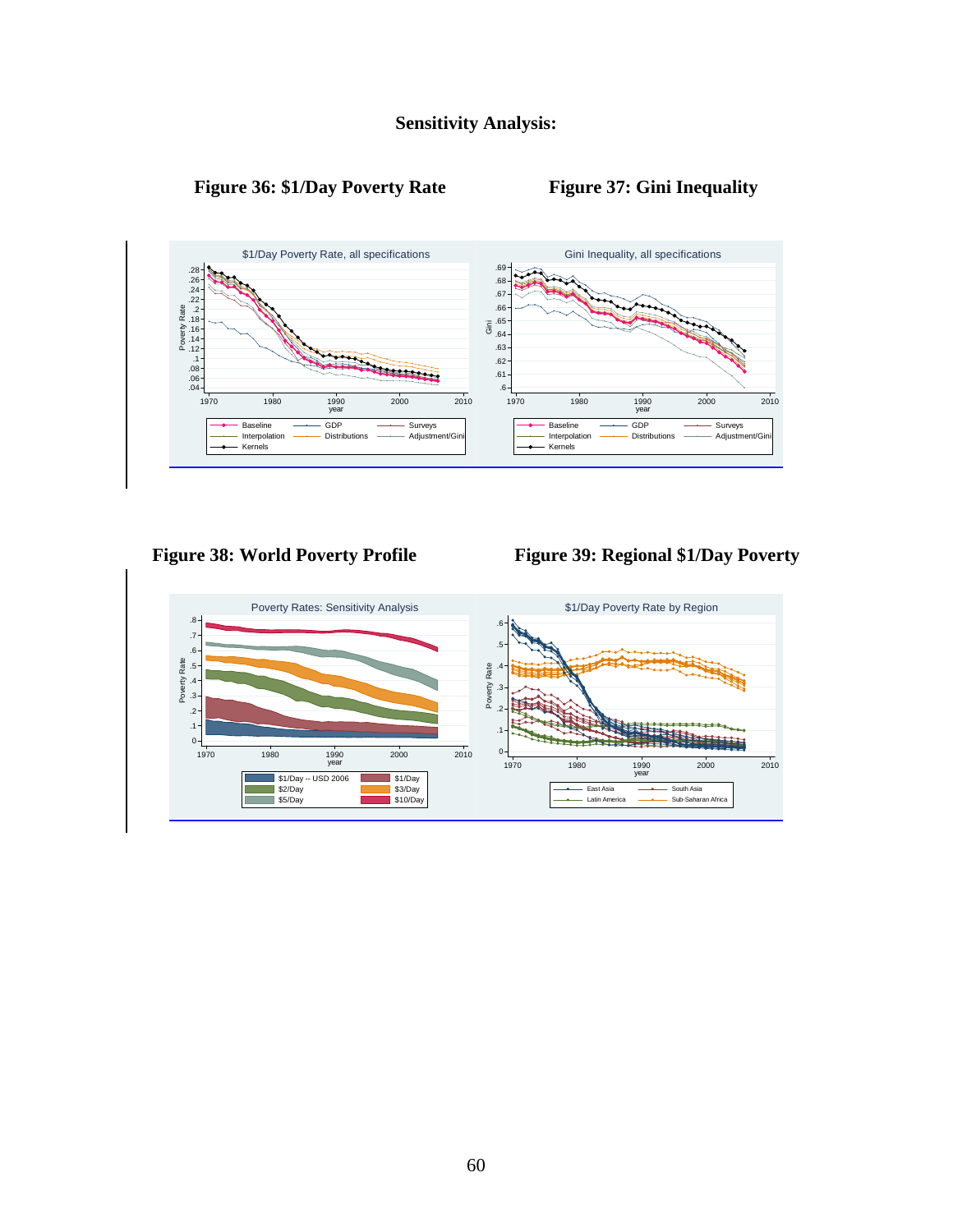**Sensitivity Analysis:**

**Figure 36: $1/Day Poverty Rate**

**Figure 37: Gini Inequality**

**Figure 38: World Poverty Profile**

**Figure 39: Regional $1/Day Poverty**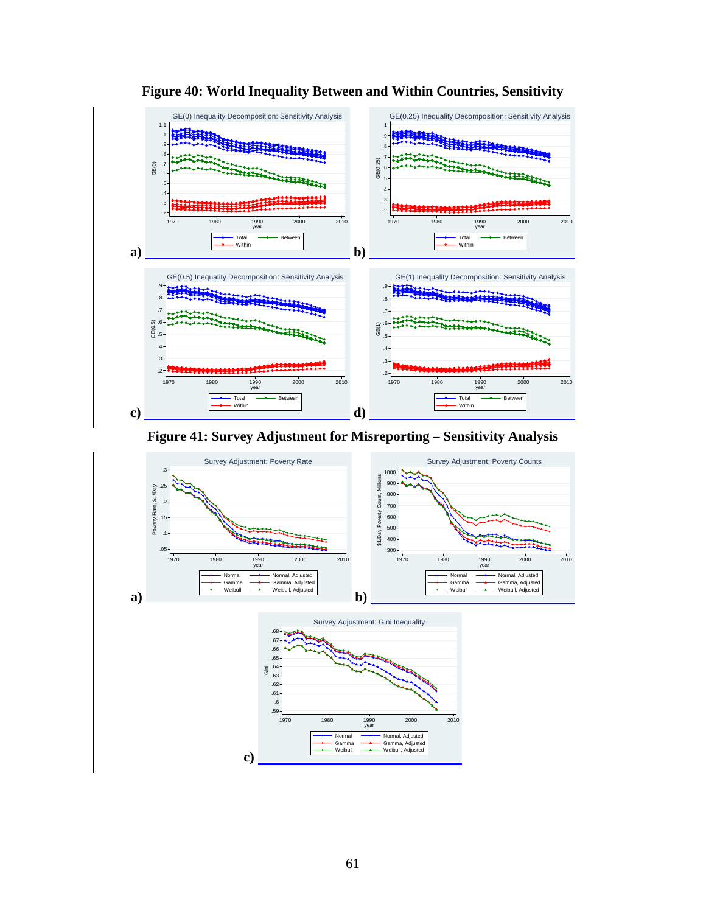**Figure 40: World Inequality Between and Within Countries, Sensitivity**

a)

b)

c)

d)

**Figure 41: Survey Adjustment for Misreporting – Sensitivity Analysis**

a)

b)

c)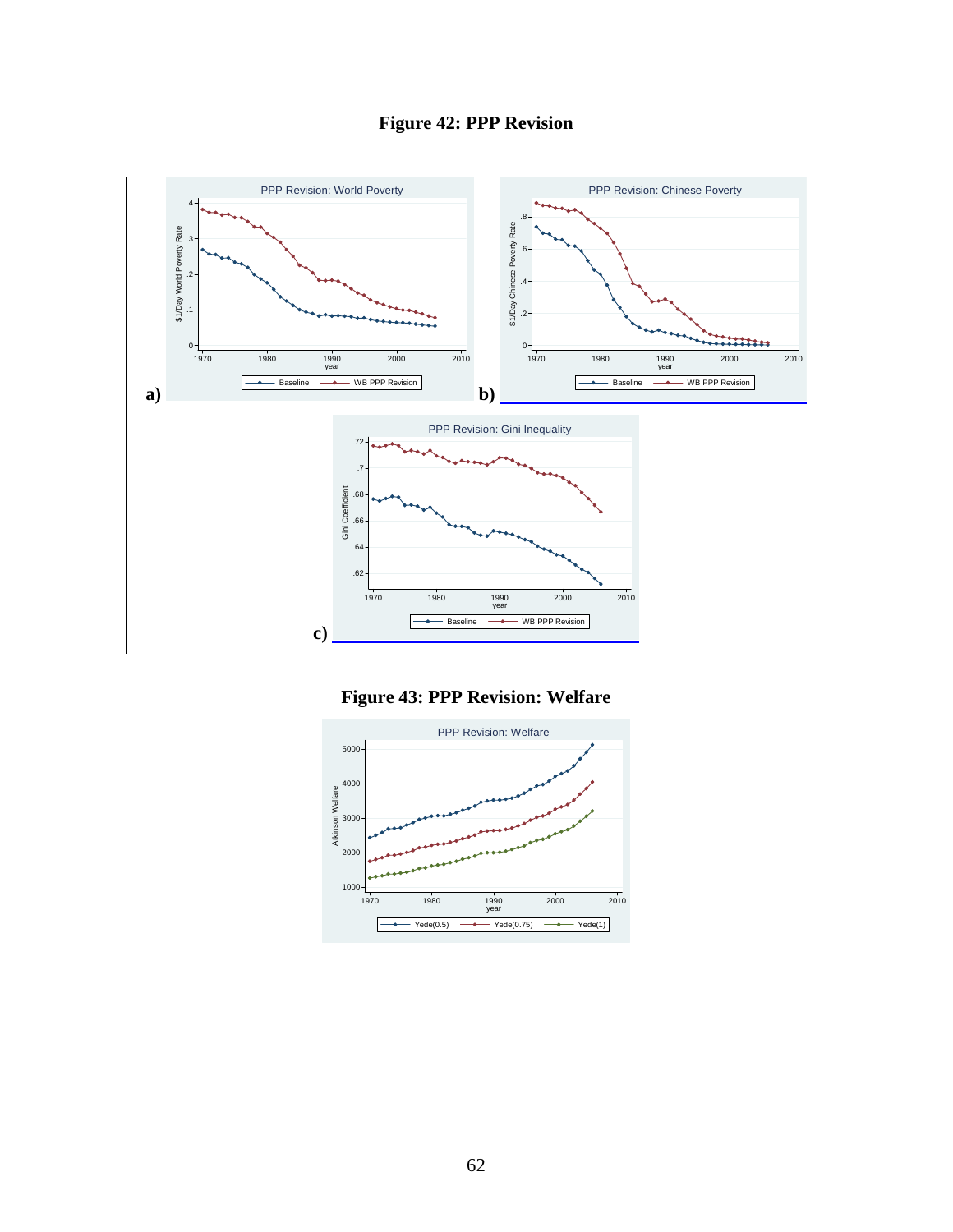**Figure 42: PPP Revision**

a)

b)

c)

**Figure 43: PPP Revision: Welfare**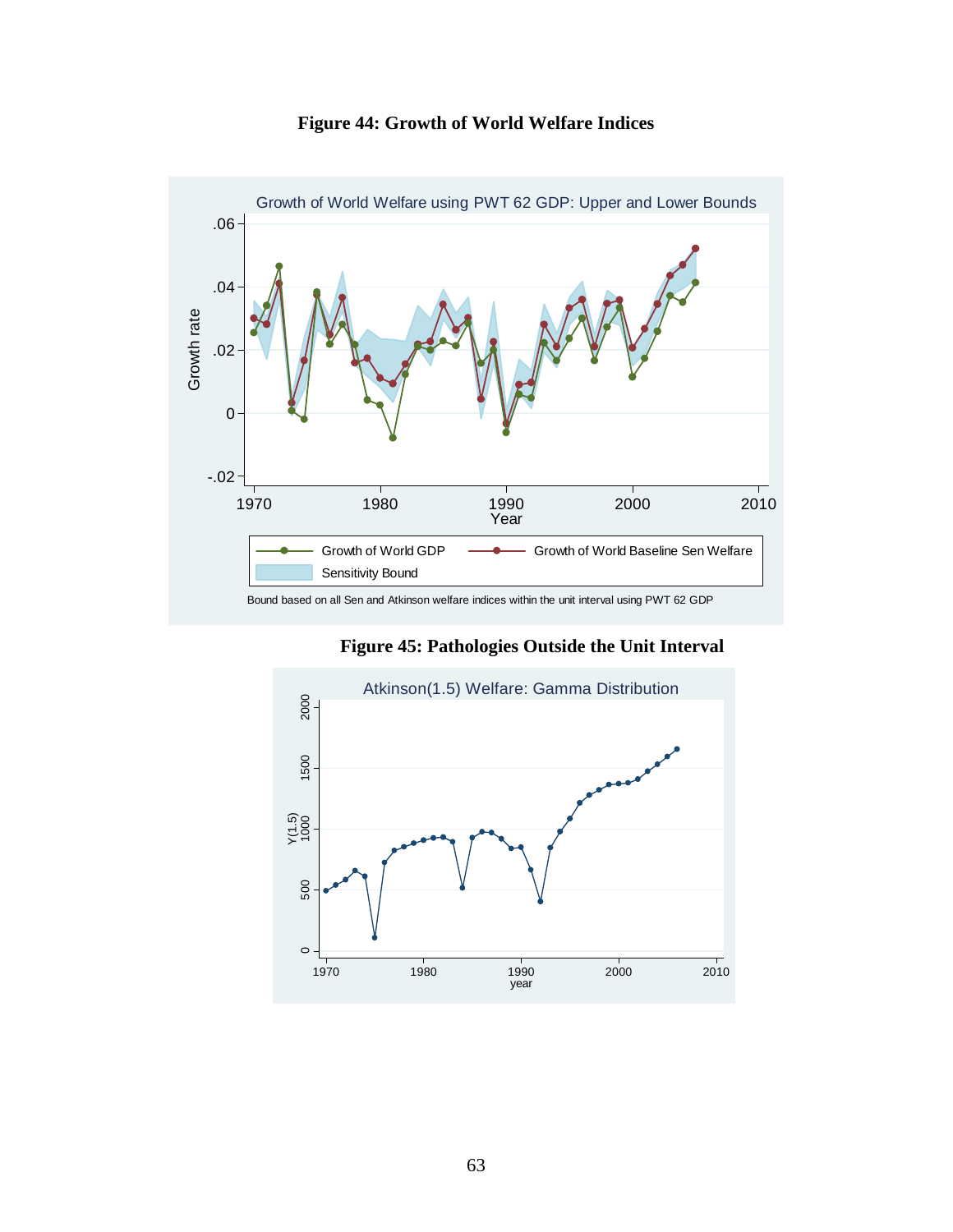**Figure 44: Growth of World Welfare Indices**

**Figure 45: Pathologies Outside the Unit Interval**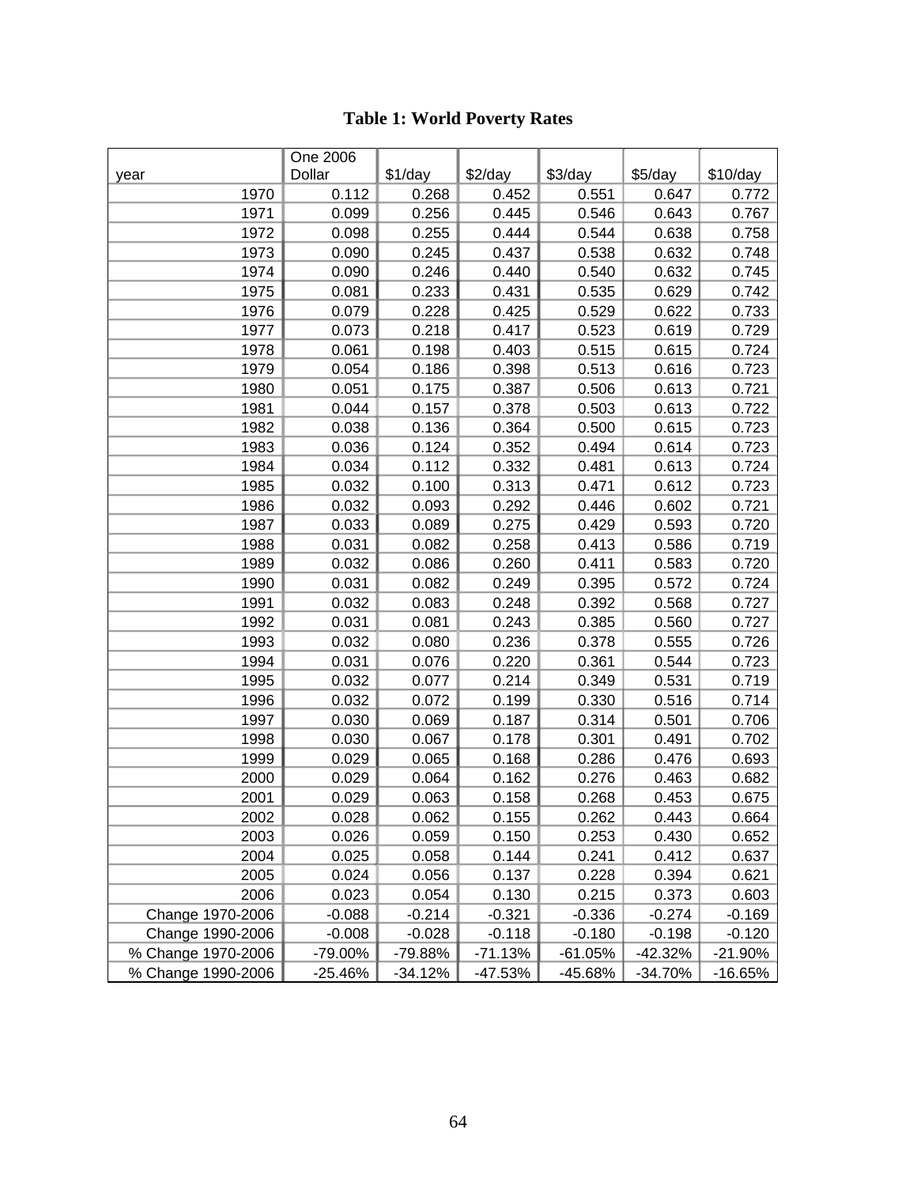# Table 1: World Poverty Rates

| year | One 2006 Dollar | $1/day | $2/day | $3/day | $5/day | $10/day |
|---|---|---|---|---|---|---|
| 1970 | 0.112 | 0.268 | 0.452 | 0.551 | 0.647 | 0.772 |
| 1971 | 0.099 | 0.256 | 0.445 | 0.546 | 0.643 | 0.767 |
| 1972 | 0.098 | 0.255 | 0.444 | 0.544 | 0.638 | 0.758 |
| 1973 | 0.090 | 0.245 | 0.437 | 0.538 | 0.632 | 0.748 |
| 1974 | 0.090 | 0.246 | 0.440 | 0.540 | 0.632 | 0.745 |
| 1975 | 0.081 | 0.233 | 0.431 | 0.535 | 0.629 | 0.742 |
| 1976 | 0.079 | 0.228 | 0.425 | 0.529 | 0.622 | 0.733 |
| 1977 | 0.073 | 0.218 | 0.417 | 0.523 | 0.619 | 0.729 |
| 1978 | 0.061 | 0.198 | 0.403 | 0.515 | 0.615 | 0.724 |
| 1979 | 0.054 | 0.186 | 0.398 | 0.513 | 0.616 | 0.723 |
| 1980 | 0.051 | 0.175 | 0.387 | 0.506 | 0.613 | 0.721 |
| 1981 | 0.044 | 0.157 | 0.378 | 0.503 | 0.613 | 0.722 |
| 1982 | 0.038 | 0.136 | 0.364 | 0.500 | 0.615 | 0.723 |
| 1983 | 0.036 | 0.124 | 0.352 | 0.494 | 0.614 | 0.723 |
| 1984 | 0.034 | 0.112 | 0.332 | 0.481 | 0.613 | 0.724 |
| 1985 | 0.032 | 0.100 | 0.313 | 0.471 | 0.612 | 0.723 |
| 1986 | 0.032 | 0.093 | 0.292 | 0.446 | 0.602 | 0.721 |
| 1987 | 0.033 | 0.089 | 0.275 | 0.429 | 0.593 | 0.720 |
| 1988 | 0.031 | 0.082 | 0.258 | 0.413 | 0.586 | 0.719 |
| 1989 | 0.032 | 0.086 | 0.260 | 0.411 | 0.583 | 0.720 |
| 1990 | 0.031 | 0.082 | 0.249 | 0.395 | 0.572 | 0.724 |
| 1991 | 0.032 | 0.083 | 0.248 | 0.392 | 0.568 | 0.727 |
| 1992 | 0.031 | 0.081 | 0.243 | 0.385 | 0.560 | 0.727 |
| 1993 | 0.032 | 0.080 | 0.236 | 0.378 | 0.555 | 0.726 |
| 1994 | 0.031 | 0.076 | 0.220 | 0.361 | 0.544 | 0.723 |
| 1995 | 0.032 | 0.077 | 0.214 | 0.349 | 0.531 | 0.719 |
| 1996 | 0.032 | 0.072 | 0.199 | 0.330 | 0.516 | 0.714 |
| 1997 | 0.030 | 0.069 | 0.187 | 0.314 | 0.501 | 0.706 |
| 1998 | 0.030 | 0.067 | 0.178 | 0.301 | 0.491 | 0.702 |
| 1999 | 0.029 | 0.065 | 0.168 | 0.286 | 0.476 | 0.693 |
| 2000 | 0.029 | 0.064 | 0.162 | 0.276 | 0.463 | 0.682 |
| 2001 | 0.029 | 0.063 | 0.158 | 0.268 | 0.453 | 0.675 |
| 2002 | 0.028 | 0.062 | 0.155 | 0.262 | 0.443 | 0.664 |
| 2003 | 0.026 | 0.059 | 0.150 | 0.253 | 0.430 | 0.652 |
| 2004 | 0.025 | 0.058 | 0.144 | 0.241 | 0.412 | 0.637 |
| 2005 | 0.024 | 0.056 | 0.137 | 0.228 | 0.394 | 0.621 |
| 2006 | 0.023 | 0.054 | 0.130 | 0.215 | 0.373 | 0.603 |
| Change 1970-2006 | -0.088 | -0.214 | -0.321 | -0.336 | -0.274 | -0.169 |
| Change 1990-2006 | -0.008 | -0.028 | -0.118 | -0.180 | -0.198 | -0.120 |
| % Change 1970-2006 | -79.00% | -79.88% | -71.13% | -61.05% | -42.32% | -21.90% |
| % Change 1990-2006 | -25.46% | -34.12% | -47.53% | -45.68% | -34.70% | -16.65% |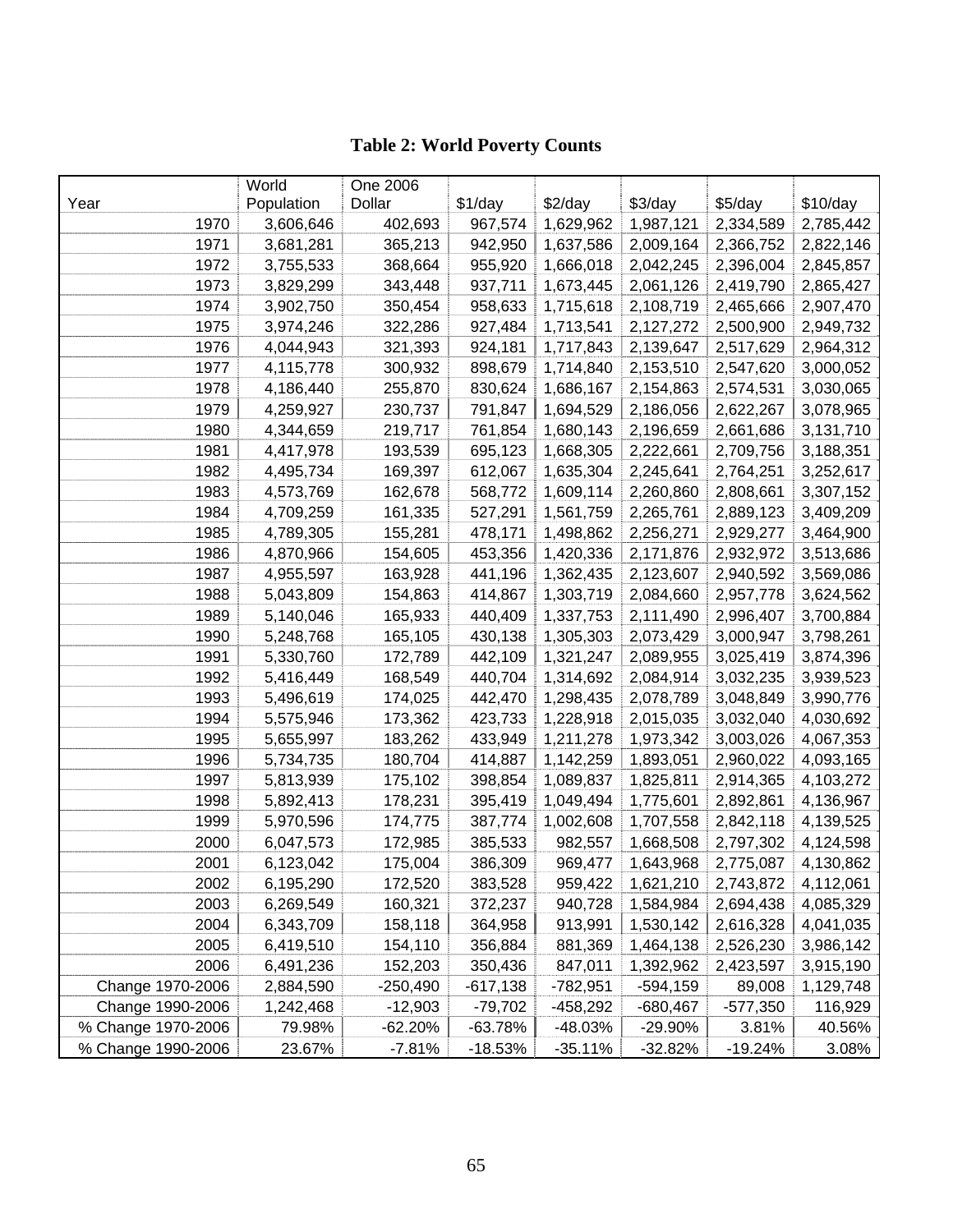**Table 2: World Poverty Counts**

| Year | World Population | One 2006 Dollar | $1/day | $2/day | $3/day | $5/day | $10/day |
|---|---|---|---|---|---|---|---|
| 1970 | 3,606,646 | 402,693 | 967,574 | 1,629,962 | 1,987,121 | 2,334,589 | 2,785,442 |
| 1971 | 3,681,281 | 365,213 | 942,950 | 1,637,586 | 2,009,164 | 2,366,752 | 2,822,146 |
| 1972 | 3,755,533 | 368,664 | 955,920 | 1,666,018 | 2,042,245 | 2,396,004 | 2,845,857 |
| 1973 | 3,829,299 | 343,448 | 937,711 | 1,673,445 | 2,061,126 | 2,419,790 | 2,865,427 |
| 1974 | 3,902,750 | 350,454 | 958,633 | 1,715,618 | 2,108,719 | 2,465,666 | 2,907,470 |
| 1975 | 3,974,246 | 322,286 | 927,484 | 1,713,541 | 2,127,272 | 2,500,900 | 2,949,732 |
| 1976 | 4,044,943 | 321,393 | 924,181 | 1,717,843 | 2,139,647 | 2,517,629 | 2,964,312 |
| 1977 | 4,115,778 | 300,932 | 898,679 | 1,714,840 | 2,153,510 | 2,547,620 | 3,000,052 |
| 1978 | 4,186,440 | 255,870 | 830,624 | 1,686,167 | 2,154,863 | 2,574,531 | 3,030,065 |
| 1979 | 4,259,927 | 230,737 | 791,847 | 1,694,529 | 2,186,056 | 2,622,267 | 3,078,965 |
| 1980 | 4,344,659 | 219,717 | 761,854 | 1,680,143 | 2,196,659 | 2,661,686 | 3,131,710 |
| 1981 | 4,417,978 | 193,539 | 695,123 | 1,668,305 | 2,222,661 | 2,709,756 | 3,188,351 |
| 1982 | 4,495,734 | 169,397 | 612,067 | 1,635,304 | 2,245,641 | 2,764,251 | 3,252,617 |
| 1983 | 4,573,769 | 162,678 | 568,772 | 1,609,114 | 2,260,860 | 2,808,661 | 3,307,152 |
| 1984 | 4,709,259 | 161,335 | 527,291 | 1,561,759 | 2,265,761 | 2,889,123 | 3,409,209 |
| 1985 | 4,789,305 | 155,281 | 478,171 | 1,498,862 | 2,256,271 | 2,929,277 | 3,464,900 |
| 1986 | 4,870,966 | 154,605 | 453,356 | 1,420,336 | 2,171,876 | 2,932,972 | 3,513,686 |
| 1987 | 4,955,597 | 163,928 | 441,196 | 1,362,435 | 2,123,607 | 2,940,592 | 3,569,086 |
| 1988 | 5,043,809 | 154,863 | 414,867 | 1,303,719 | 2,084,660 | 2,957,778 | 3,624,562 |
| 1989 | 5,140,046 | 165,933 | 440,409 | 1,337,753 | 2,111,490 | 2,996,407 | 3,700,884 |
| 1990 | 5,248,768 | 165,105 | 430,138 | 1,305,303 | 2,073,429 | 3,000,947 | 3,798,261 |
| 1991 | 5,330,760 | 172,789 | 442,109 | 1,321,247 | 2,089,955 | 3,025,419 | 3,874,396 |
| 1992 | 5,416,449 | 168,549 | 440,704 | 1,314,692 | 2,084,914 | 3,032,235 | 3,939,523 |
| 1993 | 5,496,619 | 174,025 | 442,470 | 1,298,435 | 2,078,789 | 3,048,849 | 3,990,776 |
| 1994 | 5,575,946 | 173,362 | 423,733 | 1,228,918 | 2,015,035 | 3,032,040 | 4,030,692 |
| 1995 | 5,655,997 | 183,262 | 433,949 | 1,211,278 | 1,973,342 | 3,003,026 | 4,067,353 |
| 1996 | 5,734,735 | 180,704 | 414,887 | 1,142,259 | 1,893,051 | 2,960,022 | 4,093,165 |
| 1997 | 5,813,939 | 175,102 | 398,854 | 1,089,837 | 1,825,811 | 2,914,365 | 4,103,272 |
| 1998 | 5,892,413 | 178,231 | 395,419 | 1,049,494 | 1,775,601 | 2,892,861 | 4,136,967 |
| 1999 | 5,970,596 | 174,775 | 387,774 | 1,002,608 | 1,707,558 | 2,842,118 | 4,139,525 |
| 2000 | 6,047,573 | 172,985 | 385,533 | 982,557 | 1,668,508 | 2,797,302 | 4,124,598 |
| 2001 | 6,123,042 | 175,004 | 386,309 | 969,477 | 1,643,968 | 2,775,087 | 4,130,862 |
| 2002 | 6,195,290 | 172,520 | 383,528 | 959,422 | 1,621,210 | 2,743,872 | 4,112,061 |
| 2003 | 6,269,549 | 160,321 | 372,237 | 940,728 | 1,584,984 | 2,694,438 | 4,085,329 |
| 2004 | 6,343,709 | 158,118 | 364,958 | 913,991 | 1,530,142 | 2,616,328 | 4,041,035 |
| 2005 | 6,419,510 | 154,110 | 356,884 | 881,369 | 1,464,138 | 2,526,230 | 3,986,142 |
| 2006 | 6,491,236 | 152,203 | 350,436 | 847,011 | 1,392,962 | 2,423,597 | 3,915,190 |
| Change 1970-2006 | 2,884,590 | -250,490 | -617,138 | -782,951 | -594,159 | 89,008 | 1,129,748 |
| Change 1990-2006 | 1,242,468 | -12,903 | -79,702 | -458,292 | -680,467 | -577,350 | 116,929 |
| % Change 1970-2006 | 79.98% | -62.20% | -63.78% | -48.03% | -29.90% | 3.81% | 40.56% |
| % Change 1990-2006 | 23.67% | -7.81% | -18.53% | -35.11% | -32.82% | -19.24% | 3.08% |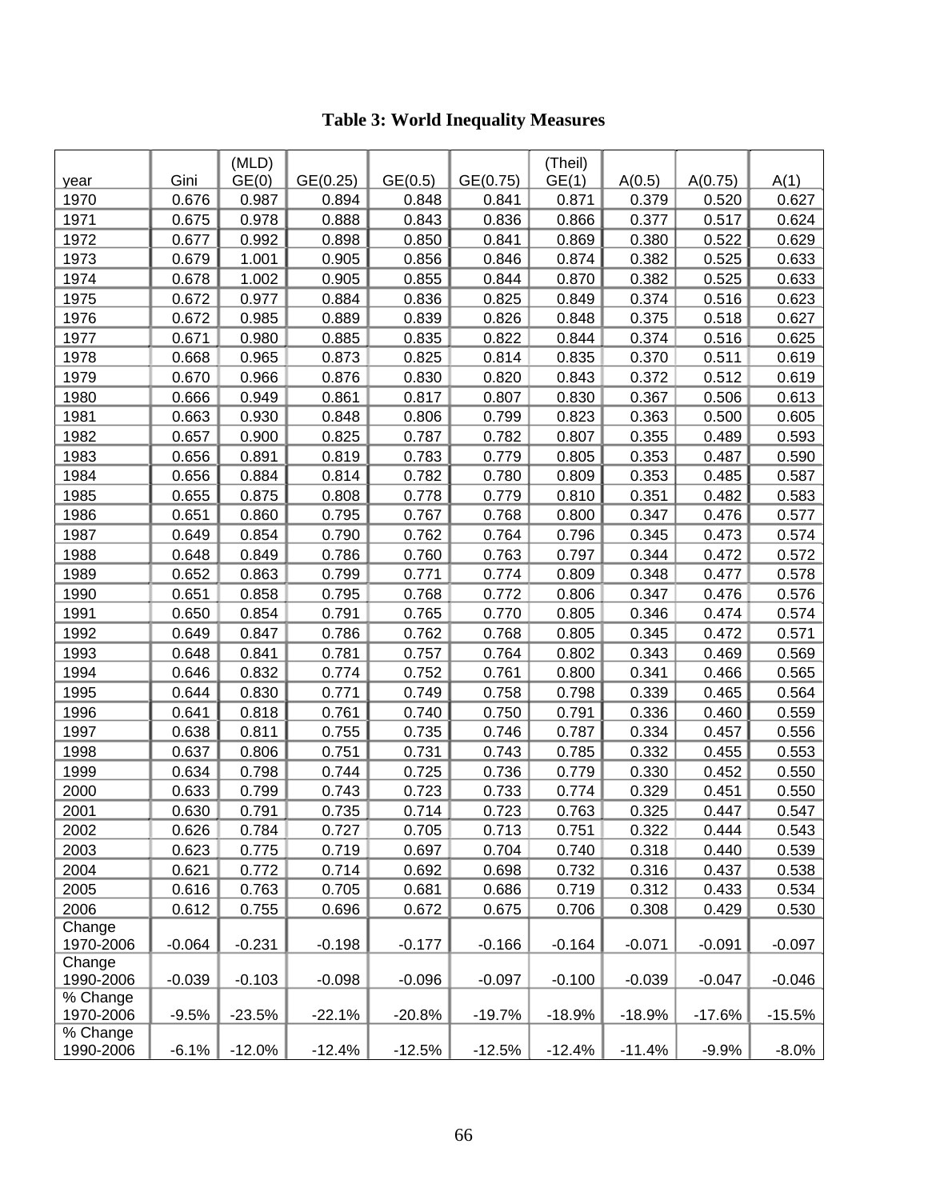**Table 3: World Inequality Measures**

| year | Gini | (MLD) GE(0) | GE(0.25) | GE(0.5) | GE(0.75) | (Theil) GE(1) | A(0.5) | A(0.75) | A(1) |
|---|---|---|---|---|---|---|---|---|---|
| 1970 | 0.676 | 0.987 | 0.894 | 0.848 | 0.841 | 0.871 | 0.379 | 0.520 | 0.627 |
| 1971 | 0.675 | 0.978 | 0.888 | 0.843 | 0.836 | 0.866 | 0.377 | 0.517 | 0.624 |
| 1972 | 0.677 | 0.992 | 0.898 | 0.850 | 0.841 | 0.869 | 0.380 | 0.522 | 0.629 |
| 1973 | 0.679 | 1.001 | 0.905 | 0.856 | 0.846 | 0.874 | 0.382 | 0.525 | 0.633 |
| 1974 | 0.678 | 1.002 | 0.905 | 0.855 | 0.844 | 0.870 | 0.382 | 0.525 | 0.633 |
| 1975 | 0.672 | 0.977 | 0.884 | 0.836 | 0.825 | 0.849 | 0.374 | 0.516 | 0.623 |
| 1976 | 0.672 | 0.985 | 0.889 | 0.839 | 0.826 | 0.848 | 0.375 | 0.518 | 0.627 |
| 1977 | 0.671 | 0.980 | 0.885 | 0.835 | 0.822 | 0.844 | 0.374 | 0.516 | 0.625 |
| 1978 | 0.668 | 0.965 | 0.873 | 0.825 | 0.814 | 0.835 | 0.370 | 0.511 | 0.619 |
| 1979 | 0.670 | 0.966 | 0.876 | 0.830 | 0.820 | 0.843 | 0.372 | 0.512 | 0.619 |
| 1980 | 0.666 | 0.949 | 0.861 | 0.817 | 0.807 | 0.830 | 0.367 | 0.506 | 0.613 |
| 1981 | 0.663 | 0.930 | 0.848 | 0.806 | 0.799 | 0.823 | 0.363 | 0.500 | 0.605 |
| 1982 | 0.657 | 0.900 | 0.825 | 0.787 | 0.782 | 0.807 | 0.355 | 0.489 | 0.593 |
| 1983 | 0.656 | 0.891 | 0.819 | 0.783 | 0.779 | 0.805 | 0.353 | 0.487 | 0.590 |
| 1984 | 0.656 | 0.884 | 0.814 | 0.782 | 0.780 | 0.809 | 0.353 | 0.485 | 0.587 |
| 1985 | 0.655 | 0.875 | 0.808 | 0.778 | 0.779 | 0.810 | 0.351 | 0.482 | 0.583 |
| 1986 | 0.651 | 0.860 | 0.795 | 0.767 | 0.768 | 0.800 | 0.347 | 0.476 | 0.577 |
| 1987 | 0.649 | 0.854 | 0.790 | 0.762 | 0.764 | 0.796 | 0.345 | 0.473 | 0.574 |
| 1988 | 0.648 | 0.849 | 0.786 | 0.760 | 0.763 | 0.797 | 0.344 | 0.472 | 0.572 |
| 1989 | 0.652 | 0.863 | 0.799 | 0.771 | 0.774 | 0.809 | 0.348 | 0.477 | 0.578 |
| 1990 | 0.651 | 0.858 | 0.795 | 0.768 | 0.772 | 0.806 | 0.347 | 0.476 | 0.576 |
| 1991 | 0.650 | 0.854 | 0.791 | 0.765 | 0.770 | 0.805 | 0.346 | 0.474 | 0.574 |
| 1992 | 0.649 | 0.847 | 0.786 | 0.762 | 0.768 | 0.805 | 0.345 | 0.472 | 0.571 |
| 1993 | 0.648 | 0.841 | 0.781 | 0.757 | 0.764 | 0.802 | 0.343 | 0.469 | 0.569 |
| 1994 | 0.646 | 0.832 | 0.774 | 0.752 | 0.761 | 0.800 | 0.341 | 0.466 | 0.565 |
| 1995 | 0.644 | 0.830 | 0.771 | 0.749 | 0.758 | 0.798 | 0.339 | 0.465 | 0.564 |
| 1996 | 0.641 | 0.818 | 0.761 | 0.740 | 0.750 | 0.791 | 0.336 | 0.460 | 0.559 |
| 1997 | 0.638 | 0.811 | 0.755 | 0.735 | 0.746 | 0.787 | 0.334 | 0.457 | 0.556 |
| 1998 | 0.637 | 0.806 | 0.751 | 0.731 | 0.743 | 0.785 | 0.332 | 0.455 | 0.553 |
| 1999 | 0.634 | 0.798 | 0.744 | 0.725 | 0.736 | 0.779 | 0.330 | 0.452 | 0.550 |
| 2000 | 0.633 | 0.799 | 0.743 | 0.723 | 0.733 | 0.774 | 0.329 | 0.451 | 0.550 |
| 2001 | 0.630 | 0.791 | 0.735 | 0.714 | 0.723 | 0.763 | 0.325 | 0.447 | 0.547 |
| 2002 | 0.626 | 0.784 | 0.727 | 0.705 | 0.713 | 0.751 | 0.322 | 0.444 | 0.543 |
| 2003 | 0.623 | 0.775 | 0.719 | 0.697 | 0.704 | 0.740 | 0.318 | 0.440 | 0.539 |
| 2004 | 0.621 | 0.772 | 0.714 | 0.692 | 0.698 | 0.732 | 0.316 | 0.437 | 0.538 |
| 2005 | 0.616 | 0.763 | 0.705 | 0.681 | 0.686 | 0.719 | 0.312 | 0.433 | 0.534 |
| 2006 | 0.612 | 0.755 | 0.696 | 0.672 | 0.675 | 0.706 | 0.308 | 0.429 | 0.530 |
| Change 1970-2006 | -0.064 | -0.231 | -0.198 | -0.177 | -0.166 | -0.164 | -0.071 | -0.091 | -0.097 |
| Change 1990-2006 | -0.039 | -0.103 | -0.098 | -0.096 | -0.097 | -0.100 | -0.039 | -0.047 | -0.046 |
| % Change 1970-2006 | -9.5% | -23.5% | -22.1% | -20.8% | -19.7% | -18.9% | -18.9% | -17.6% | -15.5% |
| % Change 1990-2006 | -6.1% | -12.0% | -12.4% | -12.5% | -12.5% | -12.4% | -11.4% | -9.9% | -8.0% |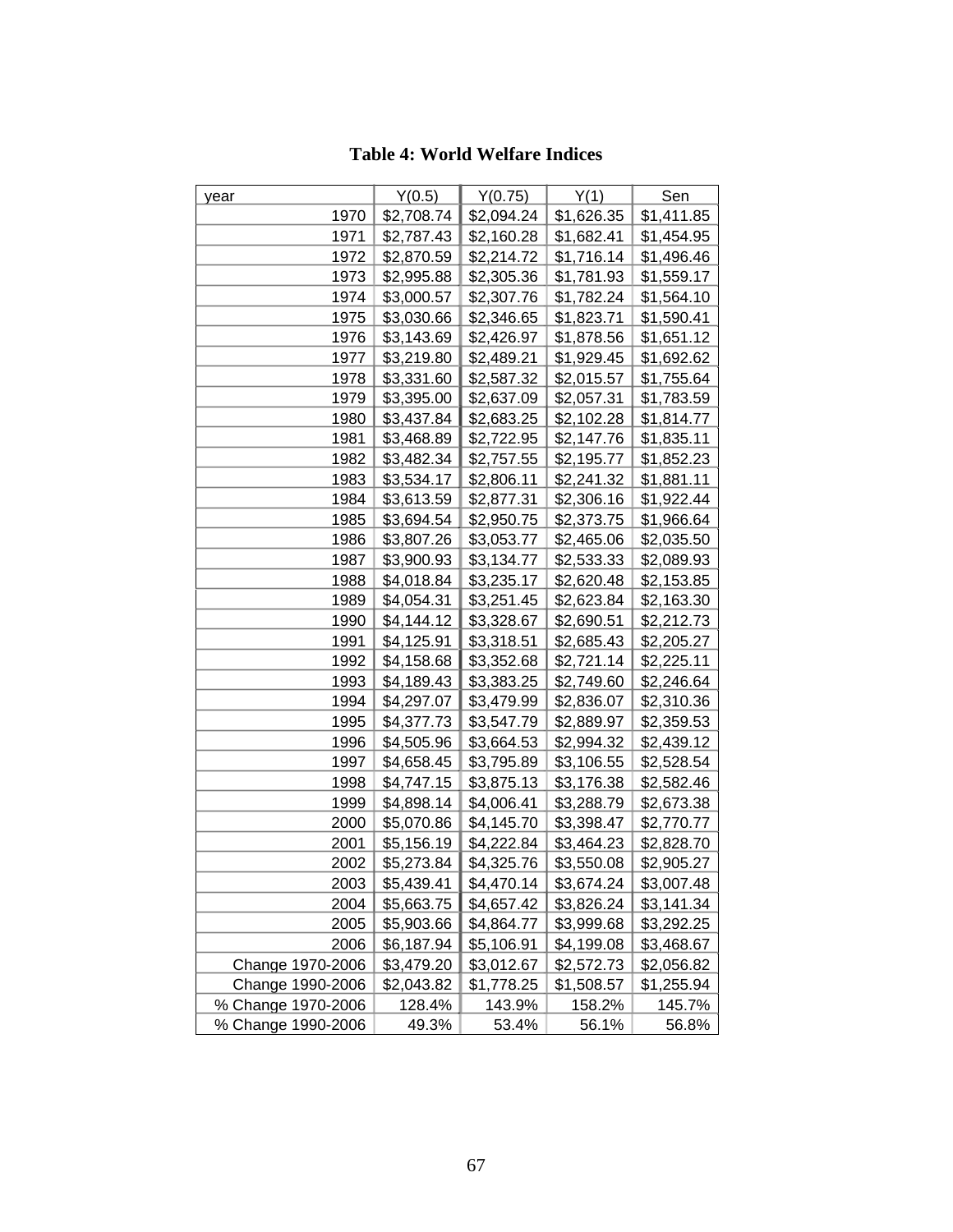**Table 4: World Welfare Indices**

| year | Y(0.5) | Y(0.75) | Y(1) | Sen |
|---|---|---|---|---|
| 1970 | $2,708.74 | $2,094.24 | $1,626.35 | $1,411.85 |
| 1971 | $2,787.43 | $2,160.28 | $1,682.41 | $1,454.95 |
| 1972 | $2,870.59 | $2,214.72 | $1,716.14 | $1,496.46 |
| 1973 | $2,995.88 | $2,305.36 | $1,781.93 | $1,559.17 |
| 1974 | $3,000.57 | $2,307.76 | $1,782.24 | $1,564.10 |
| 1975 | $3,030.66 | $2,346.65 | $1,823.71 | $1,590.41 |
| 1976 | $3,143.69 | $2,426.97 | $1,878.56 | $1,651.12 |
| 1977 | $3,219.80 | $2,489.21 | $1,929.45 | $1,692.62 |
| 1978 | $3,331.60 | $2,587.32 | $2,015.57 | $1,755.64 |
| 1979 | $3,395.00 | $2,637.09 | $2,057.31 | $1,783.59 |
| 1980 | $3,437.84 | $2,683.25 | $2,102.28 | $1,814.77 |
| 1981 | $3,468.89 | $2,722.95 | $2,147.76 | $1,835.11 |
| 1982 | $3,482.34 | $2,757.55 | $2,195.77 | $1,852.23 |
| 1983 | $3,534.17 | $2,806.11 | $2,241.32 | $1,881.11 |
| 1984 | $3,613.59 | $2,877.31 | $2,306.16 | $1,922.44 |
| 1985 | $3,694.54 | $2,950.75 | $2,373.75 | $1,966.64 |
| 1986 | $3,807.26 | $3,053.77 | $2,465.06 | $2,035.50 |
| 1987 | $3,900.93 | $3,134.77 | $2,533.33 | $2,089.93 |
| 1988 | $4,018.84 | $3,235.17 | $2,620.48 | $2,153.85 |
| 1989 | $4,054.31 | $3,251.45 | $2,623.84 | $2,163.30 |
| 1990 | $4,144.12 | $3,328.67 | $2,690.51 | $2,212.73 |
| 1991 | $4,125.91 | $3,318.51 | $2,685.43 | $2,205.27 |
| 1992 | $4,158.68 | $3,352.68 | $2,721.14 | $2,225.11 |
| 1993 | $4,189.43 | $3,383.25 | $2,749.60 | $2,246.64 |
| 1994 | $4,297.07 | $3,479.99 | $2,836.07 | $2,310.36 |
| 1995 | $4,377.73 | $3,547.79 | $2,889.97 | $2,359.53 |
| 1996 | $4,505.96 | $3,664.53 | $2,994.32 | $2,439.12 |
| 1997 | $4,658.45 | $3,795.89 | $3,106.55 | $2,528.54 |
| 1998 | $4,747.15 | $3,875.13 | $3,176.38 | $2,582.46 |
| 1999 | $4,898.14 | $4,006.41 | $3,288.79 | $2,673.38 |
| 2000 | $5,070.86 | $4,145.70 | $3,398.47 | $2,770.77 |
| 2001 | $5,156.19 | $4,222.84 | $3,464.23 | $2,828.70 |
| 2002 | $5,273.84 | $4,325.76 | $3,550.08 | $2,905.27 |
| 2003 | $5,439.41 | $4,470.14 | $3,674.24 | $3,007.48 |
| 2004 | $5,663.75 | $4,657.42 | $3,826.24 | $3,141.34 |
| 2005 | $5,903.66 | $4,864.77 | $3,999.68 | $3,292.25 |
| 2006 | $6,187.94 | $5,106.91 | $4,199.08 | $3,468.67 |
| Change 1970-2006 | $3,479.20 | $3,012.67 | $2,572.73 | $2,056.82 |
| Change 1990-2006 | $2,043.82 | $1,778.25 | $1,508.57 | $1,255.94 |
| % Change 1970-2006 | 128.4% | 143.9% | 158.2% | 145.7% |
| % Change 1990-2006 | 49.3% | 53.4% | 56.1% | 56.8% |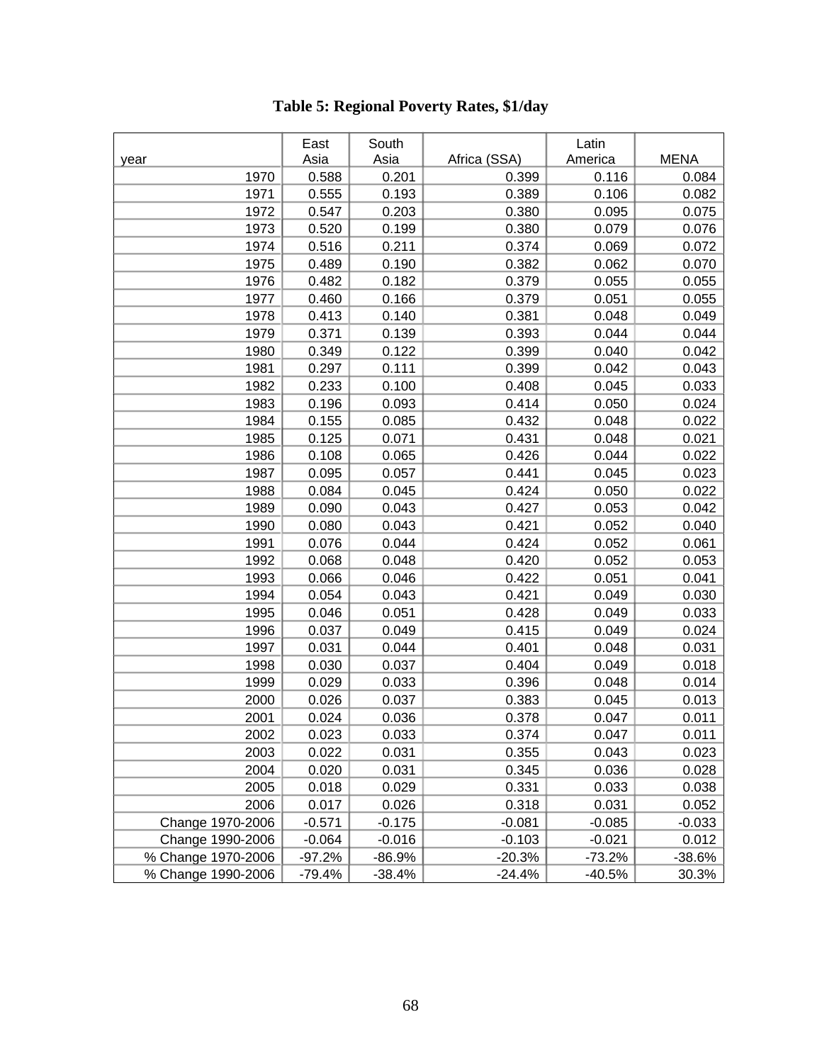# Table 5: Regional Poverty Rates, $1/day

| year | East Asia | South Asia | Africa (SSA) | Latin America | MENA |
|---|---|---|---|---|---|
| 1970 | 0.588 | 0.201 | 0.399 | 0.116 | 0.084 |
| 1971 | 0.555 | 0.193 | 0.389 | 0.106 | 0.082 |
| 1972 | 0.547 | 0.203 | 0.380 | 0.095 | 0.075 |
| 1973 | 0.520 | 0.199 | 0.380 | 0.079 | 0.076 |
| 1974 | 0.516 | 0.211 | 0.374 | 0.069 | 0.072 |
| 1975 | 0.489 | 0.190 | 0.382 | 0.062 | 0.070 |
| 1976 | 0.482 | 0.182 | 0.379 | 0.055 | 0.055 |
| 1977 | 0.460 | 0.166 | 0.379 | 0.051 | 0.055 |
| 1978 | 0.413 | 0.140 | 0.381 | 0.048 | 0.049 |
| 1979 | 0.371 | 0.139 | 0.393 | 0.044 | 0.044 |
| 1980 | 0.349 | 0.122 | 0.399 | 0.040 | 0.042 |
| 1981 | 0.297 | 0.111 | 0.399 | 0.042 | 0.043 |
| 1982 | 0.233 | 0.100 | 0.408 | 0.045 | 0.033 |
| 1983 | 0.196 | 0.093 | 0.414 | 0.050 | 0.024 |
| 1984 | 0.155 | 0.085 | 0.432 | 0.048 | 0.022 |
| 1985 | 0.125 | 0.071 | 0.431 | 0.048 | 0.021 |
| 1986 | 0.108 | 0.065 | 0.426 | 0.044 | 0.022 |
| 1987 | 0.095 | 0.057 | 0.441 | 0.045 | 0.023 |
| 1988 | 0.084 | 0.045 | 0.424 | 0.050 | 0.022 |
| 1989 | 0.090 | 0.043 | 0.427 | 0.053 | 0.042 |
| 1990 | 0.080 | 0.043 | 0.421 | 0.052 | 0.040 |
| 1991 | 0.076 | 0.044 | 0.424 | 0.052 | 0.061 |
| 1992 | 0.068 | 0.048 | 0.420 | 0.052 | 0.053 |
| 1993 | 0.066 | 0.046 | 0.422 | 0.051 | 0.041 |
| 1994 | 0.054 | 0.043 | 0.421 | 0.049 | 0.030 |
| 1995 | 0.046 | 0.051 | 0.428 | 0.049 | 0.033 |
| 1996 | 0.037 | 0.049 | 0.415 | 0.049 | 0.024 |
| 1997 | 0.031 | 0.044 | 0.401 | 0.048 | 0.031 |
| 1998 | 0.030 | 0.037 | 0.404 | 0.049 | 0.018 |
| 1999 | 0.029 | 0.033 | 0.396 | 0.048 | 0.014 |
| 2000 | 0.026 | 0.037 | 0.383 | 0.045 | 0.013 |
| 2001 | 0.024 | 0.036 | 0.378 | 0.047 | 0.011 |
| 2002 | 0.023 | 0.033 | 0.374 | 0.047 | 0.011 |
| 2003 | 0.022 | 0.031 | 0.355 | 0.043 | 0.023 |
| 2004 | 0.020 | 0.031 | 0.345 | 0.036 | 0.028 |
| 2005 | 0.018 | 0.029 | 0.331 | 0.033 | 0.038 |
| 2006 | 0.017 | 0.026 | 0.318 | 0.031 | 0.052 |
| Change 1970-2006 | -0.571 | -0.175 | -0.081 | -0.085 | -0.033 |
| Change 1990-2006 | -0.064 | -0.016 | -0.103 | -0.021 | 0.012 |
| % Change 1970-2006 | -97.2% | -86.9% | -20.3% | -73.2% | -38.6% |
| % Change 1990-2006 | -79.4% | -38.4% | -24.4% | -40.5% | 30.3% |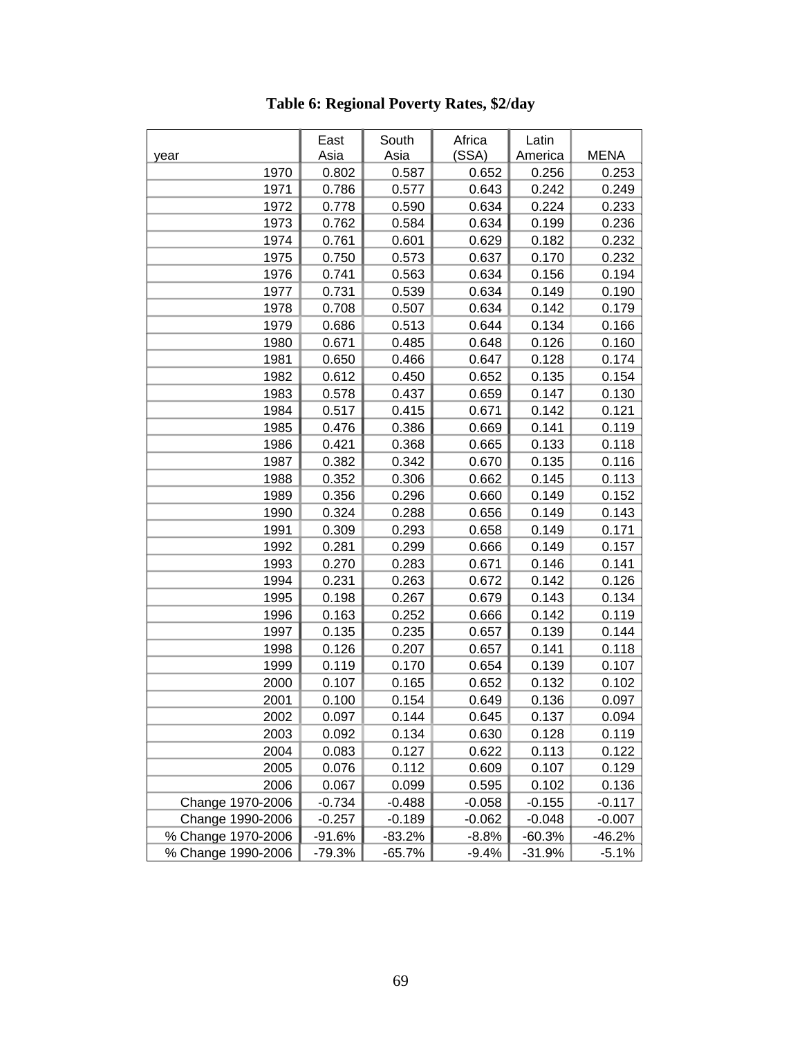**Table 6: Regional Poverty Rates, $2/day**

| year | East Asia | South Asia | Africa (SSA) | Latin America | MENA |
|---|---|---|---|---|---|
| 1970 | 0.802 | 0.587 | 0.652 | 0.256 | 0.253 |
| 1971 | 0.786 | 0.577 | 0.643 | 0.242 | 0.249 |
| 1972 | 0.778 | 0.590 | 0.634 | 0.224 | 0.233 |
| 1973 | 0.762 | 0.584 | 0.634 | 0.199 | 0.236 |
| 1974 | 0.761 | 0.601 | 0.629 | 0.182 | 0.232 |
| 1975 | 0.750 | 0.573 | 0.637 | 0.170 | 0.232 |
| 1976 | 0.741 | 0.563 | 0.634 | 0.156 | 0.194 |
| 1977 | 0.731 | 0.539 | 0.634 | 0.149 | 0.190 |
| 1978 | 0.708 | 0.507 | 0.634 | 0.142 | 0.179 |
| 1979 | 0.686 | 0.513 | 0.644 | 0.134 | 0.166 |
| 1980 | 0.671 | 0.485 | 0.648 | 0.126 | 0.160 |
| 1981 | 0.650 | 0.466 | 0.647 | 0.128 | 0.174 |
| 1982 | 0.612 | 0.450 | 0.652 | 0.135 | 0.154 |
| 1983 | 0.578 | 0.437 | 0.659 | 0.147 | 0.130 |
| 1984 | 0.517 | 0.415 | 0.671 | 0.142 | 0.121 |
| 1985 | 0.476 | 0.386 | 0.669 | 0.141 | 0.119 |
| 1986 | 0.421 | 0.368 | 0.665 | 0.133 | 0.118 |
| 1987 | 0.382 | 0.342 | 0.670 | 0.135 | 0.116 |
| 1988 | 0.352 | 0.306 | 0.662 | 0.145 | 0.113 |
| 1989 | 0.356 | 0.296 | 0.660 | 0.149 | 0.152 |
| 1990 | 0.324 | 0.288 | 0.656 | 0.149 | 0.143 |
| 1991 | 0.309 | 0.293 | 0.658 | 0.149 | 0.171 |
| 1992 | 0.281 | 0.299 | 0.666 | 0.149 | 0.157 |
| 1993 | 0.270 | 0.283 | 0.671 | 0.146 | 0.141 |
| 1994 | 0.231 | 0.263 | 0.672 | 0.142 | 0.126 |
| 1995 | 0.198 | 0.267 | 0.679 | 0.143 | 0.134 |
| 1996 | 0.163 | 0.252 | 0.666 | 0.142 | 0.119 |
| 1997 | 0.135 | 0.235 | 0.657 | 0.139 | 0.144 |
| 1998 | 0.126 | 0.207 | 0.657 | 0.141 | 0.118 |
| 1999 | 0.119 | 0.170 | 0.654 | 0.139 | 0.107 |
| 2000 | 0.107 | 0.165 | 0.652 | 0.132 | 0.102 |
| 2001 | 0.100 | 0.154 | 0.649 | 0.136 | 0.097 |
| 2002 | 0.097 | 0.144 | 0.645 | 0.137 | 0.094 |
| 2003 | 0.092 | 0.134 | 0.630 | 0.128 | 0.119 |
| 2004 | 0.083 | 0.127 | 0.622 | 0.113 | 0.122 |
| 2005 | 0.076 | 0.112 | 0.609 | 0.107 | 0.129 |
| 2006 | 0.067 | 0.099 | 0.595 | 0.102 | 0.136 |
| Change 1970-2006 | -0.734 | -0.488 | -0.058 | -0.155 | -0.117 |
| Change 1990-2006 | -0.257 | -0.189 | -0.062 | -0.048 | -0.007 |
| % Change 1970-2006 | -91.6% | -83.2% | -8.8% | -60.3% | -46.2% |
| % Change 1990-2006 | -79.3% | -65.7% | -9.4% | -31.9% | -5.1% |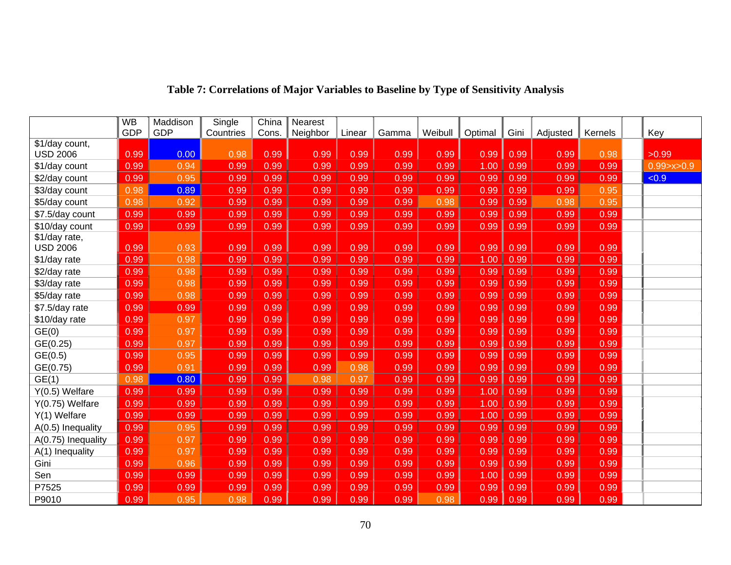# Table 7: Correlations of Major Variables to Baseline by Type of Sensitivity Analysis

|  | WB GDP | Maddison GDP | Single Countries | China Cons. | Nearest Neighbor | Linear | Gamma | Weibull | Optimal | Gini | Adjusted | Kernels |  | Key |
|---|---|---|---|---|---|---|---|---|---|---|---|---|---|---|
| $1/day count, USD 2006 | 0.99 | 0.00 | 0.98 | 0.99 | 0.99 | 0.99 | 0.99 | 0.99 | 0.99 | 0.99 | 0.99 | 0.98 |  | >0.99 |
| $1/day count | 0.99 | 0.94 | 0.99 | 0.99 | 0.99 | 0.99 | 0.99 | 0.99 | 1.00 | 0.99 | 0.99 | 0.99 |  | 0.99>x>0.9 |
| $2/day count | 0.99 | 0.95 | 0.99 | 0.99 | 0.99 | 0.99 | 0.99 | 0.99 | 0.99 | 0.99 | 0.99 | 0.99 |  | <0.9 |
| $3/day count | 0.98 | 0.89 | 0.99 | 0.99 | 0.99 | 0.99 | 0.99 | 0.99 | 0.99 | 0.99 | 0.99 | 0.95 |  |  |
| $5/day count | 0.98 | 0.92 | 0.99 | 0.99 | 0.99 | 0.99 | 0.99 | 0.98 | 0.99 | 0.99 | 0.98 | 0.95 |  |  |
| $7.5/day count | 0.99 | 0.99 | 0.99 | 0.99 | 0.99 | 0.99 | 0.99 | 0.99 | 0.99 | 0.99 | 0.99 | 0.99 |  |  |
| $10/day count | 0.99 | 0.99 | 0.99 | 0.99 | 0.99 | 0.99 | 0.99 | 0.99 | 0.99 | 0.99 | 0.99 | 0.99 |  |  |
| $1/day rate, USD 2006 | 0.99 | 0.93 | 0.99 | 0.99 | 0.99 | 0.99 | 0.99 | 0.99 | 0.99 | 0.99 | 0.99 | 0.99 |  |  |
| $1/day rate | 0.99 | 0.98 | 0.99 | 0.99 | 0.99 | 0.99 | 0.99 | 0.99 | 1.00 | 0.99 | 0.99 | 0.99 |  |  |
| $2/day rate | 0.99 | 0.98 | 0.99 | 0.99 | 0.99 | 0.99 | 0.99 | 0.99 | 0.99 | 0.99 | 0.99 | 0.99 |  |  |
| $3/day rate | 0.99 | 0.98 | 0.99 | 0.99 | 0.99 | 0.99 | 0.99 | 0.99 | 0.99 | 0.99 | 0.99 | 0.99 |  |  |
| $5/day rate | 0.99 | 0.98 | 0.99 | 0.99 | 0.99 | 0.99 | 0.99 | 0.99 | 0.99 | 0.99 | 0.99 | 0.99 |  |  |
| $7.5/day rate | 0.99 | 0.99 | 0.99 | 0.99 | 0.99 | 0.99 | 0.99 | 0.99 | 0.99 | 0.99 | 0.99 | 0.99 |  |  |
| $10/day rate | 0.99 | 0.97 | 0.99 | 0.99 | 0.99 | 0.99 | 0.99 | 0.99 | 0.99 | 0.99 | 0.99 | 0.99 |  |  |
| GE(0) | 0.99 | 0.97 | 0.99 | 0.99 | 0.99 | 0.99 | 0.99 | 0.99 | 0.99 | 0.99 | 0.99 | 0.99 |  |  |
| GE(0.25) | 0.99 | 0.97 | 0.99 | 0.99 | 0.99 | 0.99 | 0.99 | 0.99 | 0.99 | 0.99 | 0.99 | 0.99 |  |  |
| GE(0.5) | 0.99 | 0.95 | 0.99 | 0.99 | 0.99 | 0.99 | 0.99 | 0.99 | 0.99 | 0.99 | 0.99 | 0.99 |  |  |
| GE(0.75) | 0.99 | 0.91 | 0.99 | 0.99 | 0.99 | 0.98 | 0.99 | 0.99 | 0.99 | 0.99 | 0.99 | 0.99 |  |  |
| GE(1) | 0.98 | 0.80 | 0.99 | 0.99 | 0.98 | 0.97 | 0.99 | 0.99 | 0.99 | 0.99 | 0.99 | 0.99 |  |  |
| Y(0.5) Welfare | 0.99 | 0.99 | 0.99 | 0.99 | 0.99 | 0.99 | 0.99 | 0.99 | 1.00 | 0.99 | 0.99 | 0.99 |  |  |
| Y(0.75) Welfare | 0.99 | 0.99 | 0.99 | 0.99 | 0.99 | 0.99 | 0.99 | 0.99 | 1.00 | 0.99 | 0.99 | 0.99 |  |  |
| Y(1) Welfare | 0.99 | 0.99 | 0.99 | 0.99 | 0.99 | 0.99 | 0.99 | 0.99 | 1.00 | 0.99 | 0.99 | 0.99 |  |  |
| A(0.5) Inequality | 0.99 | 0.95 | 0.99 | 0.99 | 0.99 | 0.99 | 0.99 | 0.99 | 0.99 | 0.99 | 0.99 | 0.99 |  |  |
| A(0.75) Inequality | 0.99 | 0.97 | 0.99 | 0.99 | 0.99 | 0.99 | 0.99 | 0.99 | 0.99 | 0.99 | 0.99 | 0.99 |  |  |
| A(1) Inequality | 0.99 | 0.97 | 0.99 | 0.99 | 0.99 | 0.99 | 0.99 | 0.99 | 0.99 | 0.99 | 0.99 | 0.99 |  |  |
| Gini | 0.99 | 0.96 | 0.99 | 0.99 | 0.99 | 0.99 | 0.99 | 0.99 | 0.99 | 0.99 | 0.99 | 0.99 |  |  |
| Sen | 0.99 | 0.99 | 0.99 | 0.99 | 0.99 | 0.99 | 0.99 | 0.99 | 1.00 | 0.99 | 0.99 | 0.99 |  |  |
| P7525 | 0.99 | 0.99 | 0.99 | 0.99 | 0.99 | 0.99 | 0.99 | 0.99 | 0.99 | 0.99 | 0.99 | 0.99 |  |  |
| P9010 | 0.99 | 0.95 | 0.98 | 0.99 | 0.99 | 0.99 | 0.99 | 0.98 | 0.99 | 0.99 | 0.99 | 0.99 |  |  |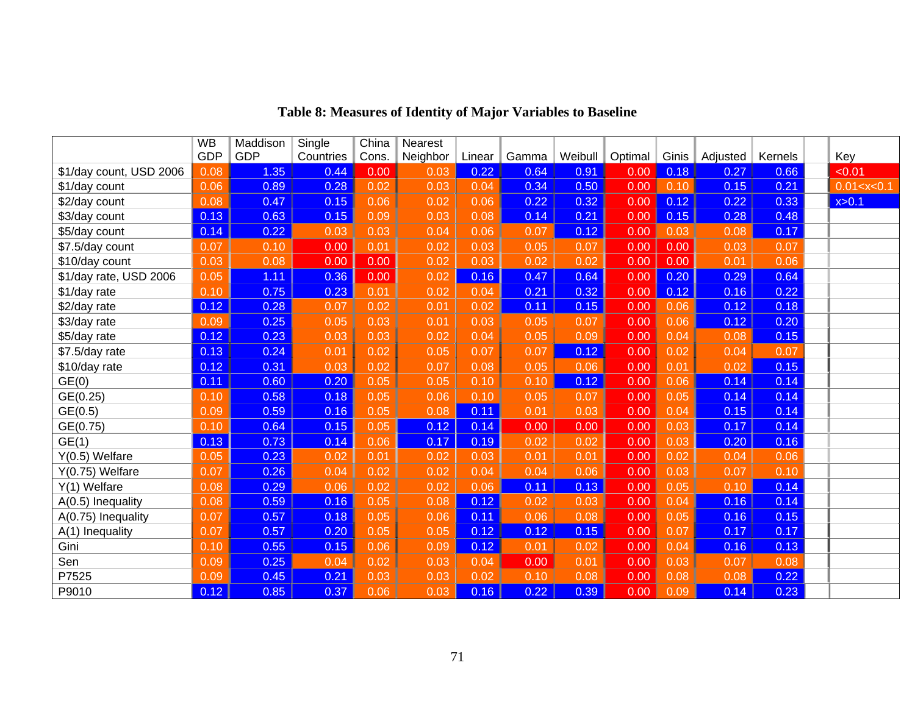**Table 8: Measures of Identity of Major Variables to Baseline**

| | WB GDP | Maddison GDP | Single Countries | China Cons. | Nearest Neighbor | Linear | Gamma | Weibull | Optimal | Ginis | Adjusted | Kernels | | Key |
|---|---|---|---|---|---|---|---|---|---|---|---|---|---|---|
| $1/day count, USD 2006 | 0.08 | 1.35 | 0.44 | 0.00 | 0.03 | 0.22 | 0.64 | 0.91 | 0.00 | 0.18 | 0.27 | 0.66 | | <0.01 |
| $1/day count | 0.06 | 0.89 | 0.28 | 0.02 | 0.03 | 0.04 | 0.34 | 0.50 | 0.00 | 0.10 | 0.15 | 0.21 | | 0.01<x<0.1 |
| $2/day count | 0.08 | 0.47 | 0.15 | 0.06 | 0.02 | 0.06 | 0.22 | 0.32 | 0.00 | 0.12 | 0.22 | 0.33 | | x>0.1 |
| $3/day count | 0.13 | 0.63 | 0.15 | 0.09 | 0.03 | 0.08 | 0.14 | 0.21 | 0.00 | 0.15 | 0.28 | 0.48 | | |
| $5/day count | 0.14 | 0.22 | 0.03 | 0.03 | 0.04 | 0.06 | 0.07 | 0.12 | 0.00 | 0.03 | 0.08 | 0.17 | | |
| $7.5/day count | 0.07 | 0.10 | 0.00 | 0.01 | 0.02 | 0.03 | 0.05 | 0.07 | 0.00 | 0.00 | 0.03 | 0.07 | | |
| $10/day count | 0.03 | 0.08 | 0.00 | 0.00 | 0.02 | 0.03 | 0.02 | 0.02 | 0.00 | 0.00 | 0.01 | 0.06 | | |
| $1/day rate, USD 2006 | 0.05 | 1.11 | 0.36 | 0.00 | 0.02 | 0.16 | 0.47 | 0.64 | 0.00 | 0.20 | 0.29 | 0.64 | | |
| $1/day rate | 0.10 | 0.75 | 0.23 | 0.01 | 0.02 | 0.04 | 0.21 | 0.32 | 0.00 | 0.12 | 0.16 | 0.22 | | |
| $2/day rate | 0.12 | 0.28 | 0.07 | 0.02 | 0.01 | 0.02 | 0.11 | 0.15 | 0.00 | 0.06 | 0.12 | 0.18 | | |
| $3/day rate | 0.09 | 0.25 | 0.05 | 0.03 | 0.01 | 0.03 | 0.05 | 0.07 | 0.00 | 0.06 | 0.12 | 0.20 | | |
| $5/day rate | 0.12 | 0.23 | 0.03 | 0.03 | 0.02 | 0.04 | 0.05 | 0.09 | 0.00 | 0.04 | 0.08 | 0.15 | | |
| $7.5/day rate | 0.13 | 0.24 | 0.01 | 0.02 | 0.05 | 0.07 | 0.07 | 0.12 | 0.00 | 0.02 | 0.04 | 0.07 | | |
| $10/day rate | 0.12 | 0.31 | 0.03 | 0.02 | 0.07 | 0.08 | 0.05 | 0.06 | 0.00 | 0.01 | 0.02 | 0.15 | | |
| GE(0) | 0.11 | 0.60 | 0.20 | 0.05 | 0.05 | 0.10 | 0.10 | 0.12 | 0.00 | 0.06 | 0.14 | 0.14 | | |
| GE(0.25) | 0.10 | 0.58 | 0.18 | 0.05 | 0.06 | 0.10 | 0.05 | 0.07 | 0.00 | 0.05 | 0.14 | 0.14 | | |
| GE(0.5) | 0.09 | 0.59 | 0.16 | 0.05 | 0.08 | 0.11 | 0.01 | 0.03 | 0.00 | 0.04 | 0.15 | 0.14 | | |
| GE(0.75) | 0.10 | 0.64 | 0.15 | 0.05 | 0.12 | 0.14 | 0.00 | 0.00 | 0.00 | 0.03 | 0.17 | 0.14 | | |
| GE(1) | 0.13 | 0.73 | 0.14 | 0.06 | 0.17 | 0.19 | 0.02 | 0.02 | 0.00 | 0.03 | 0.20 | 0.16 | | |
| Y(0.5) Welfare | 0.05 | 0.23 | 0.02 | 0.01 | 0.02 | 0.03 | 0.01 | 0.01 | 0.00 | 0.02 | 0.04 | 0.06 | | |
| Y(0.75) Welfare | 0.07 | 0.26 | 0.04 | 0.02 | 0.02 | 0.04 | 0.04 | 0.06 | 0.00 | 0.03 | 0.07 | 0.10 | | |
| Y(1) Welfare | 0.08 | 0.29 | 0.06 | 0.02 | 0.02 | 0.06 | 0.11 | 0.13 | 0.00 | 0.05 | 0.10 | 0.14 | | |
| A(0.5) Inequality | 0.08 | 0.59 | 0.16 | 0.05 | 0.08 | 0.12 | 0.02 | 0.03 | 0.00 | 0.04 | 0.16 | 0.14 | | |
| A(0.75) Inequality | 0.07 | 0.57 | 0.18 | 0.05 | 0.06 | 0.11 | 0.06 | 0.08 | 0.00 | 0.05 | 0.16 | 0.15 | | |
| A(1) Inequality | 0.07 | 0.57 | 0.20 | 0.05 | 0.05 | 0.12 | 0.12 | 0.15 | 0.00 | 0.07 | 0.17 | 0.17 | | |
| Gini | 0.10 | 0.55 | 0.15 | 0.06 | 0.09 | 0.12 | 0.01 | 0.02 | 0.00 | 0.04 | 0.16 | 0.13 | | |
| Sen | 0.09 | 0.25 | 0.04 | 0.02 | 0.03 | 0.04 | 0.00 | 0.01 | 0.00 | 0.03 | 0.07 | 0.08 | | |
| P7525 | 0.09 | 0.45 | 0.21 | 0.03 | 0.03 | 0.02 | 0.10 | 0.08 | 0.00 | 0.08 | 0.08 | 0.22 | | |
| P9010 | 0.12 | 0.85 | 0.37 | 0.06 | 0.03 | 0.16 | 0.22 | 0.39 | 0.00 | 0.09 | 0.14 | 0.23 | | |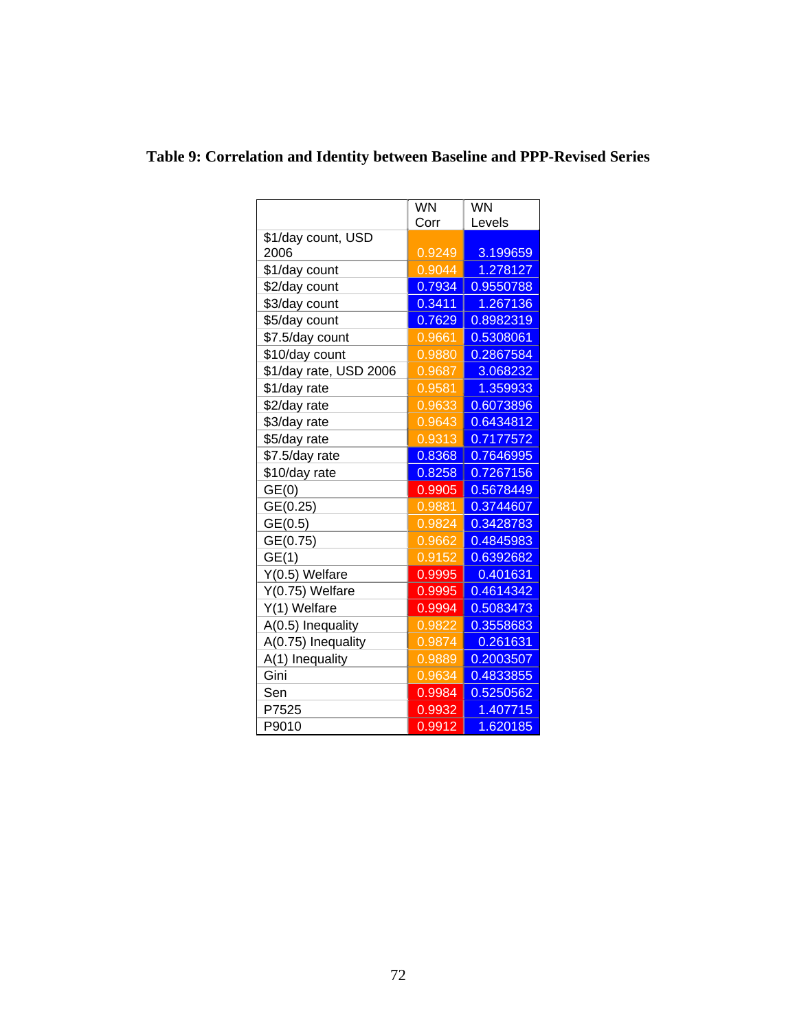**Table 9: Correlation and Identity between Baseline and PPP-Revised Series**

| | WN Corr | WN Levels |
|---|---|---|
| $1/day count, USD 2006 | 0.9249 | 3.199659 |
| $1/day count | 0.9044 | 1.278127 |
| $2/day count | 0.7934 | 0.9550788 |
| $3/day count | 0.3411 | 1.267136 |
| $5/day count | 0.7629 | 0.8982319 |
| $7.5/day count | 0.9661 | 0.5308061 |
| $10/day count | 0.9880 | 0.2867584 |
| $1/day rate, USD 2006 | 0.9687 | 3.068232 |
| $1/day rate | 0.9581 | 1.359933 |
| $2/day rate | 0.9633 | 0.6073896 |
| $3/day rate | 0.9643 | 0.6434812 |
| $5/day rate | 0.9313 | 0.7177572 |
| $7.5/day rate | 0.8368 | 0.7646995 |
| $10/day rate | 0.8258 | 0.7267156 |
| GE(0) | 0.9905 | 0.5678449 |
| GE(0.25) | 0.9881 | 0.3744607 |
| GE(0.5) | 0.9824 | 0.3428783 |
| GE(0.75) | 0.9662 | 0.4845983 |
| GE(1) | 0.9152 | 0.6392682 |
| Y(0.5) Welfare | 0.9995 | 0.401631 |
| Y(0.75) Welfare | 0.9995 | 0.4614342 |
| Y(1) Welfare | 0.9994 | 0.5083473 |
| A(0.5) Inequality | 0.9822 | 0.3558683 |
| A(0.75) Inequality | 0.9874 | 0.261631 |
| A(1) Inequality | 0.9889 | 0.2003507 |
| Gini | 0.9634 | 0.4833855 |
| Sen | 0.9984 | 0.5250562 |
| P7525 | 0.9932 | 1.407715 |
| P9010 | 0.9912 | 1.620185 |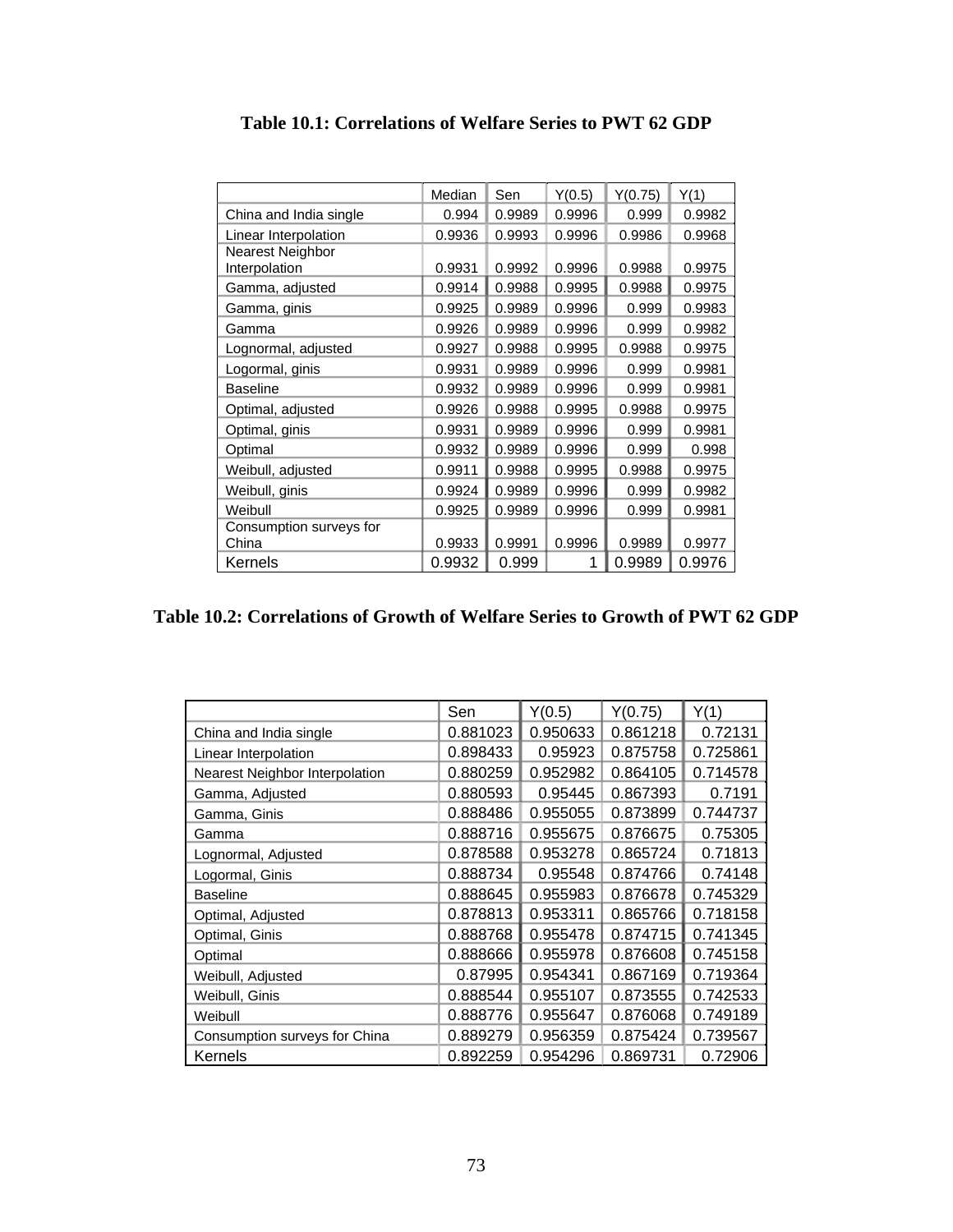**Table 10.1: Correlations of Welfare Series to PWT 62 GDP**

| | Median | Sen | Y(0.5) | Y(0.75) | Y(1) |
|---|---|---|---|---|---|
| China and India single | 0.994 | 0.9989 | 0.9996 | 0.999 | 0.9982 |
| Linear Interpolation | 0.9936 | 0.9993 | 0.9996 | 0.9986 | 0.9968 |
| Nearest Neighbor Interpolation | 0.9931 | 0.9992 | 0.9996 | 0.9988 | 0.9975 |
| Gamma, adjusted | 0.9914 | 0.9988 | 0.9995 | 0.9988 | 0.9975 |
| Gamma, ginis | 0.9925 | 0.9989 | 0.9996 | 0.999 | 0.9983 |
| Gamma | 0.9926 | 0.9989 | 0.9996 | 0.999 | 0.9982 |
| Lognormal, adjusted | 0.9927 | 0.9988 | 0.9995 | 0.9988 | 0.9975 |
| Logormal, ginis | 0.9931 | 0.9989 | 0.9996 | 0.999 | 0.9981 |
| Baseline | 0.9932 | 0.9989 | 0.9996 | 0.999 | 0.9981 |
| Optimal, adjusted | 0.9926 | 0.9988 | 0.9995 | 0.9988 | 0.9975 |
| Optimal, ginis | 0.9931 | 0.9989 | 0.9996 | 0.999 | 0.9981 |
| Optimal | 0.9932 | 0.9989 | 0.9996 | 0.999 | 0.998 |
| Weibull, adjusted | 0.9911 | 0.9988 | 0.9995 | 0.9988 | 0.9975 |
| Weibull, ginis | 0.9924 | 0.9989 | 0.9996 | 0.999 | 0.9982 |
| Weibull | 0.9925 | 0.9989 | 0.9996 | 0.999 | 0.9981 |
| Consumption surveys for China | 0.9933 | 0.9991 | 0.9996 | 0.9989 | 0.9977 |
| Kernels | 0.9932 | 0.999 | 1 | 0.9989 | 0.9976 |

**Table 10.2: Correlations of Growth of Welfare Series to Growth of PWT 62 GDP**

| | Sen | Y(0.5) | Y(0.75) | Y(1) |
|---|---|---|---|---|
| China and India single | 0.881023 | 0.950633 | 0.861218 | 0.72131 |
| Linear Interpolation | 0.898433 | 0.95923 | 0.875758 | 0.725861 |
| Nearest Neighbor Interpolation | 0.880259 | 0.952982 | 0.864105 | 0.714578 |
| Gamma, Adjusted | 0.880593 | 0.95445 | 0.867393 | 0.7191 |
| Gamma, Ginis | 0.888486 | 0.955055 | 0.873899 | 0.744737 |
| Gamma | 0.888716 | 0.955675 | 0.876675 | 0.75305 |
| Lognormal, Adjusted | 0.878588 | 0.953278 | 0.865724 | 0.71813 |
| Logormal, Ginis | 0.888734 | 0.95548 | 0.874766 | 0.74148 |
| Baseline | 0.888645 | 0.955983 | 0.876678 | 0.745329 |
| Optimal, Adjusted | 0.878813 | 0.953311 | 0.865766 | 0.718158 |
| Optimal, Ginis | 0.888768 | 0.955478 | 0.874715 | 0.741345 |
| Optimal | 0.888666 | 0.955978 | 0.876608 | 0.745158 |
| Weibull, Adjusted | 0.87995 | 0.954341 | 0.867169 | 0.719364 |
| Weibull, Ginis | 0.888544 | 0.955107 | 0.873555 | 0.742533 |
| Weibull | 0.888776 | 0.955647 | 0.876068 | 0.749189 |
| Consumption surveys for China | 0.889279 | 0.956359 | 0.875424 | 0.739567 |
| Kernels | 0.892259 | 0.954296 | 0.869731 | 0.72906 |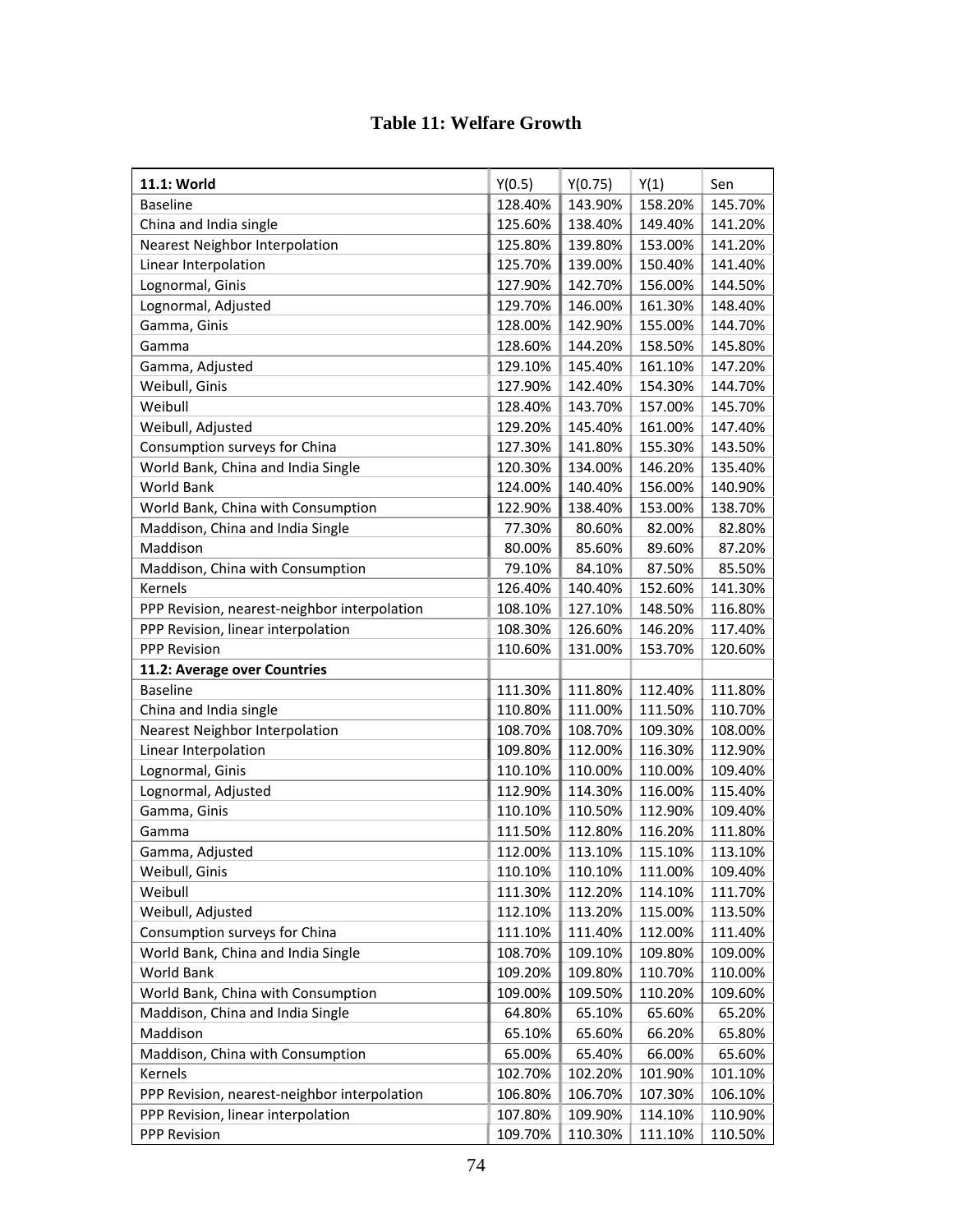## Table 11: Welfare Growth

| 11.1: World | Y(0.5) | Y(0.75) | Y(1) | Sen |
|---|---|---|---|---|
| Baseline | 128.40% | 143.90% | 158.20% | 145.70% |
| China and India single | 125.60% | 138.40% | 149.40% | 141.20% |
| Nearest Neighbor Interpolation | 125.80% | 139.80% | 153.00% | 141.20% |
| Linear Interpolation | 125.70% | 139.00% | 150.40% | 141.40% |
| Lognormal, Ginis | 127.90% | 142.70% | 156.00% | 144.50% |
| Lognormal, Adjusted | 129.70% | 146.00% | 161.30% | 148.40% |
| Gamma, Ginis | 128.00% | 142.90% | 155.00% | 144.70% |
| Gamma | 128.60% | 144.20% | 158.50% | 145.80% |
| Gamma, Adjusted | 129.10% | 145.40% | 161.10% | 147.20% |
| Weibull, Ginis | 127.90% | 142.40% | 154.30% | 144.70% |
| Weibull | 128.40% | 143.70% | 157.00% | 145.70% |
| Weibull, Adjusted | 129.20% | 145.40% | 161.00% | 147.40% |
| Consumption surveys for China | 127.30% | 141.80% | 155.30% | 143.50% |
| World Bank, China and India Single | 120.30% | 134.00% | 146.20% | 135.40% |
| World Bank | 124.00% | 140.40% | 156.00% | 140.90% |
| World Bank, China with Consumption | 122.90% | 138.40% | 153.00% | 138.70% |
| Maddison, China and India Single | 77.30% | 80.60% | 82.00% | 82.80% |
| Maddison | 80.00% | 85.60% | 89.60% | 87.20% |
| Maddison, China with Consumption | 79.10% | 84.10% | 87.50% | 85.50% |
| Kernels | 126.40% | 140.40% | 152.60% | 141.30% |
| PPP Revision, nearest-neighbor interpolation | 108.10% | 127.10% | 148.50% | 116.80% |
| PPP Revision, linear interpolation | 108.30% | 126.60% | 146.20% | 117.40% |
| PPP Revision | 110.60% | 131.00% | 153.70% | 120.60% |
| **11.2: Average over Countries** | | | | |
| Baseline | 111.30% | 111.80% | 112.40% | 111.80% |
| China and India single | 110.80% | 111.00% | 111.50% | 110.70% |
| Nearest Neighbor Interpolation | 108.70% | 108.70% | 109.30% | 108.00% |
| Linear Interpolation | 109.80% | 112.00% | 116.30% | 112.90% |
| Lognormal, Ginis | 110.10% | 110.00% | 110.00% | 109.40% |
| Lognormal, Adjusted | 112.90% | 114.30% | 116.00% | 115.40% |
| Gamma, Ginis | 110.10% | 110.50% | 112.90% | 109.40% |
| Gamma | 111.50% | 112.80% | 116.20% | 111.80% |
| Gamma, Adjusted | 112.00% | 113.10% | 115.10% | 113.10% |
| Weibull, Ginis | 110.10% | 110.10% | 111.00% | 109.40% |
| Weibull | 111.30% | 112.20% | 114.10% | 111.70% |
| Weibull, Adjusted | 112.10% | 113.20% | 115.00% | 113.50% |
| Consumption surveys for China | 111.10% | 111.40% | 112.00% | 111.40% |
| World Bank, China and India Single | 108.70% | 109.10% | 109.80% | 109.00% |
| World Bank | 109.20% | 109.80% | 110.70% | 110.00% |
| World Bank, China with Consumption | 109.00% | 109.50% | 110.20% | 109.60% |
| Maddison, China and India Single | 64.80% | 65.10% | 65.60% | 65.20% |
| Maddison | 65.10% | 65.60% | 66.20% | 65.80% |
| Maddison, China with Consumption | 65.00% | 65.40% | 66.00% | 65.60% |
| Kernels | 102.70% | 102.20% | 101.90% | 101.10% |
| PPP Revision, nearest-neighbor interpolation | 106.80% | 106.70% | 107.30% | 106.10% |
| PPP Revision, linear interpolation | 107.80% | 109.90% | 114.10% | 110.90% |
| PPP Revision | 109.70% | 110.30% | 111.10% | 110.50% |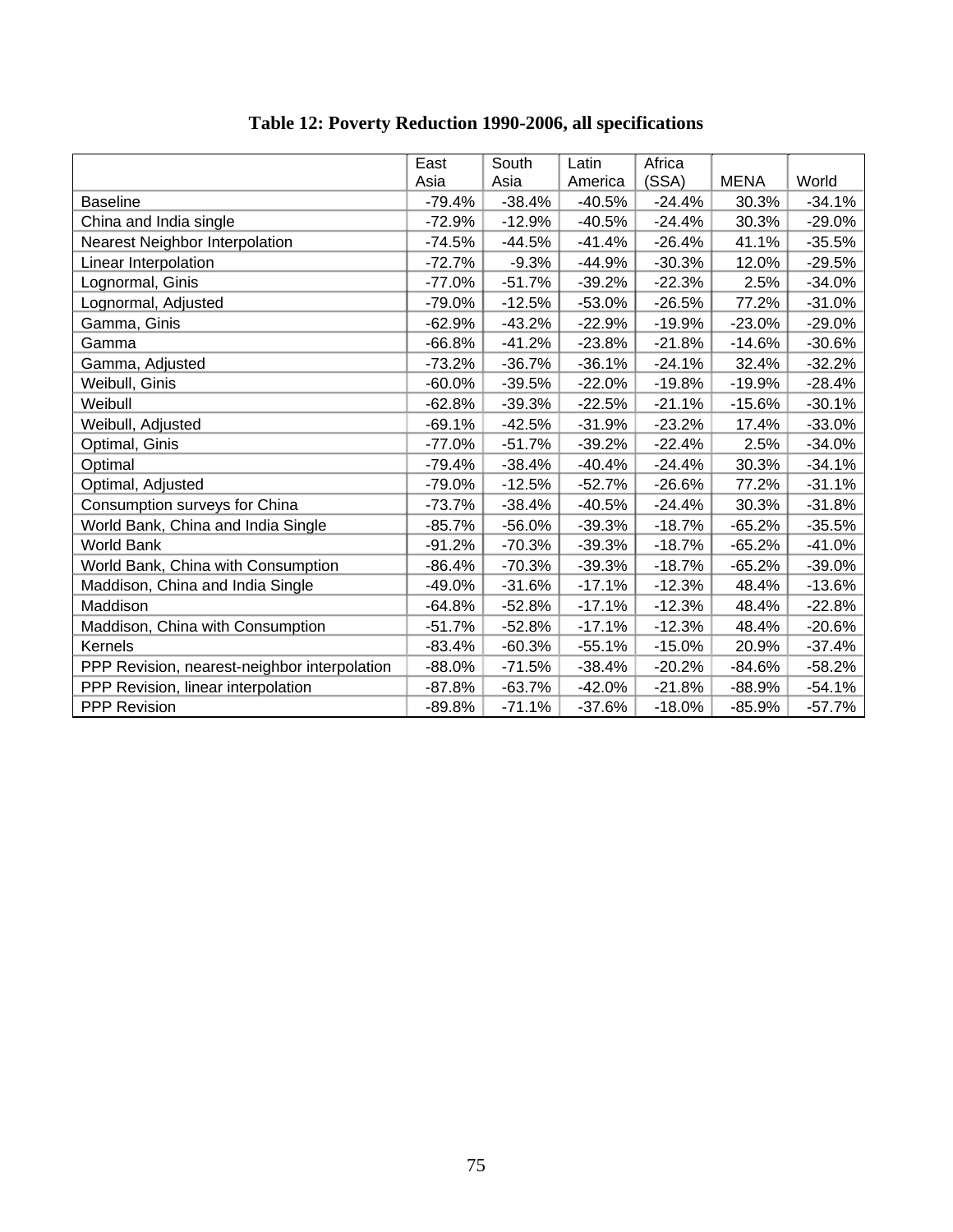**Table 12: Poverty Reduction 1990-2006, all specifications**

| | East Asia | South Asia | Latin America | Africa (SSA) | MENA | World |
|---|---|---|---|---|---|---|
| Baseline | -79.4% | -38.4% | -40.5% | -24.4% | 30.3% | -34.1% |
| China and India single | -72.9% | -12.9% | -40.5% | -24.4% | 30.3% | -29.0% |
| Nearest Neighbor Interpolation | -74.5% | -44.5% | -41.4% | -26.4% | 41.1% | -35.5% |
| Linear Interpolation | -72.7% | -9.3% | -44.9% | -30.3% | 12.0% | -29.5% |
| Lognormal, Ginis | -77.0% | -51.7% | -39.2% | -22.3% | 2.5% | -34.0% |
| Lognormal, Adjusted | -79.0% | -12.5% | -53.0% | -26.5% | 77.2% | -31.0% |
| Gamma, Ginis | -62.9% | -43.2% | -22.9% | -19.9% | -23.0% | -29.0% |
| Gamma | -66.8% | -41.2% | -23.8% | -21.8% | -14.6% | -30.6% |
| Gamma, Adjusted | -73.2% | -36.7% | -36.1% | -24.1% | 32.4% | -32.2% |
| Weibull, Ginis | -60.0% | -39.5% | -22.0% | -19.8% | -19.9% | -28.4% |
| Weibull | -62.8% | -39.3% | -22.5% | -21.1% | -15.6% | -30.1% |
| Weibull, Adjusted | -69.1% | -42.5% | -31.9% | -23.2% | 17.4% | -33.0% |
| Optimal, Ginis | -77.0% | -51.7% | -39.2% | -22.4% | 2.5% | -34.0% |
| Optimal | -79.4% | -38.4% | -40.4% | -24.4% | 30.3% | -34.1% |
| Optimal, Adjusted | -79.0% | -12.5% | -52.7% | -26.6% | 77.2% | -31.1% |
| Consumption surveys for China | -73.7% | -38.4% | -40.5% | -24.4% | 30.3% | -31.8% |
| World Bank, China and India Single | -85.7% | -56.0% | -39.3% | -18.7% | -65.2% | -35.5% |
| World Bank | -91.2% | -70.3% | -39.3% | -18.7% | -65.2% | -41.0% |
| World Bank, China with Consumption | -86.4% | -70.3% | -39.3% | -18.7% | -65.2% | -39.0% |
| Maddison, China and India Single | -49.0% | -31.6% | -17.1% | -12.3% | 48.4% | -13.6% |
| Maddison | -64.8% | -52.8% | -17.1% | -12.3% | 48.4% | -22.8% |
| Maddison, China with Consumption | -51.7% | -52.8% | -17.1% | -12.3% | 48.4% | -20.6% |
| Kernels | -83.4% | -60.3% | -55.1% | -15.0% | 20.9% | -37.4% |
| PPP Revision, nearest-neighbor interpolation | -88.0% | -71.5% | -38.4% | -20.2% | -84.6% | -58.2% |
| PPP Revision, linear interpolation | -87.8% | -63.7% | -42.0% | -21.8% | -88.9% | -54.1% |
| PPP Revision | -89.8% | -71.1% | -37.6% | -18.0% | -85.9% | -57.7% |